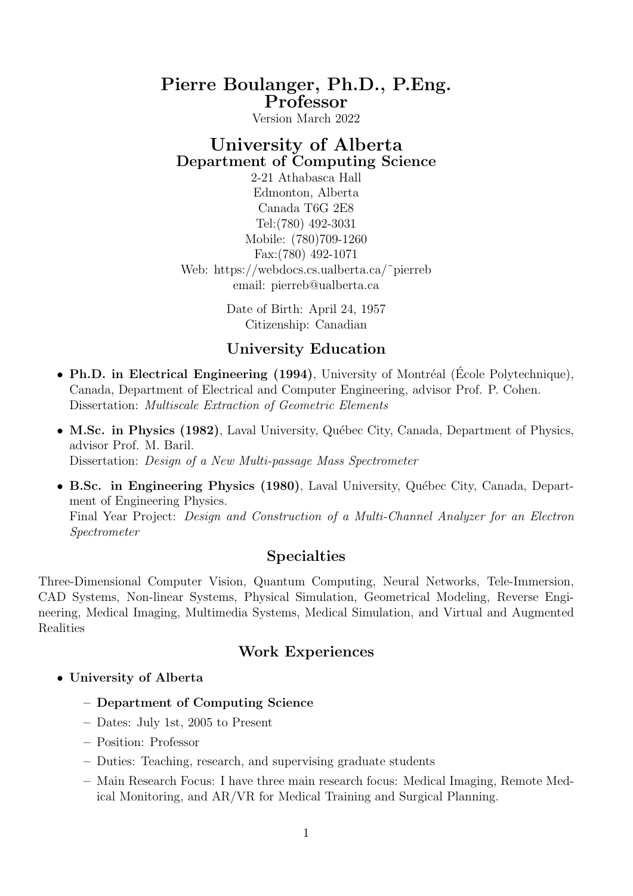# Pierre Boulanger, Ph.D., P.Eng.
# Professor

Version March 2022

## University of Alberta
### Department of Computing Science

2-21 Athabasca Hall
Edmonton, Alberta
Canada T6G 2E8
Tel:(780) 492-3031
Mobile: (780)709-1260
Fax:(780) 492-1071
Web: https://webdocs.cs.ualberta.ca/~pierreb
email: pierreb@ualberta.ca

Date of Birth: April 24, 1957
Citizenship: Canadian

## University Education

- **Ph.D. in Electrical Engineering (1994)**, University of Montréal (École Polytechnique), Canada, Department of Electrical and Computer Engineering, advisor Prof. P. Cohen.
  Dissertation: *Multiscale Extraction of Geometric Elements*
- **M.Sc. in Physics (1982)**, Laval University, Québec City, Canada, Department of Physics, advisor Prof. M. Baril.
  Dissertation: *Design of a New Multi-passage Mass Spectrometer*
- **B.Sc. in Engineering Physics (1980)**, Laval University, Québec City, Canada, Department of Engineering Physics.
  Final Year Project: *Design and Construction of a Multi-Channel Analyzer for an Electron Spectrometer*

## Specialties

Three-Dimensional Computer Vision, Quantum Computing, Neural Networks, Tele-Immersion, CAD Systems, Non-linear Systems, Physical Simulation, Geometrical Modeling, Reverse Engineering, Medical Imaging, Multimedia Systems, Medical Simulation, and Virtual and Augmented Realities

## Work Experiences

- **University of Alberta**
  - **Department of Computing Science**
  - Dates: July 1st, 2005 to Present
  - Position: Professor
  - Duties: Teaching, research, and supervising graduate students
  - Main Research Focus: I have three main research focus: Medical Imaging, Remote Medical Monitoring, and AR/VR for Medical Training and Surgical Planning.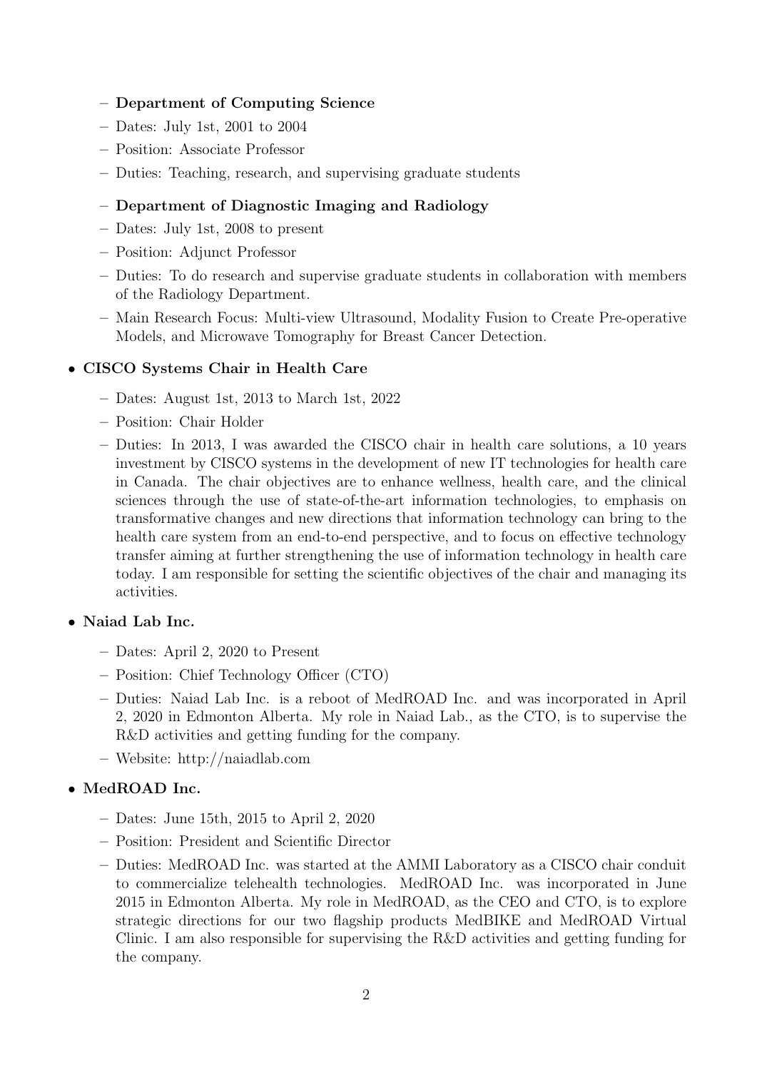- **Department of Computing Science**
  - Dates: July 1st, 2001 to 2004
  - Position: Associate Professor
  - Duties: Teaching, research, and supervising graduate students

  - **Department of Diagnostic Imaging and Radiology**
  - Dates: July 1st, 2008 to present
  - Position: Adjunct Professor
  - Duties: To do research and supervise graduate students in collaboration with members of the Radiology Department.
  - Main Research Focus: Multi-view Ultrasound, Modality Fusion to Create Pre-operative Models, and Microwave Tomography for Breast Cancer Detection.

- **CISCO Systems Chair in Health Care**
  - Dates: August 1st, 2013 to March 1st, 2022
  - Position: Chair Holder
  - Duties: In 2013, I was awarded the CISCO chair in health care solutions, a 10 years investment by CISCO systems in the development of new IT technologies for health care in Canada. The chair objectives are to enhance wellness, health care, and the clinical sciences through the use of state-of-the-art information technologies, to emphasis on transformative changes and new directions that information technology can bring to the health care system from an end-to-end perspective, and to focus on effective technology transfer aiming at further strengthening the use of information technology in health care today. I am responsible for setting the scientific objectives of the chair and managing its activities.

- **Naiad Lab Inc.**
  - Dates: April 2, 2020 to Present
  - Position: Chief Technology Officer (CTO)
  - Duties: Naiad Lab Inc. is a reboot of MedROAD Inc. and was incorporated in April 2, 2020 in Edmonton Alberta. My role in Naiad Lab., as the CTO, is to supervise the R&D activities and getting funding for the company.
  - Website: http://naiadlab.com

- **MedROAD Inc.**
  - Dates: June 15th, 2015 to April 2, 2020
  - Position: President and Scientific Director
  - Duties: MedROAD Inc. was started at the AMMI Laboratory as a CISCO chair conduit to commercialize telehealth technologies. MedROAD Inc. was incorporated in June 2015 in Edmonton Alberta. My role in MedROAD, as the CEO and CTO, is to explore strategic directions for our two flagship products MedBIKE and MedROAD Virtual Clinic. I am also responsible for supervising the R&D activities and getting funding for the company.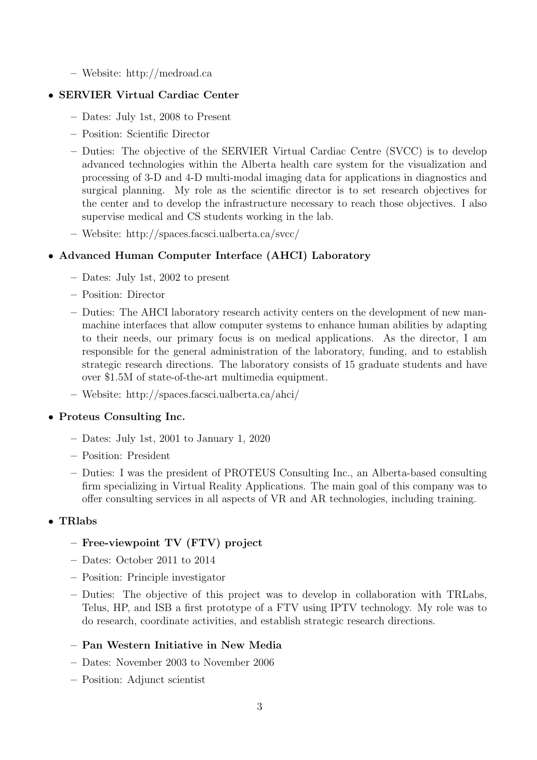- Website: http://medroad.ca

- **SERVIER Virtual Cardiac Center**
  - Dates: July 1st, 2008 to Present
  - Position: Scientific Director
  - Duties: The objective of the SERVIER Virtual Cardiac Centre (SVCC) is to develop advanced technologies within the Alberta health care system for the visualization and processing of 3-D and 4-D multi-modal imaging data for applications in diagnostics and surgical planning. My role as the scientific director is to set research objectives for the center and to develop the infrastructure necessary to reach those objectives. I also supervise medical and CS students working in the lab.
  - Website: http://spaces.facsci.ualberta.ca/svcc/

- **Advanced Human Computer Interface (AHCI) Laboratory**
  - Dates: July 1st, 2002 to present
  - Position: Director
  - Duties: The AHCI laboratory research activity centers on the development of new man-machine interfaces that allow computer systems to enhance human abilities by adapting to their needs, our primary focus is on medical applications. As the director, I am responsible for the general administration of the laboratory, funding, and to establish strategic research directions. The laboratory consists of 15 graduate students and have over $1.5M of state-of-the-art multimedia equipment.
  - Website: http://spaces.facsci.ualberta.ca/ahci/

- **Proteus Consulting Inc.**
  - Dates: July 1st, 2001 to January 1, 2020
  - Position: President
  - Duties: I was the president of PROTEUS Consulting Inc., an Alberta-based consulting firm specializing in Virtual Reality Applications. The main goal of this company was to offer consulting services in all aspects of VR and AR technologies, including training.

- **TRlabs**
  - **Free-viewpoint TV (FTV) project**
  - Dates: October 2011 to 2014
  - Position: Principle investigator
  - Duties: The objective of this project was to develop in collaboration with TRLabs, Telus, HP, and ISB a first prototype of a FTV using IPTV technology. My role was to do research, coordinate activities, and establish strategic research directions.

  - **Pan Western Initiative in New Media**
  - Dates: November 2003 to November 2006
  - Position: Adjunct scientist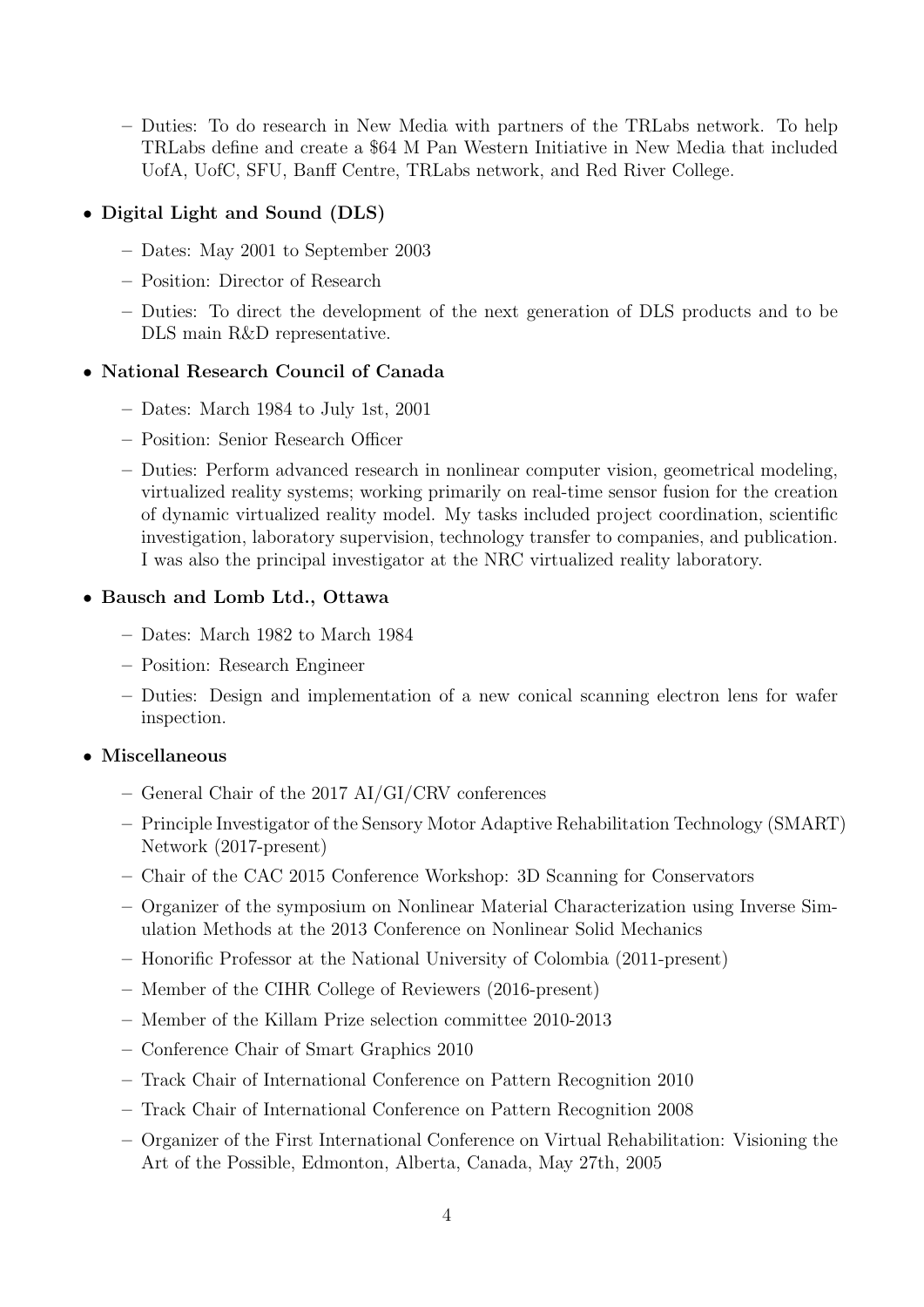- Duties: To do research in New Media with partners of the TRLabs network. To help TRLabs define and create a $64 M Pan Western Initiative in New Media that included UofA, UofC, SFU, Banff Centre, TRLabs network, and Red River College.

- **Digital Light and Sound (DLS)**
  - Dates: May 2001 to September 2003
  - Position: Director of Research
  - Duties: To direct the development of the next generation of DLS products and to be DLS main R&D representative.

- **National Research Council of Canada**
  - Dates: March 1984 to July 1st, 2001
  - Position: Senior Research Officer
  - Duties: Perform advanced research in nonlinear computer vision, geometrical modeling, virtualized reality systems; working primarily on real-time sensor fusion for the creation of dynamic virtualized reality model. My tasks included project coordination, scientific investigation, laboratory supervision, technology transfer to companies, and publication. I was also the principal investigator at the NRC virtualized reality laboratory.

- **Bausch and Lomb Ltd., Ottawa**
  - Dates: March 1982 to March 1984
  - Position: Research Engineer
  - Duties: Design and implementation of a new conical scanning electron lens for wafer inspection.

- **Miscellaneous**
  - General Chair of the 2017 AI/GI/CRV conferences
  - Principle Investigator of the Sensory Motor Adaptive Rehabilitation Technology (SMART) Network (2017-present)
  - Chair of the CAC 2015 Conference Workshop: 3D Scanning for Conservators
  - Organizer of the symposium on Nonlinear Material Characterization using Inverse Simulation Methods at the 2013 Conference on Nonlinear Solid Mechanics
  - Honorific Professor at the National University of Colombia (2011-present)
  - Member of the CIHR College of Reviewers (2016-present)
  - Member of the Killam Prize selection committee 2010-2013
  - Conference Chair of Smart Graphics 2010
  - Track Chair of International Conference on Pattern Recognition 2010
  - Track Chair of International Conference on Pattern Recognition 2008
  - Organizer of the First International Conference on Virtual Rehabilitation: Visioning the Art of the Possible, Edmonton, Alberta, Canada, May 27th, 2005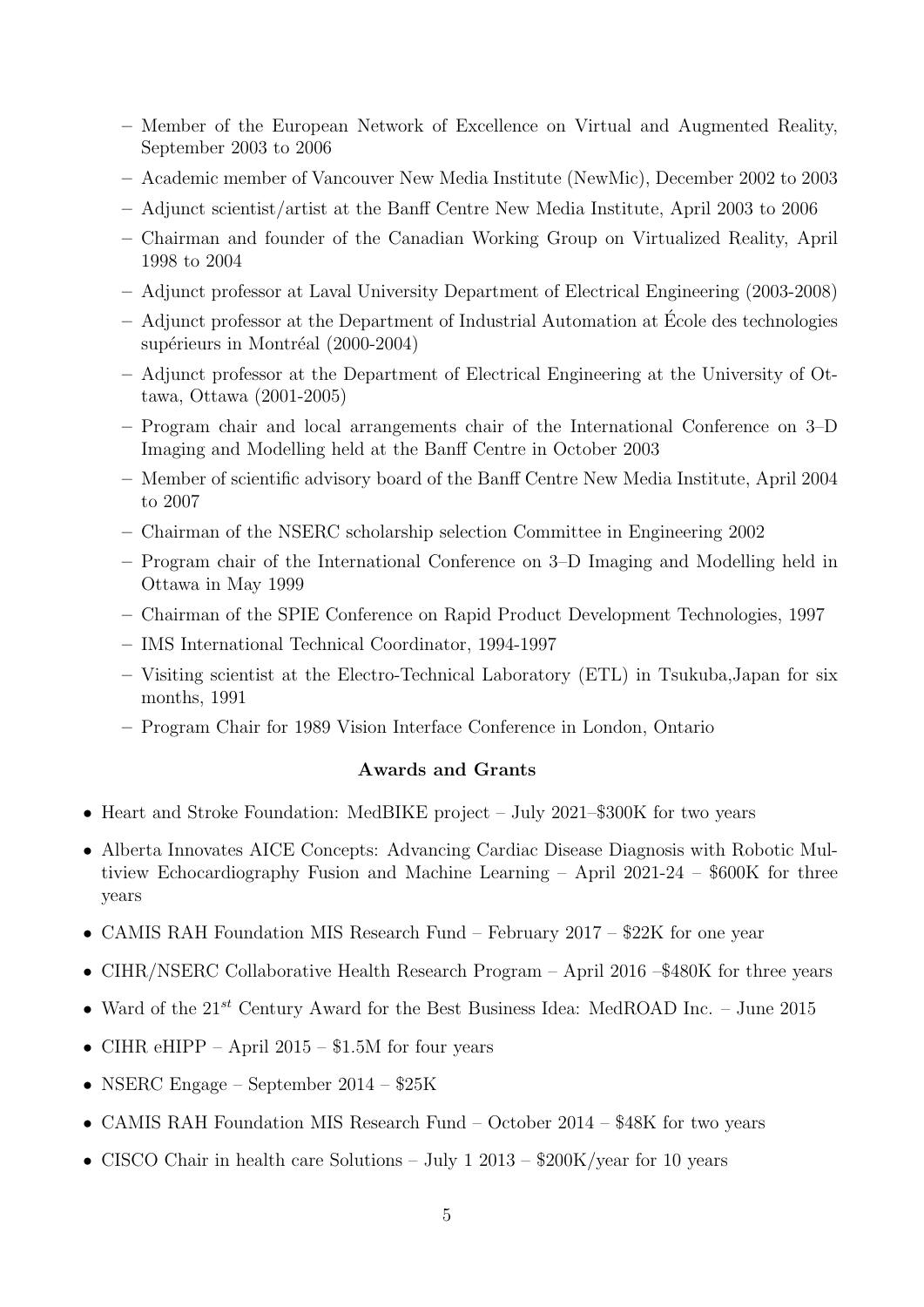- Member of the European Network of Excellence on Virtual and Augmented Reality, September 2003 to 2006
  - Academic member of Vancouver New Media Institute (NewMic), December 2002 to 2003
  - Adjunct scientist/artist at the Banff Centre New Media Institute, April 2003 to 2006
  - Chairman and founder of the Canadian Working Group on Virtualized Reality, April 1998 to 2004
  - Adjunct professor at Laval University Department of Electrical Engineering (2003-2008)
  - Adjunct professor at the Department of Industrial Automation at École des technologies supérieurs in Montréal (2000-2004)
  - Adjunct professor at the Department of Electrical Engineering at the University of Ottawa, Ottawa (2001-2005)
  - Program chair and local arrangements chair of the International Conference on 3–D Imaging and Modelling held at the Banff Centre in October 2003
  - Member of scientific advisory board of the Banff Centre New Media Institute, April 2004 to 2007
  - Chairman of the NSERC scholarship selection Committee in Engineering 2002
  - Program chair of the International Conference on 3–D Imaging and Modelling held in Ottawa in May 1999
  - Chairman of the SPIE Conference on Rapid Product Development Technologies, 1997
  - IMS International Technical Coordinator, 1994-1997
  - Visiting scientist at the Electro-Technical Laboratory (ETL) in Tsukuba,Japan for six months, 1991
  - Program Chair for 1989 Vision Interface Conference in London, Ontario

## Awards and Grants

- Heart and Stroke Foundation: MedBIKE project – July 2021–$300K for two years
- Alberta Innovates AICE Concepts: Advancing Cardiac Disease Diagnosis with Robotic Multiview Echocardiography Fusion and Machine Learning – April 2021-24 – $600K for three years
- CAMIS RAH Foundation MIS Research Fund – February 2017 – $22K for one year
- CIHR/NSERC Collaborative Health Research Program – April 2016 –$480K for three years
- Ward of the 21$^{st}$ Century Award for the Best Business Idea: MedROAD Inc. – June 2015
- CIHR eHIPP – April 2015 – $1.5M for four years
- NSERC Engage – September 2014 – $25K
- CAMIS RAH Foundation MIS Research Fund – October 2014 – $48K for two years
- CISCO Chair in health care Solutions – July 1 2013 – $200K/year for 10 years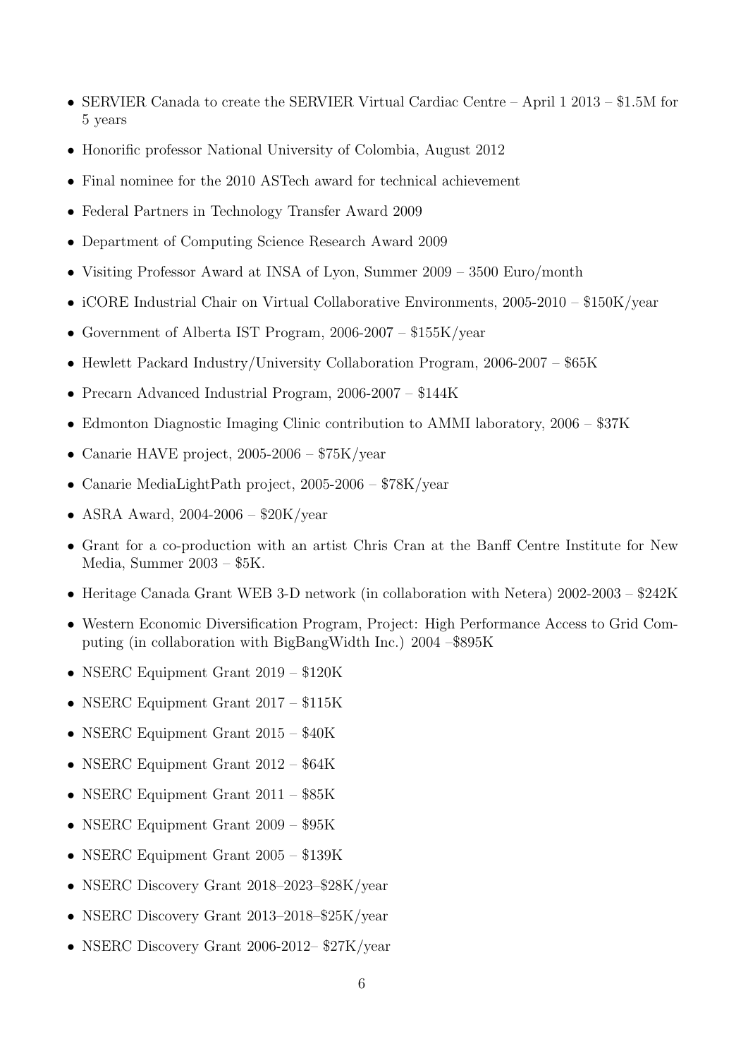- SERVIER Canada to create the SERVIER Virtual Cardiac Centre – April 1 2013 – $1.5M for 5 years
- Honorific professor National University of Colombia, August 2012
- Final nominee for the 2010 ASTech award for technical achievement
- Federal Partners in Technology Transfer Award 2009
- Department of Computing Science Research Award 2009
- Visiting Professor Award at INSA of Lyon, Summer 2009 – 3500 Euro/month
- iCORE Industrial Chair on Virtual Collaborative Environments, 2005-2010 – $150K/year
- Government of Alberta IST Program, 2006-2007 – $155K/year
- Hewlett Packard Industry/University Collaboration Program, 2006-2007 – $65K
- Precarn Advanced Industrial Program, 2006-2007 – $144K
- Edmonton Diagnostic Imaging Clinic contribution to AMMI laboratory, 2006 – $37K
- Canarie HAVE project, 2005-2006 – $75K/year
- Canarie MediaLightPath project, 2005-2006 – $78K/year
- ASRA Award, 2004-2006 – $20K/year
- Grant for a co-production with an artist Chris Cran at the Banff Centre Institute for New Media, Summer 2003 – $5K.
- Heritage Canada Grant WEB 3-D network (in collaboration with Netera) 2002-2003 – $242K
- Western Economic Diversification Program, Project: High Performance Access to Grid Computing (in collaboration with BigBangWidth Inc.) 2004 –$895K
- NSERC Equipment Grant 2019 – $120K
- NSERC Equipment Grant 2017 – $115K
- NSERC Equipment Grant 2015 – $40K
- NSERC Equipment Grant 2012 – $64K
- NSERC Equipment Grant 2011 – $85K
- NSERC Equipment Grant 2009 – $95K
- NSERC Equipment Grant 2005 – $139K
- NSERC Discovery Grant 2018–2023–$28K/year
- NSERC Discovery Grant 2013–2018–$25K/year
- NSERC Discovery Grant 2006-2012– $27K/year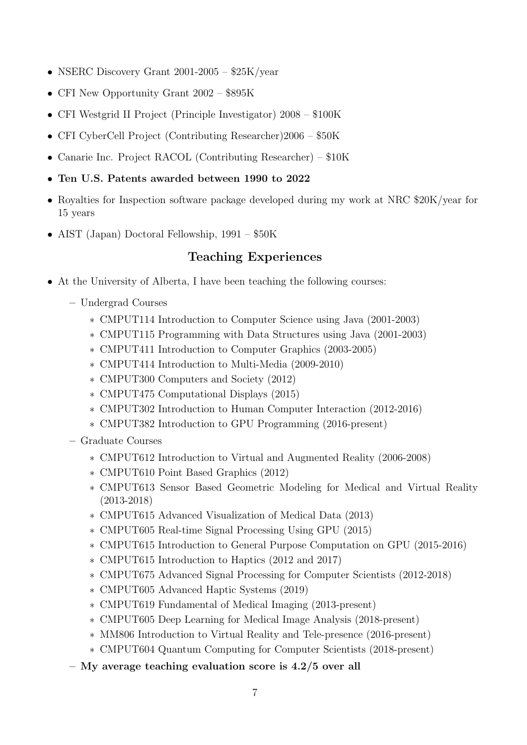- NSERC Discovery Grant 2001-2005 – $25K/year
- CFI New Opportunity Grant 2002 – $895K
- CFI Westgrid II Project (Principle Investigator) 2008 – $100K
- CFI CyberCell Project (Contributing Researcher)2006 – $50K
- Canarie Inc. Project RACOL (Contributing Researcher) – $10K
- **Ten U.S. Patents awarded between 1990 to 2022**
- Royalties for Inspection software package developed during my work at NRC $20K/year for 15 years
- AIST (Japan) Doctoral Fellowship, 1991 – $50K

## Teaching Experiences

- At the University of Alberta, I have been teaching the following courses:
  - Undergrad Courses
    - CMPUT114 Introduction to Computer Science using Java (2001-2003)
    - CMPUT115 Programming with Data Structures using Java (2001-2003)
    - CMPUT411 Introduction to Computer Graphics (2003-2005)
    - CMPUT414 Introduction to Multi-Media (2009-2010)
    - CMPUT300 Computers and Society (2012)
    - CMPUT475 Computational Displays (2015)
    - CMPUT302 Introduction to Human Computer Interaction (2012-2016)
    - CMPUT382 Introduction to GPU Programming (2016-present)
  - Graduate Courses
    - CMPUT612 Introduction to Virtual and Augmented Reality (2006-2008)
    - CMPUT610 Point Based Graphics (2012)
    - CMPUT613 Sensor Based Geometric Modeling for Medical and Virtual Reality (2013-2018)
    - CMPUT615 Advanced Visualization of Medical Data (2013)
    - CMPUT605 Real-time Signal Processing Using GPU (2015)
    - CMPUT615 Introduction to General Purpose Computation on GPU (2015-2016)
    - CMPUT615 Introduction to Haptics (2012 and 2017)
    - CMPUT675 Advanced Signal Processing for Computer Scientists (2012-2018)
    - CMPUT605 Advanced Haptic Systems (2019)
    - CMPUT619 Fundamental of Medical Imaging (2013-present)
    - CMPUT605 Deep Learning for Medical Image Analysis (2018-present)
    - MM806 Introduction to Virtual Reality and Tele-presence (2016-present)
    - CMPUT604 Quantum Computing for Computer Scientists (2018-present)
  - **My average teaching evaluation score is 4.2/5 over all**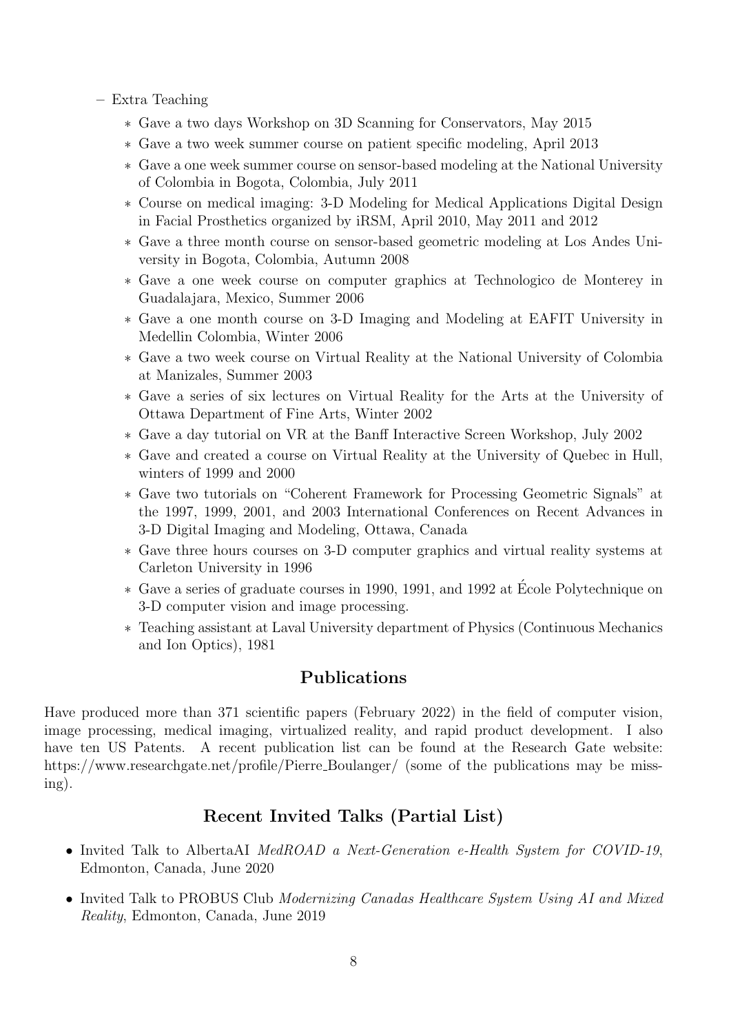- Extra Teaching
  - Gave a two days Workshop on 3D Scanning for Conservators, May 2015
  - Gave a two week summer course on patient specific modeling, April 2013
  - Gave a one week summer course on sensor-based modeling at the National University of Colombia in Bogota, Colombia, July 2011
  - Course on medical imaging: 3-D Modeling for Medical Applications Digital Design in Facial Prosthetics organized by iRSM, April 2010, May 2011 and 2012
  - Gave a three month course on sensor-based geometric modeling at Los Andes University in Bogota, Colombia, Autumn 2008
  - Gave a one week course on computer graphics at Technologico de Monterey in Guadalajara, Mexico, Summer 2006
  - Gave a one month course on 3-D Imaging and Modeling at EAFIT University in Medellin Colombia, Winter 2006
  - Gave a two week course on Virtual Reality at the National University of Colombia at Manizales, Summer 2003
  - Gave a series of six lectures on Virtual Reality for the Arts at the University of Ottawa Department of Fine Arts, Winter 2002
  - Gave a day tutorial on VR at the Banff Interactive Screen Workshop, July 2002
  - Gave and created a course on Virtual Reality at the University of Quebec in Hull, winters of 1999 and 2000
  - Gave two tutorials on "Coherent Framework for Processing Geometric Signals" at the 1997, 1999, 2001, and 2003 International Conferences on Recent Advances in 3-D Digital Imaging and Modeling, Ottawa, Canada
  - Gave three hours courses on 3-D computer graphics and virtual reality systems at Carleton University in 1996
  - Gave a series of graduate courses in 1990, 1991, and 1992 at École Polytechnique on 3-D computer vision and image processing.
  - Teaching assistant at Laval University department of Physics (Continuous Mechanics and Ion Optics), 1981

## Publications

Have produced more than 371 scientific papers (February 2022) in the field of computer vision, image processing, medical imaging, virtualized reality, and rapid product development. I also have ten US Patents. A recent publication list can be found at the Research Gate website: https://www.researchgate.net/profile/Pierre_Boulanger/ (some of the publications may be missing).

## Recent Invited Talks (Partial List)

- Invited Talk to AlbertaAI *MedROAD a Next-Generation e-Health System for COVID-19*, Edmonton, Canada, June 2020
- Invited Talk to PROBUS Club *Modernizing Canadas Healthcare System Using AI and Mixed Reality*, Edmonton, Canada, June 2019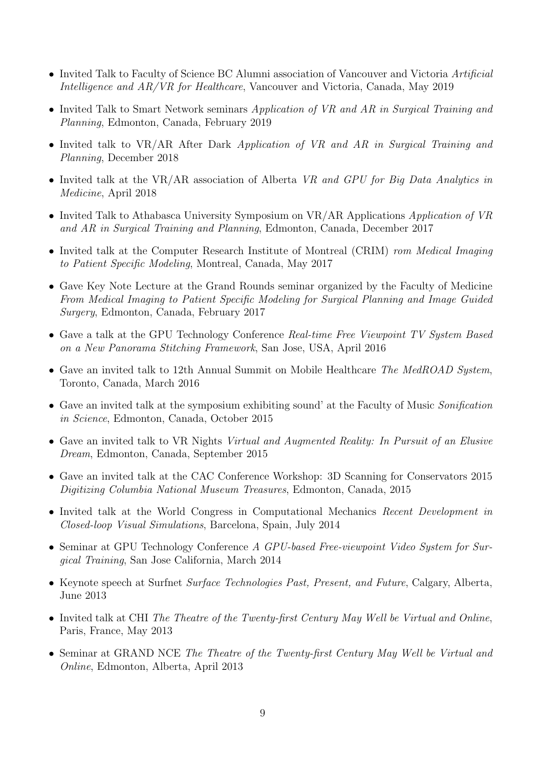- Invited Talk to Faculty of Science BC Alumni association of Vancouver and Victoria *Artificial Intelligence and AR/VR for Healthcare*, Vancouver and Victoria, Canada, May 2019
- Invited Talk to Smart Network seminars *Application of VR and AR in Surgical Training and Planning*, Edmonton, Canada, February 2019
- Invited talk to VR/AR After Dark *Application of VR and AR in Surgical Training and Planning*, December 2018
- Invited talk at the VR/AR association of Alberta *VR and GPU for Big Data Analytics in Medicine*, April 2018
- Invited Talk to Athabasca University Symposium on VR/AR Applications *Application of VR and AR in Surgical Training and Planning*, Edmonton, Canada, December 2017
- Invited talk at the Computer Research Institute of Montreal (CRIM) *rom Medical Imaging to Patient Specific Modeling*, Montreal, Canada, May 2017
- Gave Key Note Lecture at the Grand Rounds seminar organized by the Faculty of Medicine *From Medical Imaging to Patient Specific Modeling for Surgical Planning and Image Guided Surgery*, Edmonton, Canada, February 2017
- Gave a talk at the GPU Technology Conference *Real-time Free Viewpoint TV System Based on a New Panorama Stitching Framework*, San Jose, USA, April 2016
- Gave an invited talk to 12th Annual Summit on Mobile Healthcare *The MedROAD System*, Toronto, Canada, March 2016
- Gave an invited talk at the symposium exhibiting sound' at the Faculty of Music *Sonification in Science*, Edmonton, Canada, October 2015
- Gave an invited talk to VR Nights *Virtual and Augmented Reality: In Pursuit of an Elusive Dream*, Edmonton, Canada, September 2015
- Gave an invited talk at the CAC Conference Workshop: 3D Scanning for Conservators 2015 *Digitizing Columbia National Museum Treasures*, Edmonton, Canada, 2015
- Invited talk at the World Congress in Computational Mechanics *Recent Development in Closed-loop Visual Simulations*, Barcelona, Spain, July 2014
- Seminar at GPU Technology Conference *A GPU-based Free-viewpoint Video System for Surgical Training*, San Jose California, March 2014
- Keynote speech at Surfnet *Surface Technologies Past, Present, and Future*, Calgary, Alberta, June 2013
- Invited talk at CHI *The Theatre of the Twenty-first Century May Well be Virtual and Online*, Paris, France, May 2013
- Seminar at GRAND NCE *The Theatre of the Twenty-first Century May Well be Virtual and Online*, Edmonton, Alberta, April 2013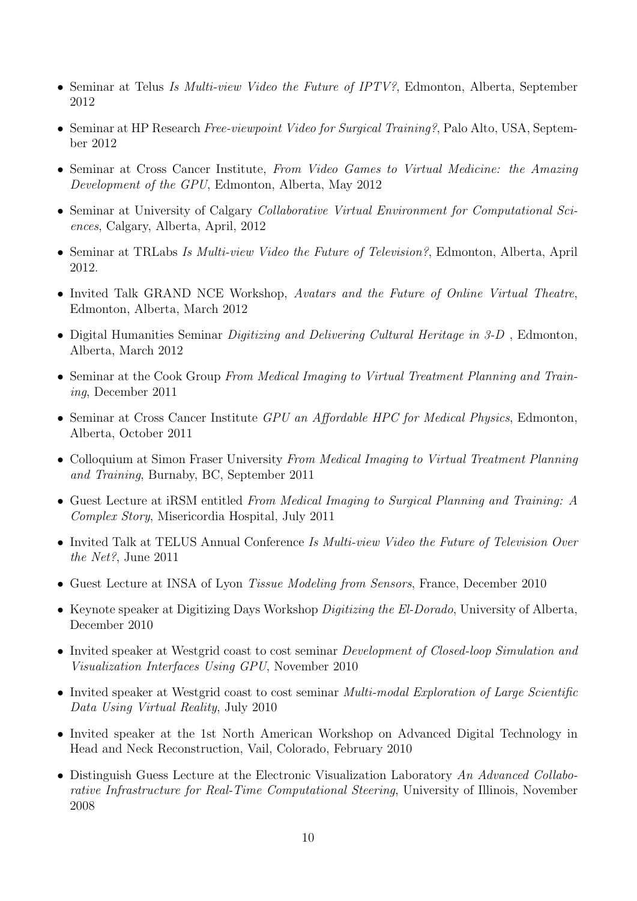- Seminar at Telus *Is Multi-view Video the Future of IPTV?*, Edmonton, Alberta, September 2012
- Seminar at HP Research *Free-viewpoint Video for Surgical Training?*, Palo Alto, USA, September 2012
- Seminar at Cross Cancer Institute, *From Video Games to Virtual Medicine: the Amazing Development of the GPU*, Edmonton, Alberta, May 2012
- Seminar at University of Calgary *Collaborative Virtual Environment for Computational Sciences*, Calgary, Alberta, April, 2012
- Seminar at TRLabs *Is Multi-view Video the Future of Television?*, Edmonton, Alberta, April 2012.
- Invited Talk GRAND NCE Workshop, *Avatars and the Future of Online Virtual Theatre*, Edmonton, Alberta, March 2012
- Digital Humanities Seminar *Digitizing and Delivering Cultural Heritage in 3-D* , Edmonton, Alberta, March 2012
- Seminar at the Cook Group *From Medical Imaging to Virtual Treatment Planning and Training*, December 2011
- Seminar at Cross Cancer Institute *GPU an Affordable HPC for Medical Physics*, Edmonton, Alberta, October 2011
- Colloquium at Simon Fraser University *From Medical Imaging to Virtual Treatment Planning and Training*, Burnaby, BC, September 2011
- Guest Lecture at iRSM entitled *From Medical Imaging to Surgical Planning and Training: A Complex Story*, Misericordia Hospital, July 2011
- Invited Talk at TELUS Annual Conference *Is Multi-view Video the Future of Television Over the Net?*, June 2011
- Guest Lecture at INSA of Lyon *Tissue Modeling from Sensors*, France, December 2010
- Keynote speaker at Digitizing Days Workshop *Digitizing the El-Dorado*, University of Alberta, December 2010
- Invited speaker at Westgrid coast to cost seminar *Development of Closed-loop Simulation and Visualization Interfaces Using GPU*, November 2010
- Invited speaker at Westgrid coast to cost seminar *Multi-modal Exploration of Large Scientific Data Using Virtual Reality*, July 2010
- Invited speaker at the 1st North American Workshop on Advanced Digital Technology in Head and Neck Reconstruction, Vail, Colorado, February 2010
- Distinguish Guess Lecture at the Electronic Visualization Laboratory *An Advanced Collaborative Infrastructure for Real-Time Computational Steering*, University of Illinois, November 2008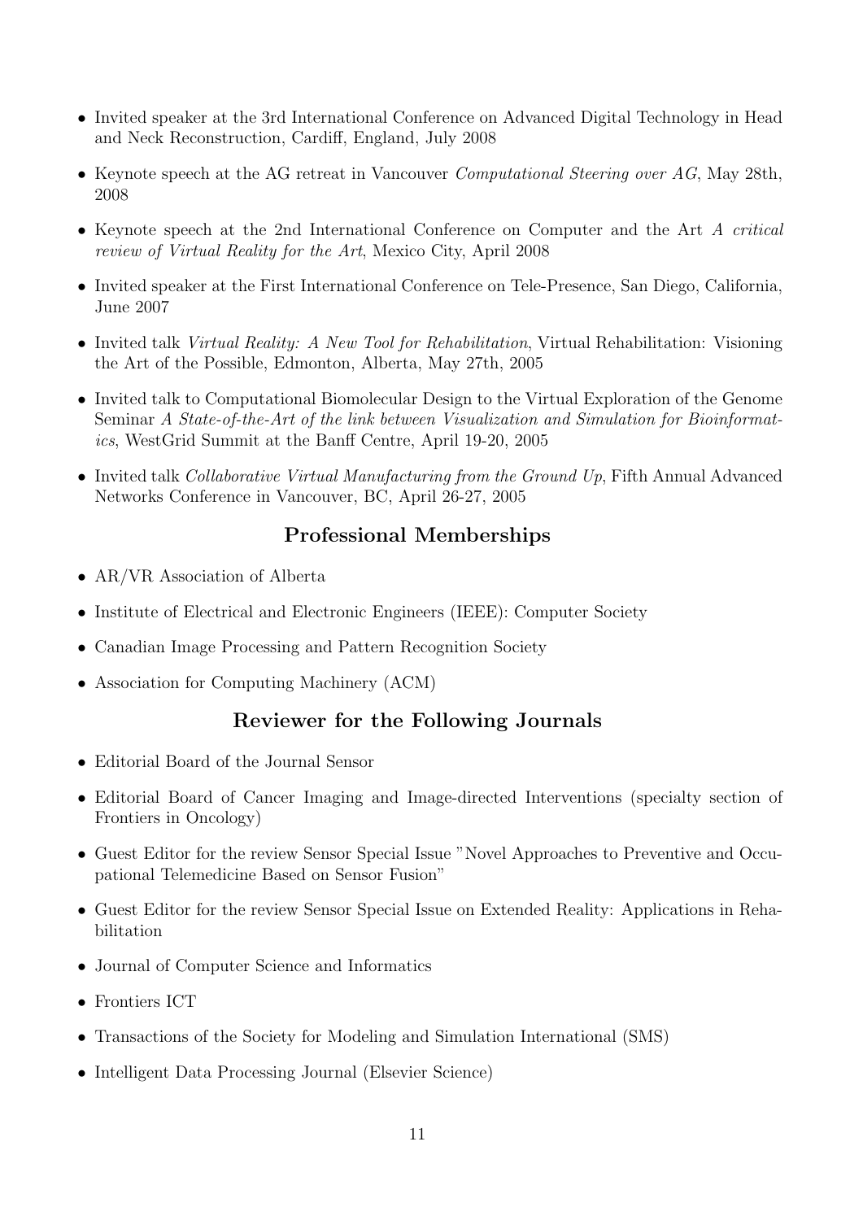- Invited speaker at the 3rd International Conference on Advanced Digital Technology in Head and Neck Reconstruction, Cardiff, England, July 2008
- Keynote speech at the AG retreat in Vancouver *Computational Steering over AG*, May 28th, 2008
- Keynote speech at the 2nd International Conference on Computer and the Art *A critical review of Virtual Reality for the Art*, Mexico City, April 2008
- Invited speaker at the First International Conference on Tele-Presence, San Diego, California, June 2007
- Invited talk *Virtual Reality: A New Tool for Rehabilitation*, Virtual Rehabilitation: Visioning the Art of the Possible, Edmonton, Alberta, May 27th, 2005
- Invited talk to Computational Biomolecular Design to the Virtual Exploration of the Genome Seminar *A State-of-the-Art of the link between Visualization and Simulation for Bioinformatics*, WestGrid Summit at the Banff Centre, April 19-20, 2005
- Invited talk *Collaborative Virtual Manufacturing from the Ground Up*, Fifth Annual Advanced Networks Conference in Vancouver, BC, April 26-27, 2005

## Professional Memberships

- AR/VR Association of Alberta
- Institute of Electrical and Electronic Engineers (IEEE): Computer Society
- Canadian Image Processing and Pattern Recognition Society
- Association for Computing Machinery (ACM)

## Reviewer for the Following Journals

- Editorial Board of the Journal Sensor
- Editorial Board of Cancer Imaging and Image-directed Interventions (specialty section of Frontiers in Oncology)
- Guest Editor for the review Sensor Special Issue "Novel Approaches to Preventive and Occupational Telemedicine Based on Sensor Fusion"
- Guest Editor for the review Sensor Special Issue on Extended Reality: Applications in Rehabilitation
- Journal of Computer Science and Informatics
- Frontiers ICT
- Transactions of the Society for Modeling and Simulation International (SMS)
- Intelligent Data Processing Journal (Elsevier Science)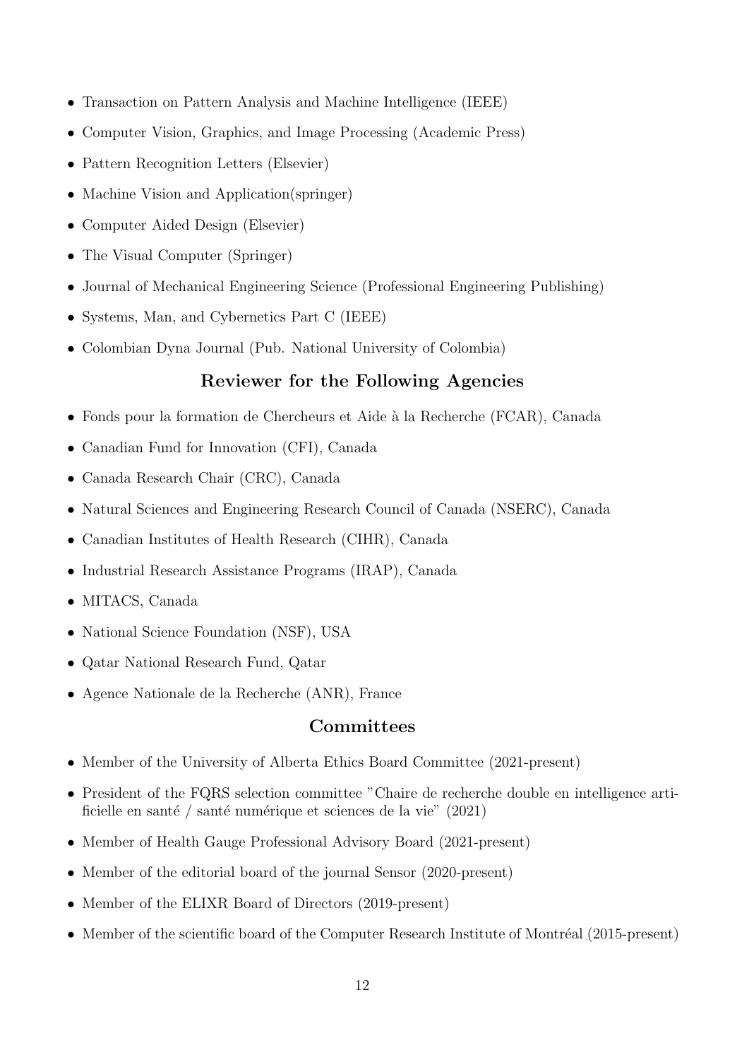- Transaction on Pattern Analysis and Machine Intelligence (IEEE)
- Computer Vision, Graphics, and Image Processing (Academic Press)
- Pattern Recognition Letters (Elsevier)
- Machine Vision and Application(springer)
- Computer Aided Design (Elsevier)
- The Visual Computer (Springer)
- Journal of Mechanical Engineering Science (Professional Engineering Publishing)
- Systems, Man, and Cybernetics Part C (IEEE)
- Colombian Dyna Journal (Pub. National University of Colombia)

## Reviewer for the Following Agencies

- Fonds pour la formation de Chercheurs et Aide à la Recherche (FCAR), Canada
- Canadian Fund for Innovation (CFI), Canada
- Canada Research Chair (CRC), Canada
- Natural Sciences and Engineering Research Council of Canada (NSERC), Canada
- Canadian Institutes of Health Research (CIHR), Canada
- Industrial Research Assistance Programs (IRAP), Canada
- MITACS, Canada
- National Science Foundation (NSF), USA
- Qatar National Research Fund, Qatar
- Agence Nationale de la Recherche (ANR), France

## Committees

- Member of the University of Alberta Ethics Board Committee (2021-present)
- President of the FQRS selection committee "Chaire de recherche double en intelligence artificielle en santé / santé numérique et sciences de la vie" (2021)
- Member of Health Gauge Professional Advisory Board (2021-present)
- Member of the editorial board of the journal Sensor (2020-present)
- Member of the ELIXR Board of Directors (2019-present)
- Member of the scientific board of the Computer Research Institute of Montréal (2015-present)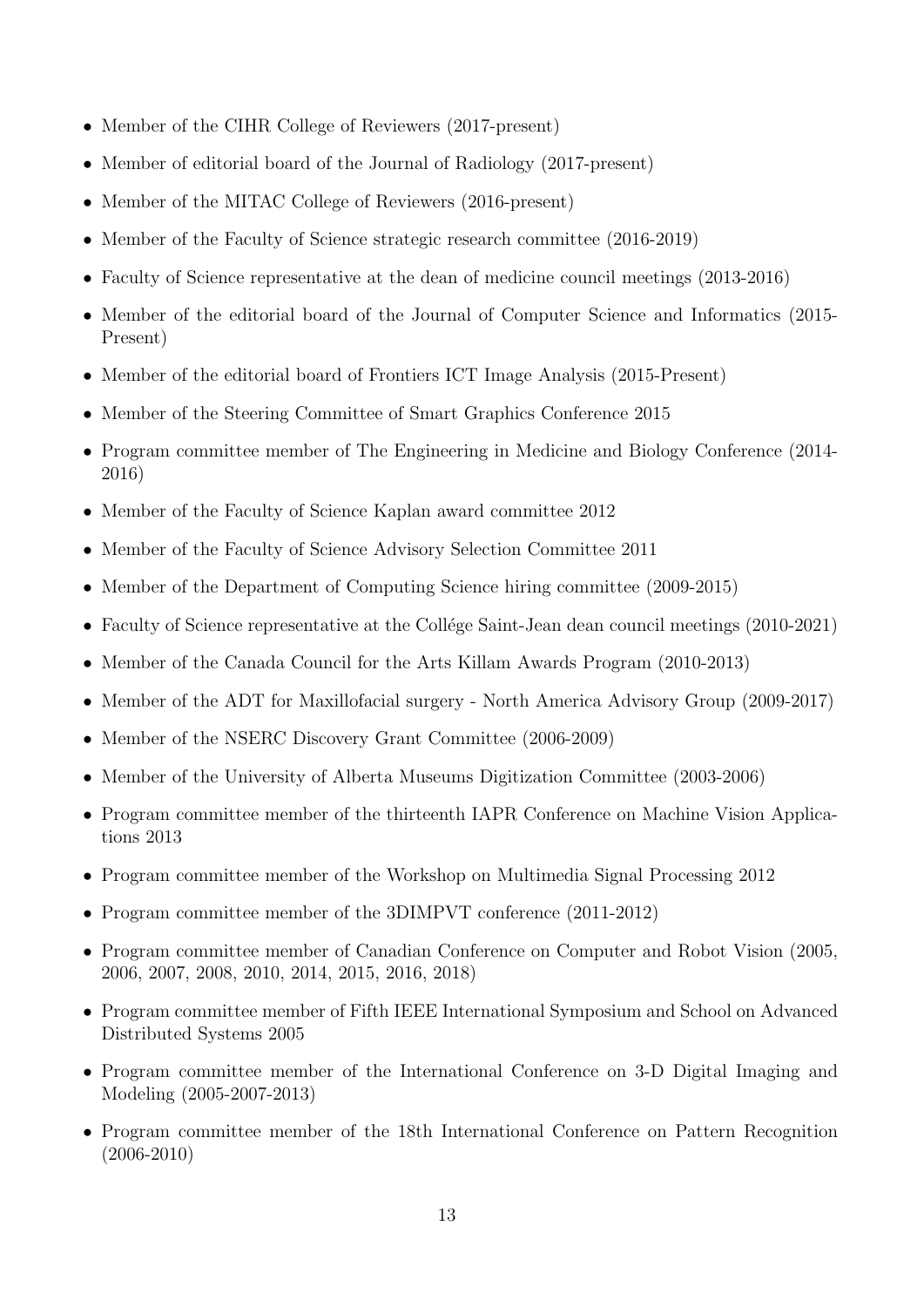- Member of the CIHR College of Reviewers (2017-present)
- Member of editorial board of the Journal of Radiology (2017-present)
- Member of the MITAC College of Reviewers (2016-present)
- Member of the Faculty of Science strategic research committee (2016-2019)
- Faculty of Science representative at the dean of medicine council meetings (2013-2016)
- Member of the editorial board of the Journal of Computer Science and Informatics (2015-Present)
- Member of the editorial board of Frontiers ICT Image Analysis (2015-Present)
- Member of the Steering Committee of Smart Graphics Conference 2015
- Program committee member of The Engineering in Medicine and Biology Conference (2014-2016)
- Member of the Faculty of Science Kaplan award committee 2012
- Member of the Faculty of Science Advisory Selection Committee 2011
- Member of the Department of Computing Science hiring committee (2009-2015)
- Faculty of Science representative at the Collége Saint-Jean dean council meetings (2010-2021)
- Member of the Canada Council for the Arts Killam Awards Program (2010-2013)
- Member of the ADT for Maxillofacial surgery - North America Advisory Group (2009-2017)
- Member of the NSERC Discovery Grant Committee (2006-2009)
- Member of the University of Alberta Museums Digitization Committee (2003-2006)
- Program committee member of the thirteenth IAPR Conference on Machine Vision Applications 2013
- Program committee member of the Workshop on Multimedia Signal Processing 2012
- Program committee member of the 3DIMPVT conference (2011-2012)
- Program committee member of Canadian Conference on Computer and Robot Vision (2005, 2006, 2007, 2008, 2010, 2014, 2015, 2016, 2018)
- Program committee member of Fifth IEEE International Symposium and School on Advanced Distributed Systems 2005
- Program committee member of the International Conference on 3-D Digital Imaging and Modeling (2005-2007-2013)
- Program committee member of the 18th International Conference on Pattern Recognition (2006-2010)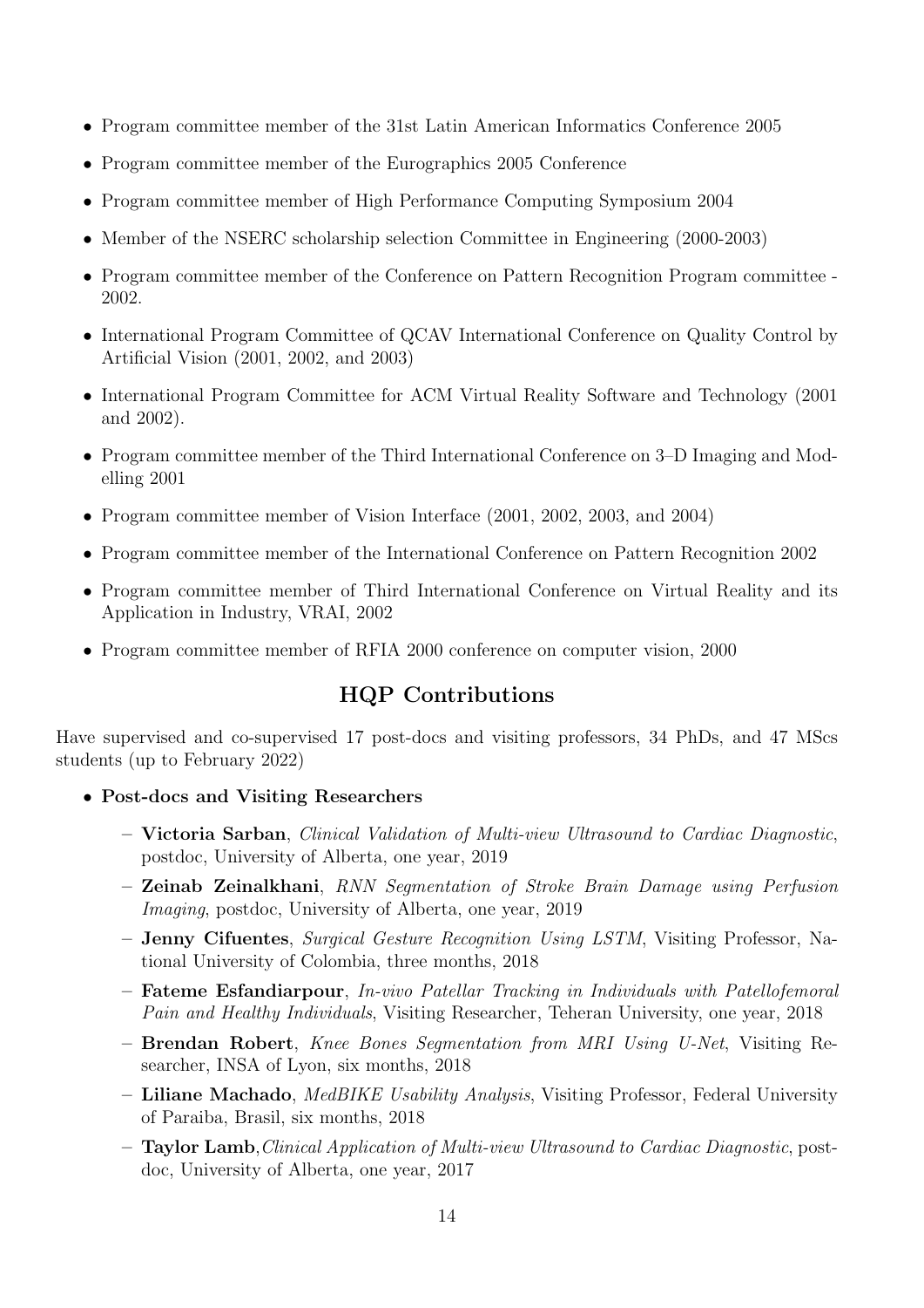- Program committee member of the 31st Latin American Informatics Conference 2005
- Program committee member of the Eurographics 2005 Conference
- Program committee member of High Performance Computing Symposium 2004
- Member of the NSERC scholarship selection Committee in Engineering (2000-2003)
- Program committee member of the Conference on Pattern Recognition Program committee - 2002.
- International Program Committee of QCAV International Conference on Quality Control by Artificial Vision (2001, 2002, and 2003)
- International Program Committee for ACM Virtual Reality Software and Technology (2001 and 2002).
- Program committee member of the Third International Conference on 3–D Imaging and Modelling 2001
- Program committee member of Vision Interface (2001, 2002, 2003, and 2004)
- Program committee member of the International Conference on Pattern Recognition 2002
- Program committee member of Third International Conference on Virtual Reality and its Application in Industry, VRAI, 2002
- Program committee member of RFIA 2000 conference on computer vision, 2000

## HQP Contributions

Have supervised and co-supervised 17 post-docs and visiting professors, 34 PhDs, and 47 MScs students (up to February 2022)

- **Post-docs and Visiting Researchers**
  - **Victoria Sarban**, *Clinical Validation of Multi-view Ultrasound to Cardiac Diagnostic*, postdoc, University of Alberta, one year, 2019
  - **Zeinab Zeinalkhani**, *RNN Segmentation of Stroke Brain Damage using Perfusion Imaging*, postdoc, University of Alberta, one year, 2019
  - **Jenny Cifuentes**, *Surgical Gesture Recognition Using LSTM*, Visiting Professor, National University of Colombia, three months, 2018
  - **Fateme Esfandiarpour**, *In-vivo Patellar Tracking in Individuals with Patellofemoral Pain and Healthy Individuals*, Visiting Researcher, Teheran University, one year, 2018
  - **Brendan Robert**, *Knee Bones Segmentation from MRI Using U-Net*, Visiting Researcher, INSA of Lyon, six months, 2018
  - **Liliane Machado**, *MedBIKE Usability Analysis*, Visiting Professor, Federal University of Paraiba, Brasil, six months, 2018
  - **Taylor Lamb**,*Clinical Application of Multi-view Ultrasound to Cardiac Diagnostic*, postdoc, University of Alberta, one year, 2017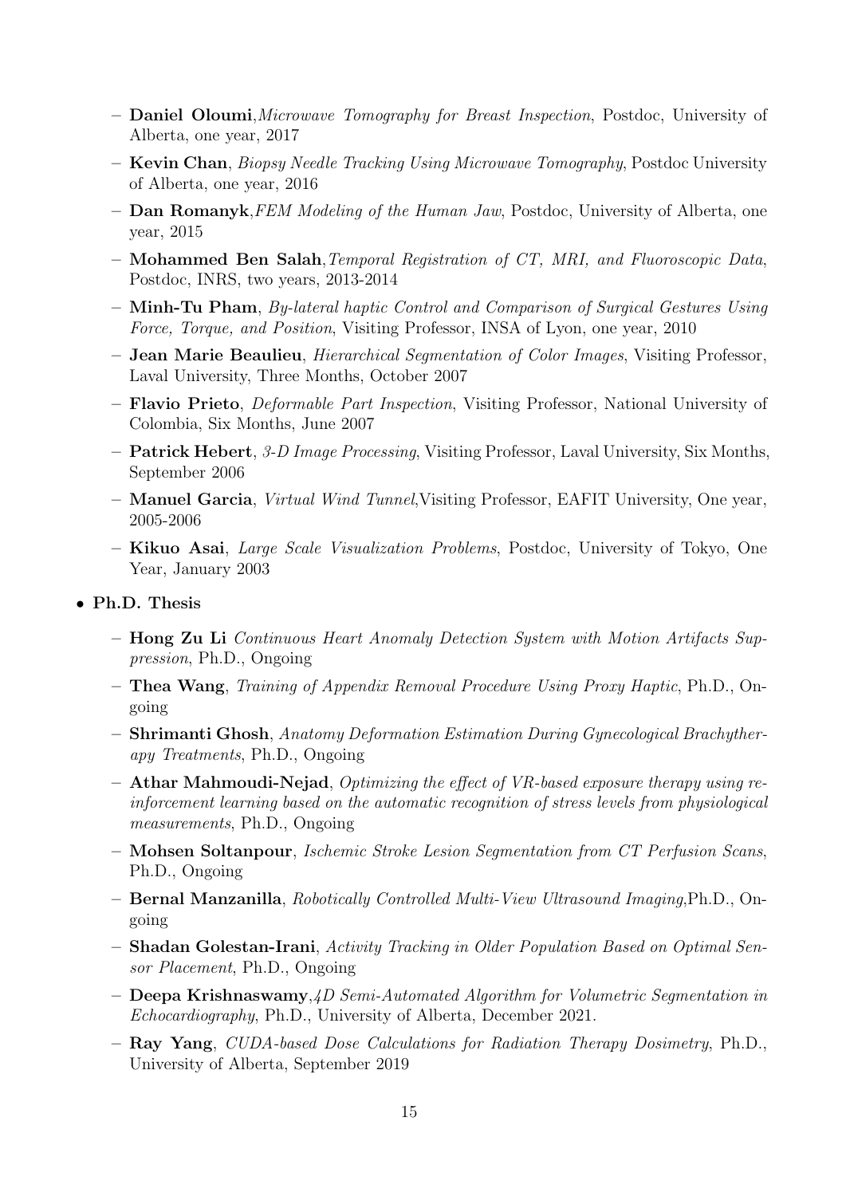- **Daniel Oloumi**,*Microwave Tomography for Breast Inspection*, Postdoc, University of Alberta, one year, 2017
- **Kevin Chan**, *Biopsy Needle Tracking Using Microwave Tomography*, Postdoc University of Alberta, one year, 2016
- **Dan Romanyk**,*FEM Modeling of the Human Jaw*, Postdoc, University of Alberta, one year, 2015
- **Mohammed Ben Salah**,*Temporal Registration of CT, MRI, and Fluoroscopic Data*, Postdoc, INRS, two years, 2013-2014
- **Minh-Tu Pham**, *By-lateral haptic Control and Comparison of Surgical Gestures Using Force, Torque, and Position*, Visiting Professor, INSA of Lyon, one year, 2010
- **Jean Marie Beaulieu**, *Hierarchical Segmentation of Color Images*, Visiting Professor, Laval University, Three Months, October 2007
- **Flavio Prieto**, *Deformable Part Inspection*, Visiting Professor, National University of Colombia, Six Months, June 2007
- **Patrick Hebert**, *3-D Image Processing*, Visiting Professor, Laval University, Six Months, September 2006
- **Manuel Garcia**, *Virtual Wind Tunnel*,Visiting Professor, EAFIT University, One year, 2005-2006
- **Kikuo Asai**, *Large Scale Visualization Problems*, Postdoc, University of Tokyo, One Year, January 2003

- **Ph.D. Thesis**
  - **Hong Zu Li** *Continuous Heart Anomaly Detection System with Motion Artifacts Suppression*, Ph.D., Ongoing
  - **Thea Wang**, *Training of Appendix Removal Procedure Using Proxy Haptic*, Ph.D., Ongoing
  - **Shrimanti Ghosh**, *Anatomy Deformation Estimation During Gynecological Brachytherapy Treatments*, Ph.D., Ongoing
  - **Athar Mahmoudi-Nejad**, *Optimizing the effect of VR-based exposure therapy using reinforcement learning based on the automatic recognition of stress levels from physiological measurements*, Ph.D., Ongoing
  - **Mohsen Soltanpour**, *Ischemic Stroke Lesion Segmentation from CT Perfusion Scans*, Ph.D., Ongoing
  - **Bernal Manzanilla**, *Robotically Controlled Multi-View Ultrasound Imaging*,Ph.D., Ongoing
  - **Shadan Golestan-Irani**, *Activity Tracking in Older Population Based on Optimal Sensor Placement*, Ph.D., Ongoing
  - **Deepa Krishnaswamy**,*4D Semi-Automated Algorithm for Volumetric Segmentation in Echocardiography*, Ph.D., University of Alberta, December 2021.
  - **Ray Yang**, *CUDA-based Dose Calculations for Radiation Therapy Dosimetry*, Ph.D., University of Alberta, September 2019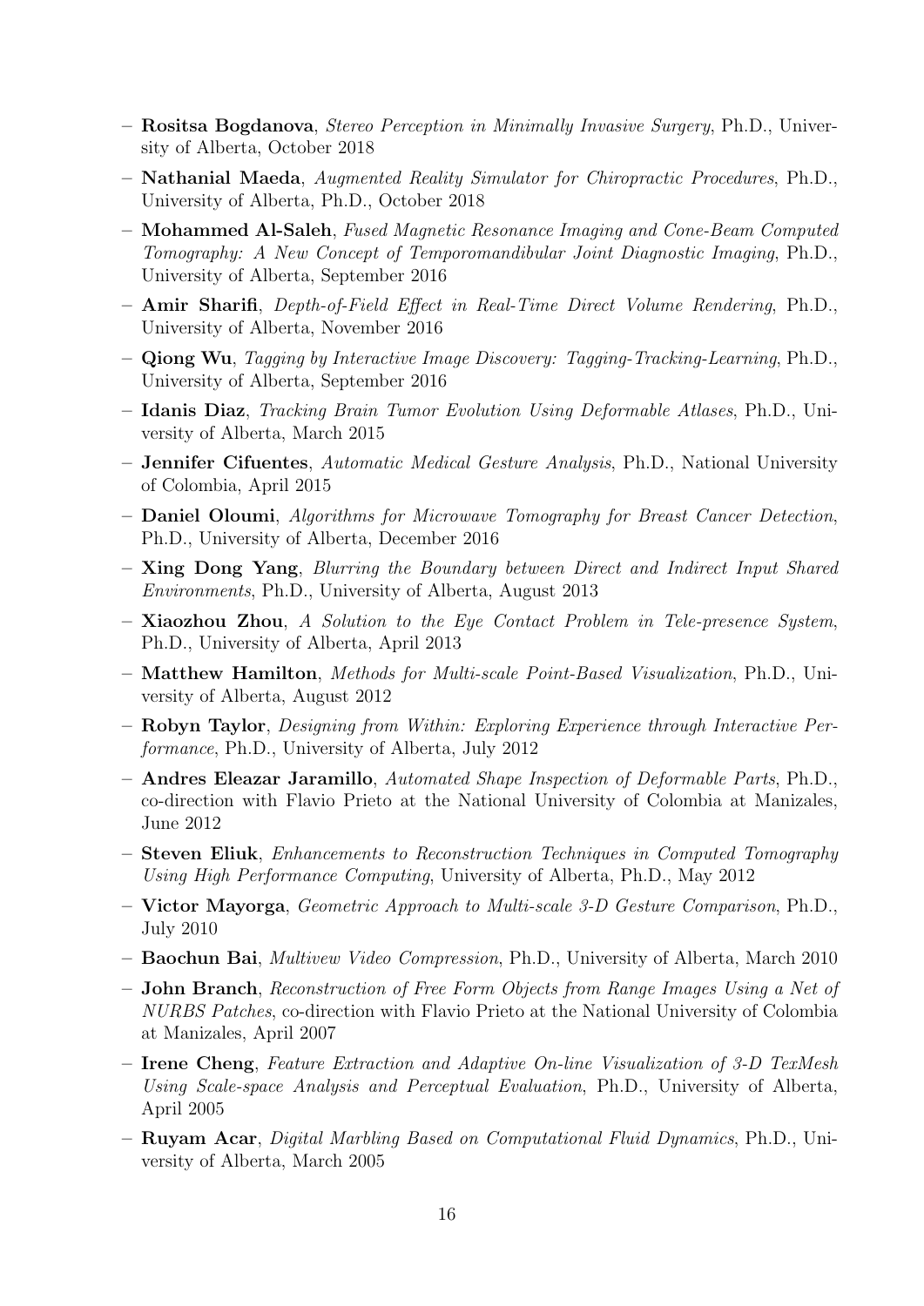- **Rositsa Bogdanova**, *Stereo Perception in Minimally Invasive Surgery*, Ph.D., University of Alberta, October 2018
- **Nathanial Maeda**, *Augmented Reality Simulator for Chiropractic Procedures*, Ph.D., University of Alberta, Ph.D., October 2018
- **Mohammed Al-Saleh**, *Fused Magnetic Resonance Imaging and Cone-Beam Computed Tomography: A New Concept of Temporomandibular Joint Diagnostic Imaging*, Ph.D., University of Alberta, September 2016
- **Amir Sharifi**, *Depth-of-Field Effect in Real-Time Direct Volume Rendering*, Ph.D., University of Alberta, November 2016
- **Qiong Wu**, *Tagging by Interactive Image Discovery: Tagging-Tracking-Learning*, Ph.D., University of Alberta, September 2016
- **Idanis Diaz**, *Tracking Brain Tumor Evolution Using Deformable Atlases*, Ph.D., University of Alberta, March 2015
- **Jennifer Cifuentes**, *Automatic Medical Gesture Analysis*, Ph.D., National University of Colombia, April 2015
- **Daniel Oloumi**, *Algorithms for Microwave Tomography for Breast Cancer Detection*, Ph.D., University of Alberta, December 2016
- **Xing Dong Yang**, *Blurring the Boundary between Direct and Indirect Input Shared Environments*, Ph.D., University of Alberta, August 2013
- **Xiaozhou Zhou**, *A Solution to the Eye Contact Problem in Tele-presence System*, Ph.D., University of Alberta, April 2013
- **Matthew Hamilton**, *Methods for Multi-scale Point-Based Visualization*, Ph.D., University of Alberta, August 2012
- **Robyn Taylor**, *Designing from Within: Exploring Experience through Interactive Performance*, Ph.D., University of Alberta, July 2012
- **Andres Eleazar Jaramillo**, *Automated Shape Inspection of Deformable Parts*, Ph.D., co-direction with Flavio Prieto at the National University of Colombia at Manizales, June 2012
- **Steven Eliuk**, *Enhancements to Reconstruction Techniques in Computed Tomography Using High Performance Computing*, University of Alberta, Ph.D., May 2012
- **Victor Mayorga**, *Geometric Approach to Multi-scale 3-D Gesture Comparison*, Ph.D., July 2010
- **Baochun Bai**, *Multivew Video Compression*, Ph.D., University of Alberta, March 2010
- **John Branch**, *Reconstruction of Free Form Objects from Range Images Using a Net of NURBS Patches*, co-direction with Flavio Prieto at the National University of Colombia at Manizales, April 2007
- **Irene Cheng**, *Feature Extraction and Adaptive On-line Visualization of 3-D TexMesh Using Scale-space Analysis and Perceptual Evaluation*, Ph.D., University of Alberta, April 2005
- **Ruyam Acar**, *Digital Marbling Based on Computational Fluid Dynamics*, Ph.D., University of Alberta, March 2005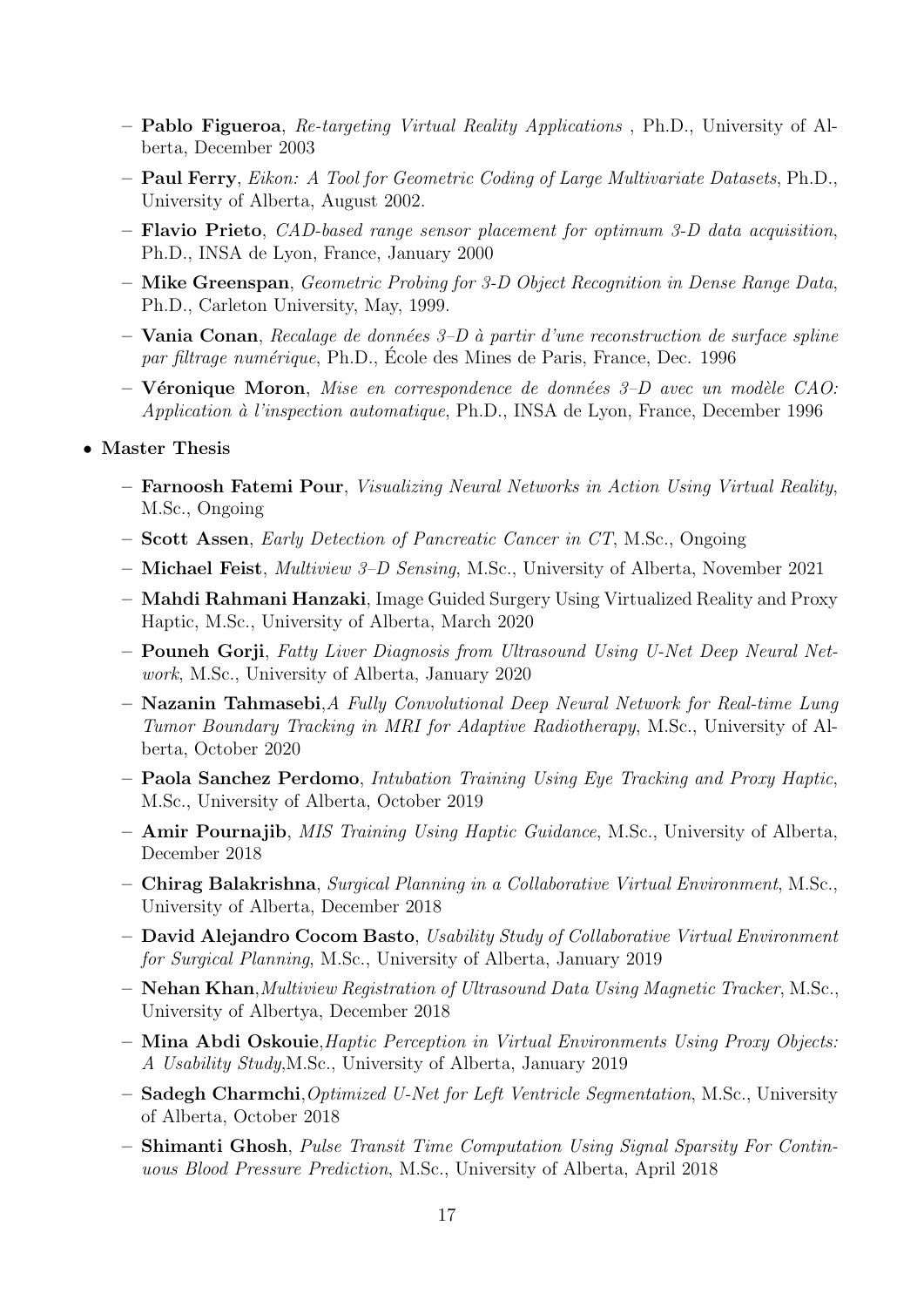- **Pablo Figueroa**, *Re-targeting Virtual Reality Applications* , Ph.D., University of Alberta, December 2003
  - **Paul Ferry**, *Eikon: A Tool for Geometric Coding of Large Multivariate Datasets*, Ph.D., University of Alberta, August 2002.
  - **Flavio Prieto**, *CAD-based range sensor placement for optimum 3-D data acquisition*, Ph.D., INSA de Lyon, France, January 2000
  - **Mike Greenspan**, *Geometric Probing for 3-D Object Recognition in Dense Range Data*, Ph.D., Carleton University, May, 1999.
  - **Vania Conan**, *Recalage de données 3–D à partir d'une reconstruction de surface spline par filtrage numérique*, Ph.D., École des Mines de Paris, France, Dec. 1996
  - **Véronique Moron**, *Mise en correspondence de données 3–D avec un modèle CAO: Application à l'inspection automatique*, Ph.D., INSA de Lyon, France, December 1996

- **Master Thesis**
  - **Farnoosh Fatemi Pour**, *Visualizing Neural Networks in Action Using Virtual Reality*, M.Sc., Ongoing
  - **Scott Assen**, *Early Detection of Pancreatic Cancer in CT*, M.Sc., Ongoing
  - **Michael Feist**, *Multiview 3–D Sensing*, M.Sc., University of Alberta, November 2021
  - **Mahdi Rahmani Hanzaki**, Image Guided Surgery Using Virtualized Reality and Proxy Haptic, M.Sc., University of Alberta, March 2020
  - **Pouneh Gorji**, *Fatty Liver Diagnosis from Ultrasound Using U-Net Deep Neural Network*, M.Sc., University of Alberta, January 2020
  - **Nazanin Tahmasebi**,*A Fully Convolutional Deep Neural Network for Real-time Lung Tumor Boundary Tracking in MRI for Adaptive Radiotherapy*, M.Sc., University of Alberta, October 2020
  - **Paola Sanchez Perdomo**, *Intubation Training Using Eye Tracking and Proxy Haptic*, M.Sc., University of Alberta, October 2019
  - **Amir Pournajib**, *MIS Training Using Haptic Guidance*, M.Sc., University of Alberta, December 2018
  - **Chirag Balakrishna**, *Surgical Planning in a Collaborative Virtual Environment*, M.Sc., University of Alberta, December 2018
  - **David Alejandro Cocom Basto**, *Usability Study of Collaborative Virtual Environment for Surgical Planning*, M.Sc., University of Alberta, January 2019
  - **Nehan Khan**,*Multiview Registration of Ultrasound Data Using Magnetic Tracker*, M.Sc., University of Albertya, December 2018
  - **Mina Abdi Oskouie**,*Haptic Perception in Virtual Environments Using Proxy Objects: A Usability Study*,M.Sc., University of Alberta, January 2019
  - **Sadegh Charmchi**,*Optimized U-Net for Left Ventricle Segmentation*, M.Sc., University of Alberta, October 2018
  - **Shimanti Ghosh**, *Pulse Transit Time Computation Using Signal Sparsity For Continuous Blood Pressure Prediction*, M.Sc., University of Alberta, April 2018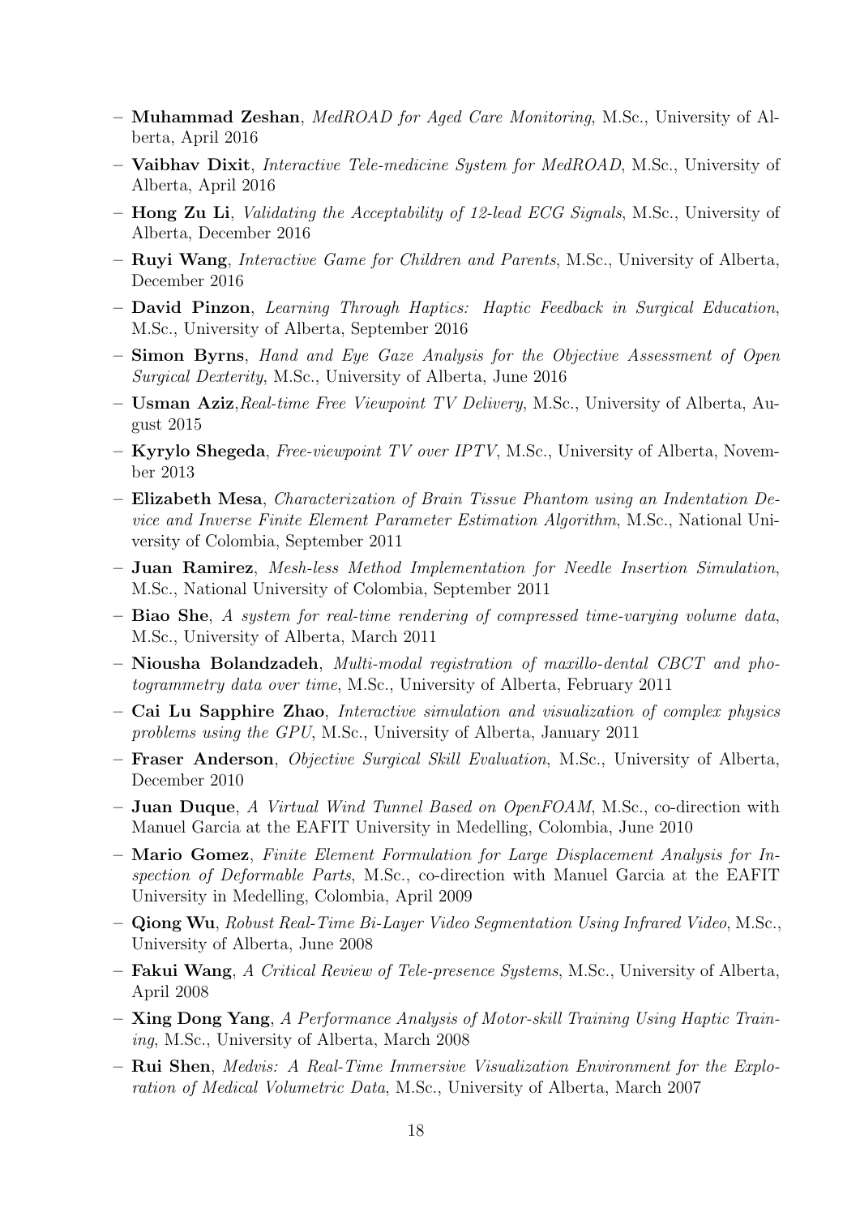- **Muhammad Zeshan**, *MedROAD for Aged Care Monitoring*, M.Sc., University of Alberta, April 2016
- **Vaibhav Dixit**, *Interactive Tele-medicine System for MedROAD*, M.Sc., University of Alberta, April 2016
- **Hong Zu Li**, *Validating the Acceptability of 12-lead ECG Signals*, M.Sc., University of Alberta, December 2016
- **Ruyi Wang**, *Interactive Game for Children and Parents*, M.Sc., University of Alberta, December 2016
- **David Pinzon**, *Learning Through Haptics: Haptic Feedback in Surgical Education*, M.Sc., University of Alberta, September 2016
- **Simon Byrns**, *Hand and Eye Gaze Analysis for the Objective Assessment of Open Surgical Dexterity*, M.Sc., University of Alberta, June 2016
- **Usman Aziz**,*Real-time Free Viewpoint TV Delivery*, M.Sc., University of Alberta, August 2015
- **Kyrylo Shegeda**, *Free-viewpoint TV over IPTV*, M.Sc., University of Alberta, November 2013
- **Elizabeth Mesa**, *Characterization of Brain Tissue Phantom using an Indentation Device and Inverse Finite Element Parameter Estimation Algorithm*, M.Sc., National University of Colombia, September 2011
- **Juan Ramirez**, *Mesh-less Method Implementation for Needle Insertion Simulation*, M.Sc., National University of Colombia, September 2011
- **Biao She**, *A system for real-time rendering of compressed time-varying volume data*, M.Sc., University of Alberta, March 2011
- **Niousha Bolandzadeh**, *Multi-modal registration of maxillo-dental CBCT and photogrammetry data over time*, M.Sc., University of Alberta, February 2011
- **Cai Lu Sapphire Zhao**, *Interactive simulation and visualization of complex physics problems using the GPU*, M.Sc., University of Alberta, January 2011
- **Fraser Anderson**, *Objective Surgical Skill Evaluation*, M.Sc., University of Alberta, December 2010
- **Juan Duque**, *A Virtual Wind Tunnel Based on OpenFOAM*, M.Sc., co-direction with Manuel Garcia at the EAFIT University in Medelling, Colombia, June 2010
- **Mario Gomez**, *Finite Element Formulation for Large Displacement Analysis for Inspection of Deformable Parts*, M.Sc., co-direction with Manuel Garcia at the EAFIT University in Medelling, Colombia, April 2009
- **Qiong Wu**, *Robust Real-Time Bi-Layer Video Segmentation Using Infrared Video*, M.Sc., University of Alberta, June 2008
- **Fakui Wang**, *A Critical Review of Tele-presence Systems*, M.Sc., University of Alberta, April 2008
- **Xing Dong Yang**, *A Performance Analysis of Motor-skill Training Using Haptic Training*, M.Sc., University of Alberta, March 2008
- **Rui Shen**, *Medvis: A Real-Time Immersive Visualization Environment for the Exploration of Medical Volumetric Data*, M.Sc., University of Alberta, March 2007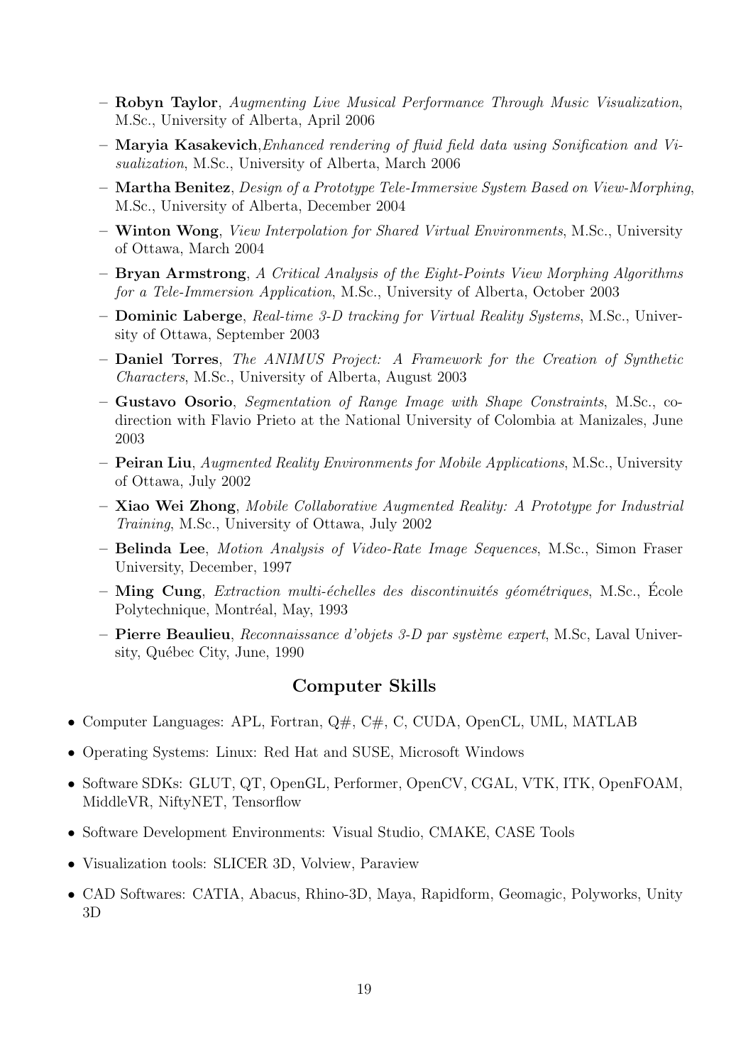- **Robyn Taylor**, *Augmenting Live Musical Performance Through Music Visualization*, M.Sc., University of Alberta, April 2006
- **Maryia Kasakevich**,*Enhanced rendering of fluid field data using Sonification and Visualization*, M.Sc., University of Alberta, March 2006
- **Martha Benitez**, *Design of a Prototype Tele-Immersive System Based on View-Morphing*, M.Sc., University of Alberta, December 2004
- **Winton Wong**, *View Interpolation for Shared Virtual Environments*, M.Sc., University of Ottawa, March 2004
- **Bryan Armstrong**, *A Critical Analysis of the Eight-Points View Morphing Algorithms for a Tele-Immersion Application*, M.Sc., University of Alberta, October 2003
- **Dominic Laberge**, *Real-time 3-D tracking for Virtual Reality Systems*, M.Sc., University of Ottawa, September 2003
- **Daniel Torres**, *The ANIMUS Project: A Framework for the Creation of Synthetic Characters*, M.Sc., University of Alberta, August 2003
- **Gustavo Osorio**, *Segmentation of Range Image with Shape Constraints*, M.Sc., co-direction with Flavio Prieto at the National University of Colombia at Manizales, June 2003
- **Peiran Liu**, *Augmented Reality Environments for Mobile Applications*, M.Sc., University of Ottawa, July 2002
- **Xiao Wei Zhong**, *Mobile Collaborative Augmented Reality: A Prototype for Industrial Training*, M.Sc., University of Ottawa, July 2002
- **Belinda Lee**, *Motion Analysis of Video-Rate Image Sequences*, M.Sc., Simon Fraser University, December, 1997
- **Ming Cung**, *Extraction multi-échelles des discontinuités géométriques*, M.Sc., École Polytechnique, Montréal, May, 1993
- **Pierre Beaulieu**, *Reconnaissance d'objets 3-D par système expert*, M.Sc, Laval University, Québec City, June, 1990

## Computer Skills

- Computer Languages: APL, Fortran, Q#, C#, C, CUDA, OpenCL, UML, MATLAB
- Operating Systems: Linux: Red Hat and SUSE, Microsoft Windows
- Software SDKs: GLUT, QT, OpenGL, Performer, OpenCV, CGAL, VTK, ITK, OpenFOAM, MiddleVR, NiftyNET, Tensorflow
- Software Development Environments: Visual Studio, CMAKE, CASE Tools
- Visualization tools: SLICER 3D, Volview, Paraview
- CAD Softwares: CATIA, Abacus, Rhino-3D, Maya, Rapidform, Geomagic, Polyworks, Unity 3D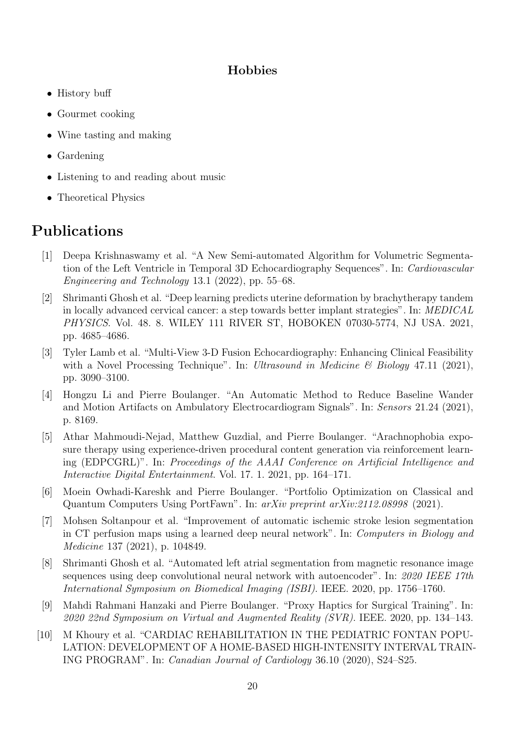### Hobbies

- History buff
- Gourmet cooking
- Wine tasting and making
- Gardening
- Listening to and reading about music
- Theoretical Physics

# Publications

[1] Deepa Krishnaswamy et al. "A New Semi-automated Algorithm for Volumetric Segmentation of the Left Ventricle in Temporal 3D Echocardiography Sequences". In: *Cardiovascular Engineering and Technology* 13.1 (2022), pp. 55–68.

[2] Shrimanti Ghosh et al. "Deep learning predicts uterine deformation by brachytherapy tandem in locally advanced cervical cancer: a step towards better implant strategies". In: *MEDICAL PHYSICS*. Vol. 48. 8. WILEY 111 RIVER ST, HOBOKEN 07030-5774, NJ USA. 2021, pp. 4685–4686.

[3] Tyler Lamb et al. "Multi-View 3-D Fusion Echocardiography: Enhancing Clinical Feasibility with a Novel Processing Technique". In: *Ultrasound in Medicine & Biology* 47.11 (2021), pp. 3090–3100.

[4] Hongzu Li and Pierre Boulanger. "An Automatic Method to Reduce Baseline Wander and Motion Artifacts on Ambulatory Electrocardiogram Signals". In: *Sensors* 21.24 (2021), p. 8169.

[5] Athar Mahmoudi-Nejad, Matthew Guzdial, and Pierre Boulanger. "Arachnophobia exposure therapy using experience-driven procedural content generation via reinforcement learning (EDPCGRL)". In: *Proceedings of the AAAI Conference on Artificial Intelligence and Interactive Digital Entertainment*. Vol. 17. 1. 2021, pp. 164–171.

[6] Moein Owhadi-Kareshk and Pierre Boulanger. "Portfolio Optimization on Classical and Quantum Computers Using PortFawn". In: *arXiv preprint arXiv:2112.08998* (2021).

[7] Mohsen Soltanpour et al. "Improvement of automatic ischemic stroke lesion segmentation in CT perfusion maps using a learned deep neural network". In: *Computers in Biology and Medicine* 137 (2021), p. 104849.

[8] Shrimanti Ghosh et al. "Automated left atrial segmentation from magnetic resonance image sequences using deep convolutional neural network with autoencoder". In: *2020 IEEE 17th International Symposium on Biomedical Imaging (ISBI)*. IEEE. 2020, pp. 1756–1760.

[9] Mahdi Rahmani Hanzaki and Pierre Boulanger. "Proxy Haptics for Surgical Training". In: *2020 22nd Symposium on Virtual and Augmented Reality (SVR)*. IEEE. 2020, pp. 134–143.

[10] M Khoury et al. "CARDIAC REHABILITATION IN THE PEDIATRIC FONTAN POPULATION: DEVELOPMENT OF A HOME-BASED HIGH-INTENSITY INTERVAL TRAINING PROGRAM". In: *Canadian Journal of Cardiology* 36.10 (2020), S24–S25.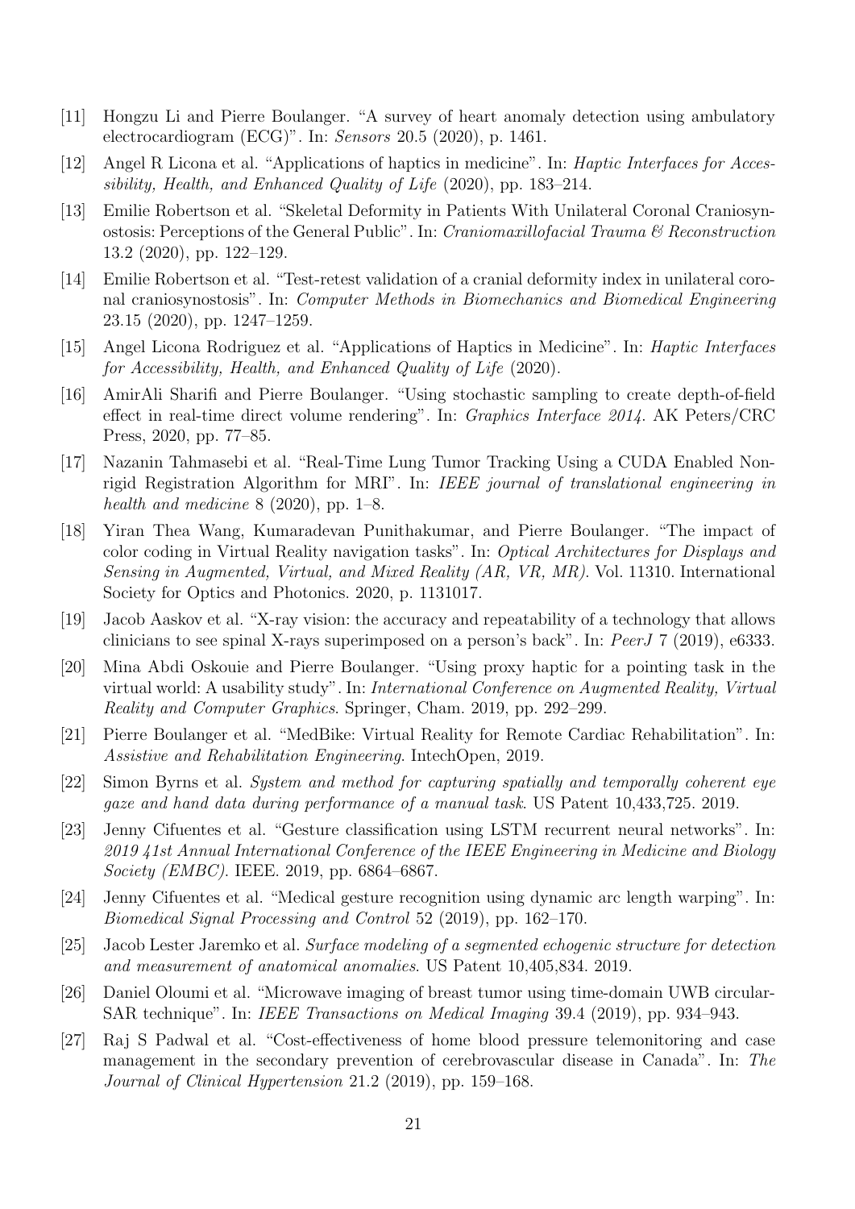[11] Hongzu Li and Pierre Boulanger. "A survey of heart anomaly detection using ambulatory electrocardiogram (ECG)". In: *Sensors* 20.5 (2020), p. 1461.

[12] Angel R Licona et al. "Applications of haptics in medicine". In: *Haptic Interfaces for Accessibility, Health, and Enhanced Quality of Life* (2020), pp. 183–214.

[13] Emilie Robertson et al. "Skeletal Deformity in Patients With Unilateral Coronal Craniosynostosis: Perceptions of the General Public". In: *Craniomaxillofacial Trauma & Reconstruction* 13.2 (2020), pp. 122–129.

[14] Emilie Robertson et al. "Test-retest validation of a cranial deformity index in unilateral coronal craniosynostosis". In: *Computer Methods in Biomechanics and Biomedical Engineering* 23.15 (2020), pp. 1247–1259.

[15] Angel Licona Rodriguez et al. "Applications of Haptics in Medicine". In: *Haptic Interfaces for Accessibility, Health, and Enhanced Quality of Life* (2020).

[16] AmirAli Sharifi and Pierre Boulanger. "Using stochastic sampling to create depth-of-field effect in real-time direct volume rendering". In: *Graphics Interface 2014*. AK Peters/CRC Press, 2020, pp. 77–85.

[17] Nazanin Tahmasebi et al. "Real-Time Lung Tumor Tracking Using a CUDA Enabled Non-rigid Registration Algorithm for MRI". In: *IEEE journal of translational engineering in health and medicine* 8 (2020), pp. 1–8.

[18] Yiran Thea Wang, Kumaradevan Punithakumar, and Pierre Boulanger. "The impact of color coding in Virtual Reality navigation tasks". In: *Optical Architectures for Displays and Sensing in Augmented, Virtual, and Mixed Reality (AR, VR, MR)*. Vol. 11310. International Society for Optics and Photonics. 2020, p. 1131017.

[19] Jacob Aaskov et al. "X-ray vision: the accuracy and repeatability of a technology that allows clinicians to see spinal X-rays superimposed on a person's back". In: *PeerJ* 7 (2019), e6333.

[20] Mina Abdi Oskouie and Pierre Boulanger. "Using proxy haptic for a pointing task in the virtual world: A usability study". In: *International Conference on Augmented Reality, Virtual Reality and Computer Graphics*. Springer, Cham. 2019, pp. 292–299.

[21] Pierre Boulanger et al. "MedBike: Virtual Reality for Remote Cardiac Rehabilitation". In: *Assistive and Rehabilitation Engineering*. IntechOpen, 2019.

[22] Simon Byrns et al. *System and method for capturing spatially and temporally coherent eye gaze and hand data during performance of a manual task*. US Patent 10,433,725. 2019.

[23] Jenny Cifuentes et al. "Gesture classification using LSTM recurrent neural networks". In: *2019 41st Annual International Conference of the IEEE Engineering in Medicine and Biology Society (EMBC)*. IEEE. 2019, pp. 6864–6867.

[24] Jenny Cifuentes et al. "Medical gesture recognition using dynamic arc length warping". In: *Biomedical Signal Processing and Control* 52 (2019), pp. 162–170.

[25] Jacob Lester Jaremko et al. *Surface modeling of a segmented echogenic structure for detection and measurement of anatomical anomalies*. US Patent 10,405,834. 2019.

[26] Daniel Oloumi et al. "Microwave imaging of breast tumor using time-domain UWB circular-SAR technique". In: *IEEE Transactions on Medical Imaging* 39.4 (2019), pp. 934–943.

[27] Raj S Padwal et al. "Cost-effectiveness of home blood pressure telemonitoring and case management in the secondary prevention of cerebrovascular disease in Canada". In: *The Journal of Clinical Hypertension* 21.2 (2019), pp. 159–168.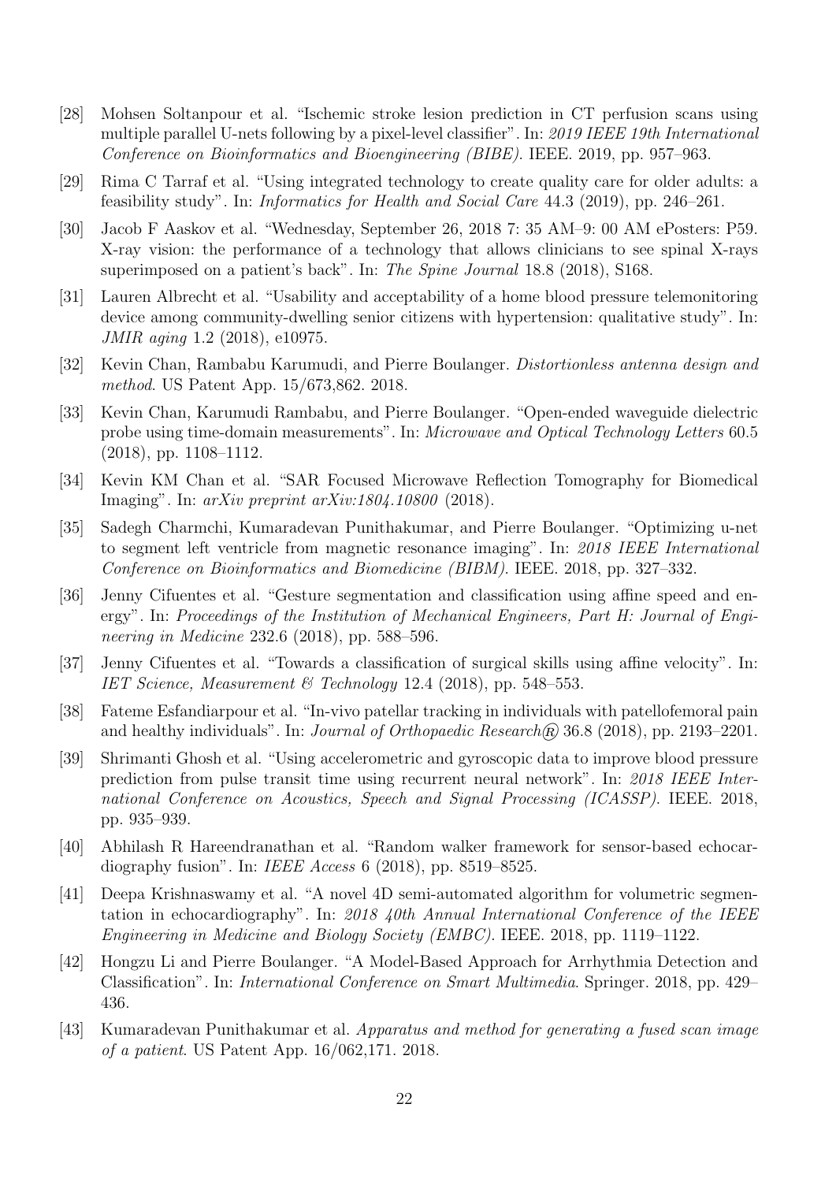[28] Mohsen Soltanpour et al. "Ischemic stroke lesion prediction in CT perfusion scans using multiple parallel U-nets following by a pixel-level classifier". In: *2019 IEEE 19th International Conference on Bioinformatics and Bioengineering (BIBE)*. IEEE. 2019, pp. 957–963.

[29] Rima C Tarraf et al. "Using integrated technology to create quality care for older adults: a feasibility study". In: *Informatics for Health and Social Care* 44.3 (2019), pp. 246–261.

[30] Jacob F Aaskov et al. "Wednesday, September 26, 2018 7: 35 AM–9: 00 AM ePosters: P59. X-ray vision: the performance of a technology that allows clinicians to see spinal X-rays superimposed on a patient's back". In: *The Spine Journal* 18.8 (2018), S168.

[31] Lauren Albrecht et al. "Usability and acceptability of a home blood pressure telemonitoring device among community-dwelling senior citizens with hypertension: qualitative study". In: *JMIR aging* 1.2 (2018), e10975.

[32] Kevin Chan, Rambabu Karumudi, and Pierre Boulanger. *Distortionless antenna design and method*. US Patent App. 15/673,862. 2018.

[33] Kevin Chan, Karumudi Rambabu, and Pierre Boulanger. "Open-ended waveguide dielectric probe using time-domain measurements". In: *Microwave and Optical Technology Letters* 60.5 (2018), pp. 1108–1112.

[34] Kevin KM Chan et al. "SAR Focused Microwave Reflection Tomography for Biomedical Imaging". In: *arXiv preprint arXiv:1804.10800* (2018).

[35] Sadegh Charmchi, Kumaradevan Punithakumar, and Pierre Boulanger. "Optimizing u-net to segment left ventricle from magnetic resonance imaging". In: *2018 IEEE International Conference on Bioinformatics and Biomedicine (BIBM)*. IEEE. 2018, pp. 327–332.

[36] Jenny Cifuentes et al. "Gesture segmentation and classification using affine speed and energy". In: *Proceedings of the Institution of Mechanical Engineers, Part H: Journal of Engineering in Medicine* 232.6 (2018), pp. 588–596.

[37] Jenny Cifuentes et al. "Towards a classification of surgical skills using affine velocity". In: *IET Science, Measurement & Technology* 12.4 (2018), pp. 548–553.

[38] Fateme Esfandiarpour et al. "In-vivo patellar tracking in individuals with patellofemoral pain and healthy individuals". In: *Journal of Orthopaedic Research®* 36.8 (2018), pp. 2193–2201.

[39] Shrimanti Ghosh et al. "Using accelerometric and gyroscopic data to improve blood pressure prediction from pulse transit time using recurrent neural network". In: *2018 IEEE International Conference on Acoustics, Speech and Signal Processing (ICASSP)*. IEEE. 2018, pp. 935–939.

[40] Abhilash R Hareendranathan et al. "Random walker framework for sensor-based echocardiography fusion". In: *IEEE Access* 6 (2018), pp. 8519–8525.

[41] Deepa Krishnaswamy et al. "A novel 4D semi-automated algorithm for volumetric segmentation in echocardiography". In: *2018 40th Annual International Conference of the IEEE Engineering in Medicine and Biology Society (EMBC)*. IEEE. 2018, pp. 1119–1122.

[42] Hongzu Li and Pierre Boulanger. "A Model-Based Approach for Arrhythmia Detection and Classification". In: *International Conference on Smart Multimedia*. Springer. 2018, pp. 429–436.

[43] Kumaradevan Punithakumar et al. *Apparatus and method for generating a fused scan image of a patient*. US Patent App. 16/062,171. 2018.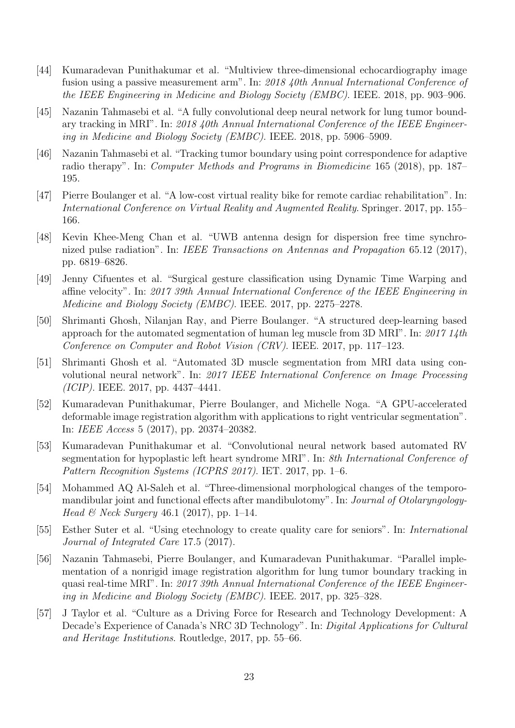[44] Kumaradevan Punithakumar et al. "Multiview three-dimensional echocardiography image fusion using a passive measurement arm". In: *2018 40th Annual International Conference of the IEEE Engineering in Medicine and Biology Society (EMBC)*. IEEE. 2018, pp. 903–906.

[45] Nazanin Tahmasebi et al. "A fully convolutional deep neural network for lung tumor boundary tracking in MRI". In: *2018 40th Annual International Conference of the IEEE Engineering in Medicine and Biology Society (EMBC)*. IEEE. 2018, pp. 5906–5909.

[46] Nazanin Tahmasebi et al. "Tracking tumor boundary using point correspondence for adaptive radio therapy". In: *Computer Methods and Programs in Biomedicine* 165 (2018), pp. 187–195.

[47] Pierre Boulanger et al. "A low-cost virtual reality bike for remote cardiac rehabilitation". In: *International Conference on Virtual Reality and Augmented Reality*. Springer. 2017, pp. 155–166.

[48] Kevin Khee-Meng Chan et al. "UWB antenna design for dispersion free time synchronized pulse radiation". In: *IEEE Transactions on Antennas and Propagation* 65.12 (2017), pp. 6819–6826.

[49] Jenny Cifuentes et al. "Surgical gesture classification using Dynamic Time Warping and affine velocity". In: *2017 39th Annual International Conference of the IEEE Engineering in Medicine and Biology Society (EMBC)*. IEEE. 2017, pp. 2275–2278.

[50] Shrimanti Ghosh, Nilanjan Ray, and Pierre Boulanger. "A structured deep-learning based approach for the automated segmentation of human leg muscle from 3D MRI". In: *2017 14th Conference on Computer and Robot Vision (CRV)*. IEEE. 2017, pp. 117–123.

[51] Shrimanti Ghosh et al. "Automated 3D muscle segmentation from MRI data using convolutional neural network". In: *2017 IEEE International Conference on Image Processing (ICIP)*. IEEE. 2017, pp. 4437–4441.

[52] Kumaradevan Punithakumar, Pierre Boulanger, and Michelle Noga. "A GPU-accelerated deformable image registration algorithm with applications to right ventricular segmentation". In: *IEEE Access* 5 (2017), pp. 20374–20382.

[53] Kumaradevan Punithakumar et al. "Convolutional neural network based automated RV segmentation for hypoplastic left heart syndrome MRI". In: *8th International Conference of Pattern Recognition Systems (ICPRS 2017)*. IET. 2017, pp. 1–6.

[54] Mohammed AQ Al-Saleh et al. "Three-dimensional morphological changes of the temporomandibular joint and functional effects after mandibulotomy". In: *Journal of Otolaryngology-Head & Neck Surgery* 46.1 (2017), pp. 1–14.

[55] Esther Suter et al. "Using etechnology to create quality care for seniors". In: *International Journal of Integrated Care* 17.5 (2017).

[56] Nazanin Tahmasebi, Pierre Boulanger, and Kumaradevan Punithakumar. "Parallel implementation of a nonrigid image registration algorithm for lung tumor boundary tracking in quasi real-time MRI". In: *2017 39th Annual International Conference of the IEEE Engineering in Medicine and Biology Society (EMBC)*. IEEE. 2017, pp. 325–328.

[57] J Taylor et al. "Culture as a Driving Force for Research and Technology Development: A Decade's Experience of Canada's NRC 3D Technology". In: *Digital Applications for Cultural and Heritage Institutions*. Routledge, 2017, pp. 55–66.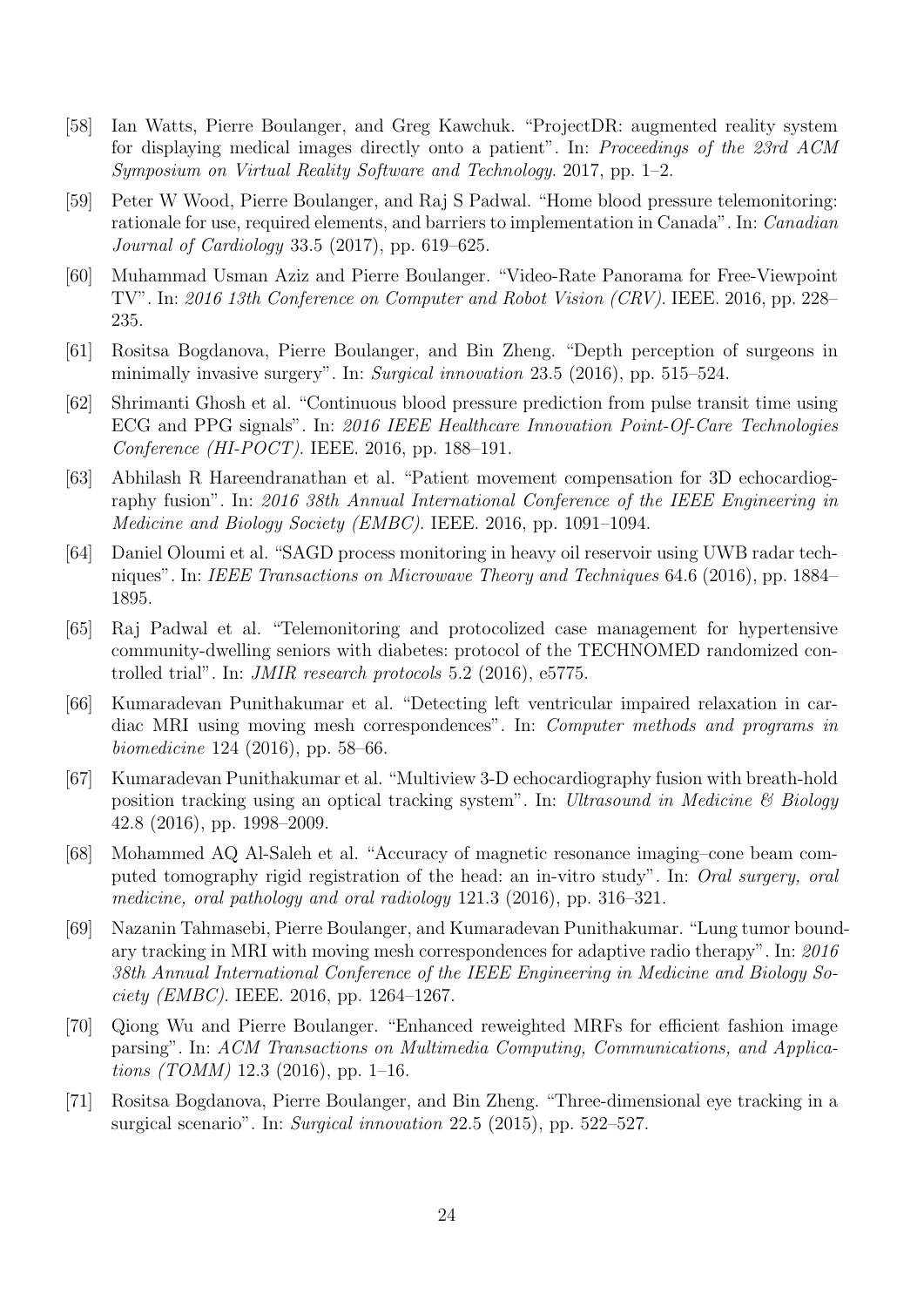[58] Ian Watts, Pierre Boulanger, and Greg Kawchuk. "ProjectDR: augmented reality system for displaying medical images directly onto a patient". In: *Proceedings of the 23rd ACM Symposium on Virtual Reality Software and Technology*. 2017, pp. 1–2.

[59] Peter W Wood, Pierre Boulanger, and Raj S Padwal. "Home blood pressure telemonitoring: rationale for use, required elements, and barriers to implementation in Canada". In: *Canadian Journal of Cardiology* 33.5 (2017), pp. 619–625.

[60] Muhammad Usman Aziz and Pierre Boulanger. "Video-Rate Panorama for Free-Viewpoint TV". In: *2016 13th Conference on Computer and Robot Vision (CRV)*. IEEE. 2016, pp. 228–235.

[61] Rositsa Bogdanova, Pierre Boulanger, and Bin Zheng. "Depth perception of surgeons in minimally invasive surgery". In: *Surgical innovation* 23.5 (2016), pp. 515–524.

[62] Shrimanti Ghosh et al. "Continuous blood pressure prediction from pulse transit time using ECG and PPG signals". In: *2016 IEEE Healthcare Innovation Point-Of-Care Technologies Conference (HI-POCT)*. IEEE. 2016, pp. 188–191.

[63] Abhilash R Hareendranathan et al. "Patient movement compensation for 3D echocardiography fusion". In: *2016 38th Annual International Conference of the IEEE Engineering in Medicine and Biology Society (EMBC)*. IEEE. 2016, pp. 1091–1094.

[64] Daniel Oloumi et al. "SAGD process monitoring in heavy oil reservoir using UWB radar techniques". In: *IEEE Transactions on Microwave Theory and Techniques* 64.6 (2016), pp. 1884–1895.

[65] Raj Padwal et al. "Telemonitoring and protocolized case management for hypertensive community-dwelling seniors with diabetes: protocol of the TECHNOMED randomized controlled trial". In: *JMIR research protocols* 5.2 (2016), e5775.

[66] Kumaradevan Punithakumar et al. "Detecting left ventricular impaired relaxation in cardiac MRI using moving mesh correspondences". In: *Computer methods and programs in biomedicine* 124 (2016), pp. 58–66.

[67] Kumaradevan Punithakumar et al. "Multiview 3-D echocardiography fusion with breath-hold position tracking using an optical tracking system". In: *Ultrasound in Medicine & Biology* 42.8 (2016), pp. 1998–2009.

[68] Mohammed AQ Al-Saleh et al. "Accuracy of magnetic resonance imaging–cone beam computed tomography rigid registration of the head: an in-vitro study". In: *Oral surgery, oral medicine, oral pathology and oral radiology* 121.3 (2016), pp. 316–321.

[69] Nazanin Tahmasebi, Pierre Boulanger, and Kumaradevan Punithakumar. "Lung tumor boundary tracking in MRI with moving mesh correspondences for adaptive radio therapy". In: *2016 38th Annual International Conference of the IEEE Engineering in Medicine and Biology Society (EMBC)*. IEEE. 2016, pp. 1264–1267.

[70] Qiong Wu and Pierre Boulanger. "Enhanced reweighted MRFs for efficient fashion image parsing". In: *ACM Transactions on Multimedia Computing, Communications, and Applications (TOMM)* 12.3 (2016), pp. 1–16.

[71] Rositsa Bogdanova, Pierre Boulanger, and Bin Zheng. "Three-dimensional eye tracking in a surgical scenario". In: *Surgical innovation* 22.5 (2015), pp. 522–527.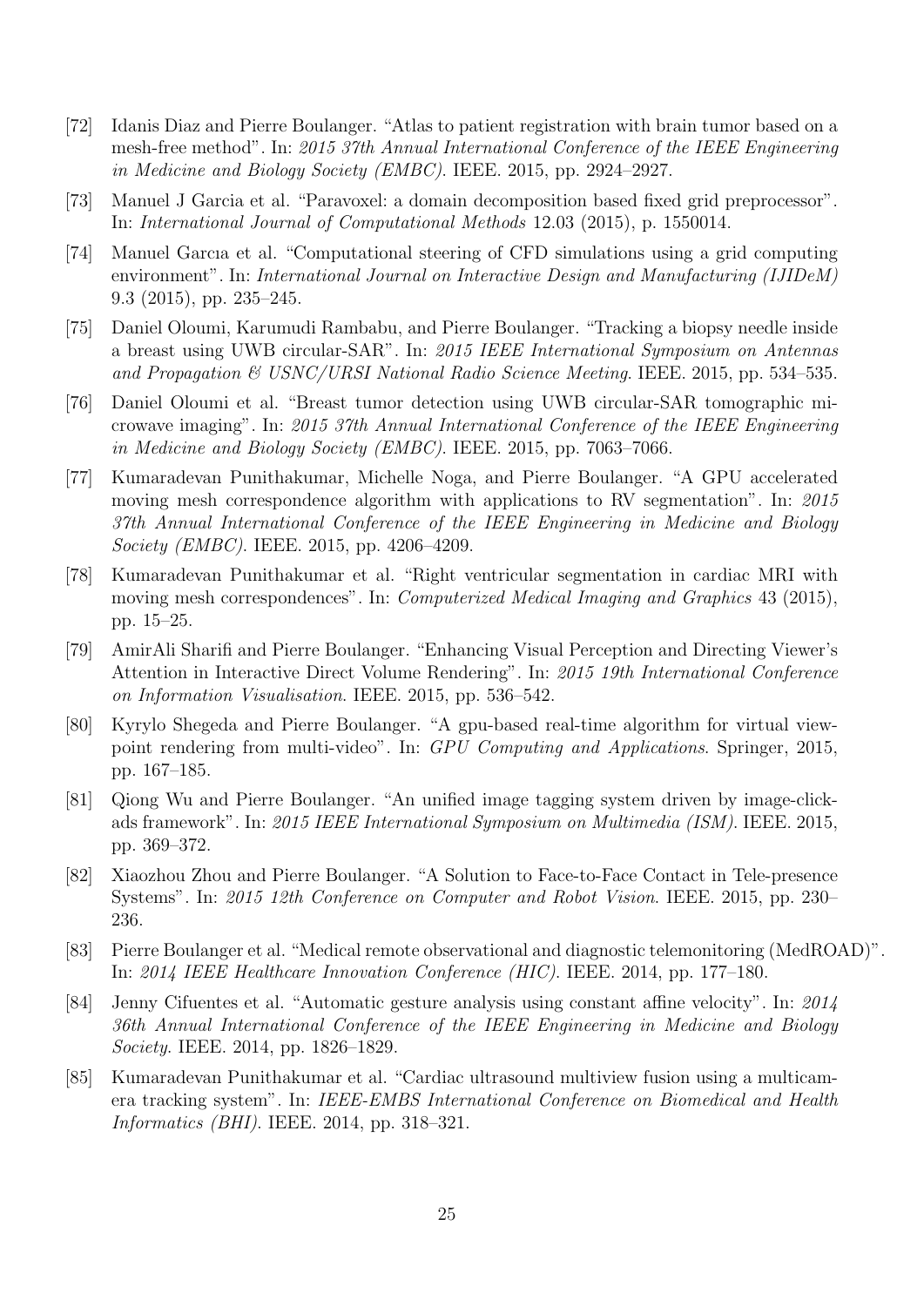[72] Idanis Diaz and Pierre Boulanger. "Atlas to patient registration with brain tumor based on a mesh-free method". In: *2015 37th Annual International Conference of the IEEE Engineering in Medicine and Biology Society (EMBC)*. IEEE. 2015, pp. 2924–2927.

[73] Manuel J Garcia et al. "Paravoxel: a domain decomposition based fixed grid preprocessor". In: *International Journal of Computational Methods* 12.03 (2015), p. 1550014.

[74] Manuel Garcıa et al. "Computational steering of CFD simulations using a grid computing environment". In: *International Journal on Interactive Design and Manufacturing (IJIDeM)* 9.3 (2015), pp. 235–245.

[75] Daniel Oloumi, Karumudi Rambabu, and Pierre Boulanger. "Tracking a biopsy needle inside a breast using UWB circular-SAR". In: *2015 IEEE International Symposium on Antennas and Propagation & USNC/URSI National Radio Science Meeting*. IEEE. 2015, pp. 534–535.

[76] Daniel Oloumi et al. "Breast tumor detection using UWB circular-SAR tomographic microwave imaging". In: *2015 37th Annual International Conference of the IEEE Engineering in Medicine and Biology Society (EMBC)*. IEEE. 2015, pp. 7063–7066.

[77] Kumaradevan Punithakumar, Michelle Noga, and Pierre Boulanger. "A GPU accelerated moving mesh correspondence algorithm with applications to RV segmentation". In: *2015 37th Annual International Conference of the IEEE Engineering in Medicine and Biology Society (EMBC)*. IEEE. 2015, pp. 4206–4209.

[78] Kumaradevan Punithakumar et al. "Right ventricular segmentation in cardiac MRI with moving mesh correspondences". In: *Computerized Medical Imaging and Graphics* 43 (2015), pp. 15–25.

[79] AmirAli Sharifi and Pierre Boulanger. "Enhancing Visual Perception and Directing Viewer's Attention in Interactive Direct Volume Rendering". In: *2015 19th International Conference on Information Visualisation*. IEEE. 2015, pp. 536–542.

[80] Kyrylo Shegeda and Pierre Boulanger. "A gpu-based real-time algorithm for virtual viewpoint rendering from multi-video". In: *GPU Computing and Applications*. Springer, 2015, pp. 167–185.

[81] Qiong Wu and Pierre Boulanger. "An unified image tagging system driven by image-click-ads framework". In: *2015 IEEE International Symposium on Multimedia (ISM)*. IEEE. 2015, pp. 369–372.

[82] Xiaozhou Zhou and Pierre Boulanger. "A Solution to Face-to-Face Contact in Tele-presence Systems". In: *2015 12th Conference on Computer and Robot Vision*. IEEE. 2015, pp. 230–236.

[83] Pierre Boulanger et al. "Medical remote observational and diagnostic telemonitoring (MedROAD)". In: *2014 IEEE Healthcare Innovation Conference (HIC)*. IEEE. 2014, pp. 177–180.

[84] Jenny Cifuentes et al. "Automatic gesture analysis using constant affine velocity". In: *2014 36th Annual International Conference of the IEEE Engineering in Medicine and Biology Society*. IEEE. 2014, pp. 1826–1829.

[85] Kumaradevan Punithakumar et al. "Cardiac ultrasound multiview fusion using a multicamera tracking system". In: *IEEE-EMBS International Conference on Biomedical and Health Informatics (BHI)*. IEEE. 2014, pp. 318–321.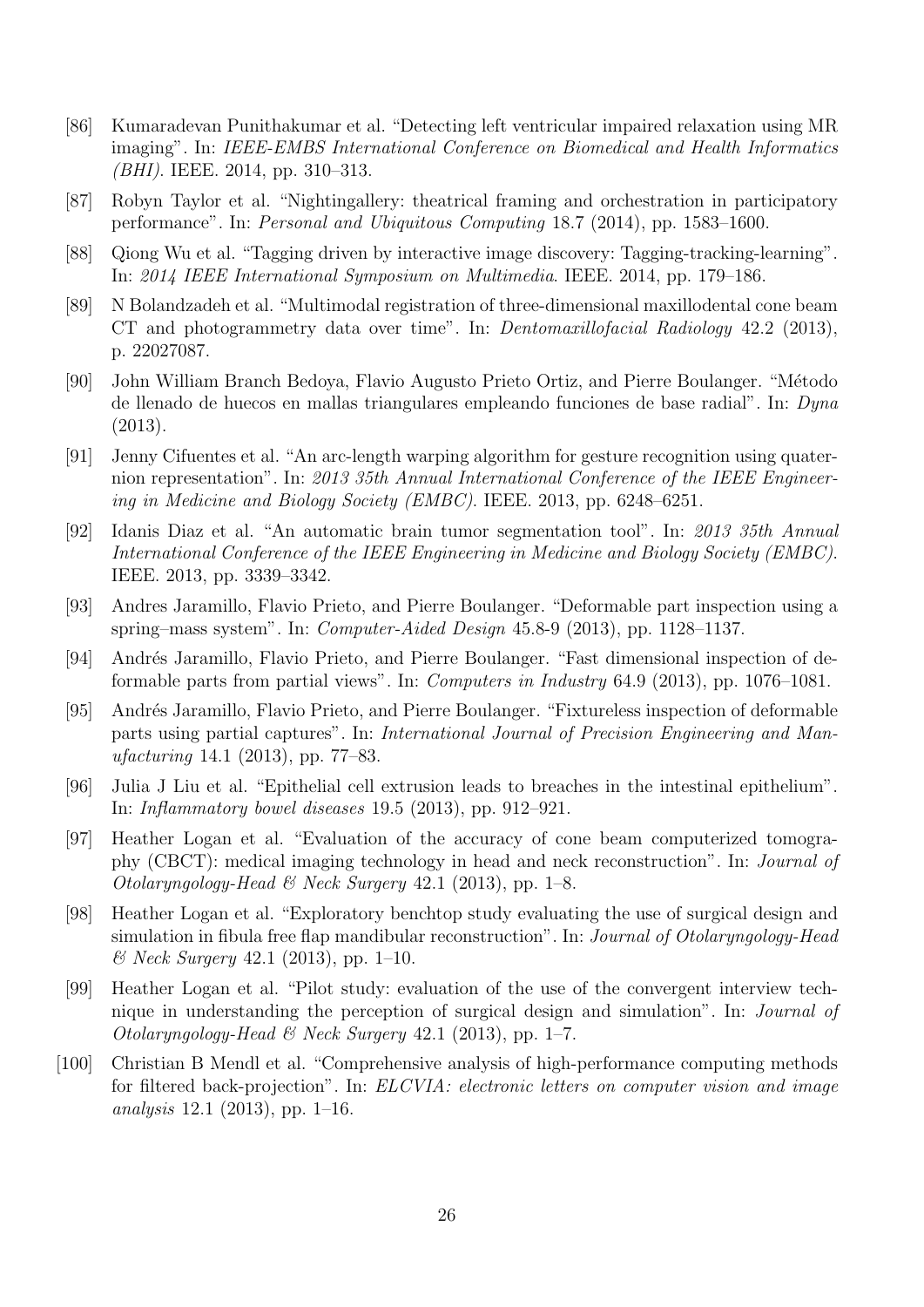[86] Kumaradevan Punithakumar et al. "Detecting left ventricular impaired relaxation using MR imaging". In: *IEEE-EMBS International Conference on Biomedical and Health Informatics (BHI)*. IEEE. 2014, pp. 310–313.

[87] Robyn Taylor et al. "Nightingallery: theatrical framing and orchestration in participatory performance". In: *Personal and Ubiquitous Computing* 18.7 (2014), pp. 1583–1600.

[88] Qiong Wu et al. "Tagging driven by interactive image discovery: Tagging-tracking-learning". In: *2014 IEEE International Symposium on Multimedia*. IEEE. 2014, pp. 179–186.

[89] N Bolandzadeh et al. "Multimodal registration of three-dimensional maxillodental cone beam CT and photogrammetry data over time". In: *Dentomaxillofacial Radiology* 42.2 (2013), p. 22027087.

[90] John William Branch Bedoya, Flavio Augusto Prieto Ortiz, and Pierre Boulanger. "Método de llenado de huecos en mallas triangulares empleando funciones de base radial". In: *Dyna* (2013).

[91] Jenny Cifuentes et al. "An arc-length warping algorithm for gesture recognition using quaternion representation". In: *2013 35th Annual International Conference of the IEEE Engineering in Medicine and Biology Society (EMBC)*. IEEE. 2013, pp. 6248–6251.

[92] Idanis Diaz et al. "An automatic brain tumor segmentation tool". In: *2013 35th Annual International Conference of the IEEE Engineering in Medicine and Biology Society (EMBC)*. IEEE. 2013, pp. 3339–3342.

[93] Andres Jaramillo, Flavio Prieto, and Pierre Boulanger. "Deformable part inspection using a spring–mass system". In: *Computer-Aided Design* 45.8-9 (2013), pp. 1128–1137.

[94] Andrés Jaramillo, Flavio Prieto, and Pierre Boulanger. "Fast dimensional inspection of deformable parts from partial views". In: *Computers in Industry* 64.9 (2013), pp. 1076–1081.

[95] Andrés Jaramillo, Flavio Prieto, and Pierre Boulanger. "Fixtureless inspection of deformable parts using partial captures". In: *International Journal of Precision Engineering and Manufacturing* 14.1 (2013), pp. 77–83.

[96] Julia J Liu et al. "Epithelial cell extrusion leads to breaches in the intestinal epithelium". In: *Inflammatory bowel diseases* 19.5 (2013), pp. 912–921.

[97] Heather Logan et al. "Evaluation of the accuracy of cone beam computerized tomography (CBCT): medical imaging technology in head and neck reconstruction". In: *Journal of Otolaryngology-Head & Neck Surgery* 42.1 (2013), pp. 1–8.

[98] Heather Logan et al. "Exploratory benchtop study evaluating the use of surgical design and simulation in fibula free flap mandibular reconstruction". In: *Journal of Otolaryngology-Head & Neck Surgery* 42.1 (2013), pp. 1–10.

[99] Heather Logan et al. "Pilot study: evaluation of the use of the convergent interview technique in understanding the perception of surgical design and simulation". In: *Journal of Otolaryngology-Head & Neck Surgery* 42.1 (2013), pp. 1–7.

[100] Christian B Mendl et al. "Comprehensive analysis of high-performance computing methods for filtered back-projection". In: *ELCVIA: electronic letters on computer vision and image analysis* 12.1 (2013), pp. 1–16.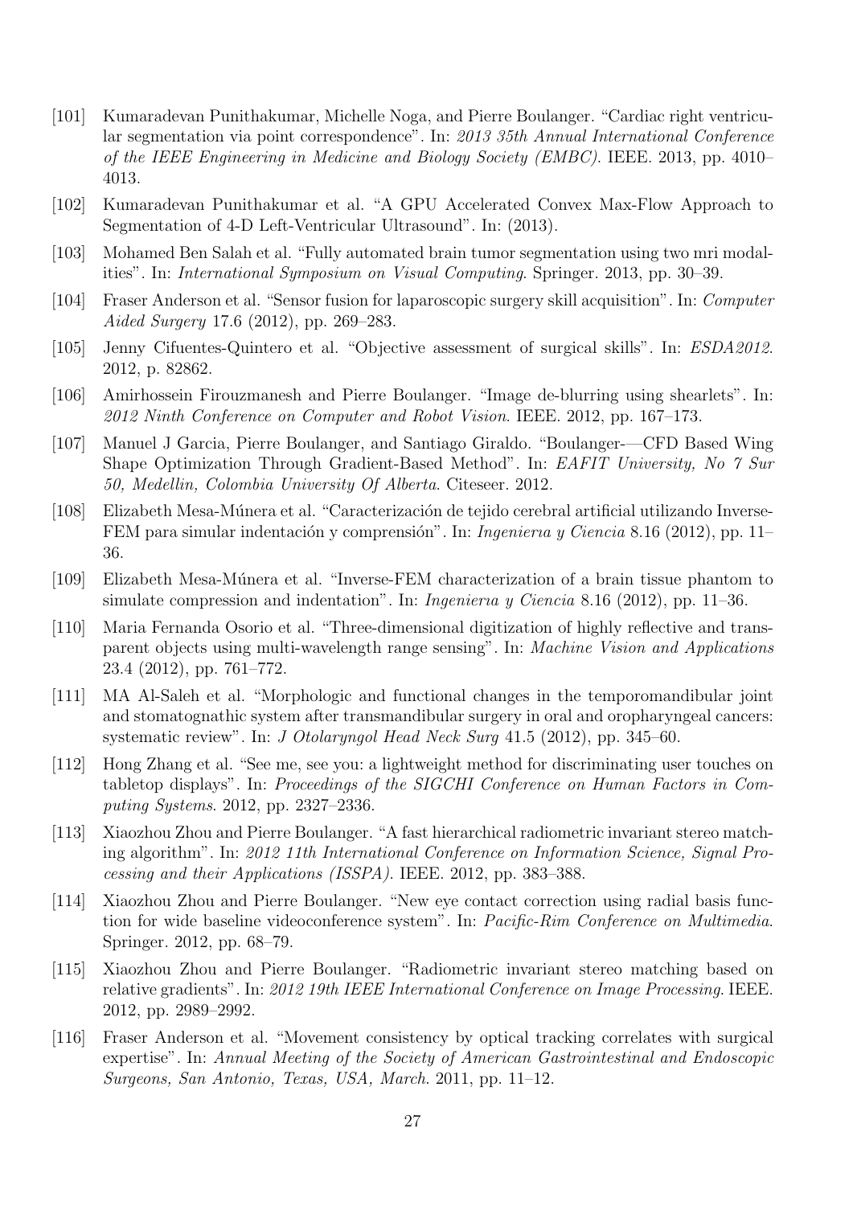- [101] Kumaradevan Punithakumar, Michelle Noga, and Pierre Boulanger. "Cardiac right ventricular segmentation via point correspondence". In: *2013 35th Annual International Conference of the IEEE Engineering in Medicine and Biology Society (EMBC)*. IEEE. 2013, pp. 4010–4013.
- [102] Kumaradevan Punithakumar et al. "A GPU Accelerated Convex Max-Flow Approach to Segmentation of 4-D Left-Ventricular Ultrasound". In: (2013).
- [103] Mohamed Ben Salah et al. "Fully automated brain tumor segmentation using two mri modalities". In: *International Symposium on Visual Computing*. Springer. 2013, pp. 30–39.
- [104] Fraser Anderson et al. "Sensor fusion for laparoscopic surgery skill acquisition". In: *Computer Aided Surgery* 17.6 (2012), pp. 269–283.
- [105] Jenny Cifuentes-Quintero et al. "Objective assessment of surgical skills". In: *ESDA2012*. 2012, p. 82862.
- [106] Amirhossein Firouzmanesh and Pierre Boulanger. "Image de-blurring using shearlets". In: *2012 Ninth Conference on Computer and Robot Vision*. IEEE. 2012, pp. 167–173.
- [107] Manuel J Garcia, Pierre Boulanger, and Santiago Giraldo. "Boulanger-—CFD Based Wing Shape Optimization Through Gradient-Based Method". In: *EAFIT University, No 7 Sur 50, Medellin, Colombia University Of Alberta*. Citeseer. 2012.
- [108] Elizabeth Mesa-Múnera et al. "Caracterización de tejido cerebral artificial utilizando Inverse-FEM para simular indentación y comprensión". In: *Ingenierıa y Ciencia* 8.16 (2012), pp. 11–36.
- [109] Elizabeth Mesa-Múnera et al. "Inverse-FEM characterization of a brain tissue phantom to simulate compression and indentation". In: *Ingenierıa y Ciencia* 8.16 (2012), pp. 11–36.
- [110] Maria Fernanda Osorio et al. "Three-dimensional digitization of highly reflective and transparent objects using multi-wavelength range sensing". In: *Machine Vision and Applications* 23.4 (2012), pp. 761–772.
- [111] MA Al-Saleh et al. "Morphologic and functional changes in the temporomandibular joint and stomatognathic system after transmandibular surgery in oral and oropharyngeal cancers: systematic review". In: *J Otolaryngol Head Neck Surg* 41.5 (2012), pp. 345–60.
- [112] Hong Zhang et al. "See me, see you: a lightweight method for discriminating user touches on tabletop displays". In: *Proceedings of the SIGCHI Conference on Human Factors in Computing Systems*. 2012, pp. 2327–2336.
- [113] Xiaozhou Zhou and Pierre Boulanger. "A fast hierarchical radiometric invariant stereo matching algorithm". In: *2012 11th International Conference on Information Science, Signal Processing and their Applications (ISSPA)*. IEEE. 2012, pp. 383–388.
- [114] Xiaozhou Zhou and Pierre Boulanger. "New eye contact correction using radial basis function for wide baseline videoconference system". In: *Pacific-Rim Conference on Multimedia*. Springer. 2012, pp. 68–79.
- [115] Xiaozhou Zhou and Pierre Boulanger. "Radiometric invariant stereo matching based on relative gradients". In: *2012 19th IEEE International Conference on Image Processing*. IEEE. 2012, pp. 2989–2992.
- [116] Fraser Anderson et al. "Movement consistency by optical tracking correlates with surgical expertise". In: *Annual Meeting of the Society of American Gastrointestinal and Endoscopic Surgeons, San Antonio, Texas, USA, March*. 2011, pp. 11–12.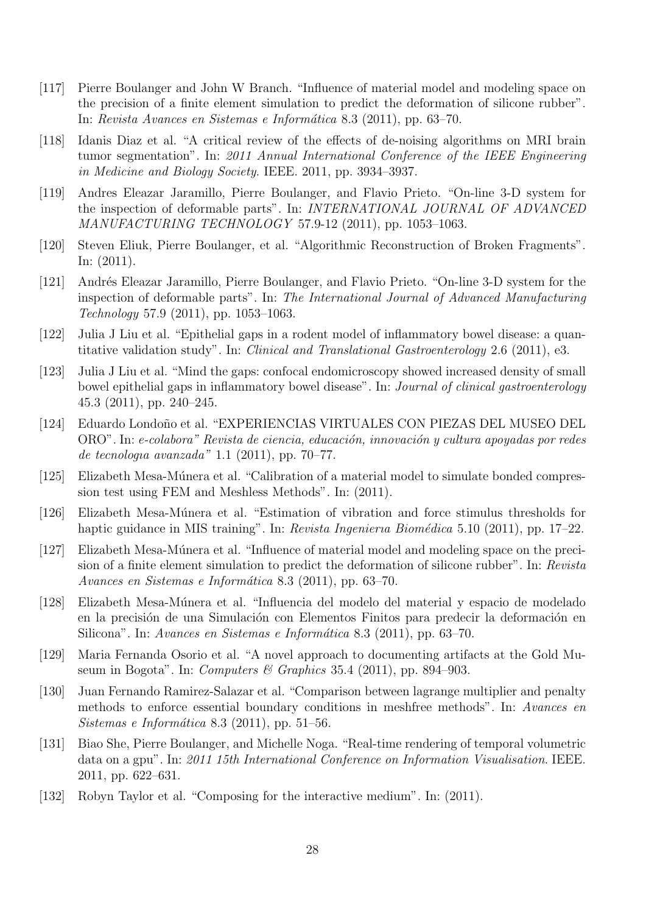[117] Pierre Boulanger and John W Branch. "Influence of material model and modeling space on the precision of a finite element simulation to predict the deformation of silicone rubber". In: *Revista Avances en Sistemas e Informática* 8.3 (2011), pp. 63–70.

[118] Idanis Diaz et al. "A critical review of the effects of de-noising algorithms on MRI brain tumor segmentation". In: *2011 Annual International Conference of the IEEE Engineering in Medicine and Biology Society*. IEEE. 2011, pp. 3934–3937.

[119] Andres Eleazar Jaramillo, Pierre Boulanger, and Flavio Prieto. "On-line 3-D system for the inspection of deformable parts". In: *INTERNATIONAL JOURNAL OF ADVANCED MANUFACTURING TECHNOLOGY* 57.9-12 (2011), pp. 1053–1063.

[120] Steven Eliuk, Pierre Boulanger, et al. "Algorithmic Reconstruction of Broken Fragments". In: (2011).

[121] Andrés Eleazar Jaramillo, Pierre Boulanger, and Flavio Prieto. "On-line 3-D system for the inspection of deformable parts". In: *The International Journal of Advanced Manufacturing Technology* 57.9 (2011), pp. 1053–1063.

[122] Julia J Liu et al. "Epithelial gaps in a rodent model of inflammatory bowel disease: a quantitative validation study". In: *Clinical and Translational Gastroenterology* 2.6 (2011), e3.

[123] Julia J Liu et al. "Mind the gaps: confocal endomicroscopy showed increased density of small bowel epithelial gaps in inflammatory bowel disease". In: *Journal of clinical gastroenterology* 45.3 (2011), pp. 240–245.

[124] Eduardo Londoño et al. "EXPERIENCIAS VIRTUALES CON PIEZAS DEL MUSEO DEL ORO". In: *e-colabora" Revista de ciencia, educación, innovación y cultura apoyadas por redes de tecnologıa avanzada"* 1.1 (2011), pp. 70–77.

[125] Elizabeth Mesa-Múnera et al. "Calibration of a material model to simulate bonded compression test using FEM and Meshless Methods". In: (2011).

[126] Elizabeth Mesa-Múnera et al. "Estimation of vibration and force stimulus thresholds for haptic guidance in MIS training". In: *Revista Ingenierıa Biomédica* 5.10 (2011), pp. 17–22.

[127] Elizabeth Mesa-Múnera et al. "Influence of material model and modeling space on the precision of a finite element simulation to predict the deformation of silicone rubber". In: *Revista Avances en Sistemas e Informática* 8.3 (2011), pp. 63–70.

[128] Elizabeth Mesa-Múnera et al. "Influencia del modelo del material y espacio de modelado en la precisión de una Simulación con Elementos Finitos para predecir la deformación en Silicona". In: *Avances en Sistemas e Informática* 8.3 (2011), pp. 63–70.

[129] Maria Fernanda Osorio et al. "A novel approach to documenting artifacts at the Gold Museum in Bogota". In: *Computers & Graphics* 35.4 (2011), pp. 894–903.

[130] Juan Fernando Ramirez-Salazar et al. "Comparison between lagrange multiplier and penalty methods to enforce essential boundary conditions in meshfree methods". In: *Avances en Sistemas e Informática* 8.3 (2011), pp. 51–56.

[131] Biao She, Pierre Boulanger, and Michelle Noga. "Real-time rendering of temporal volumetric data on a gpu". In: *2011 15th International Conference on Information Visualisation*. IEEE. 2011, pp. 622–631.

[132] Robyn Taylor et al. "Composing for the interactive medium". In: (2011).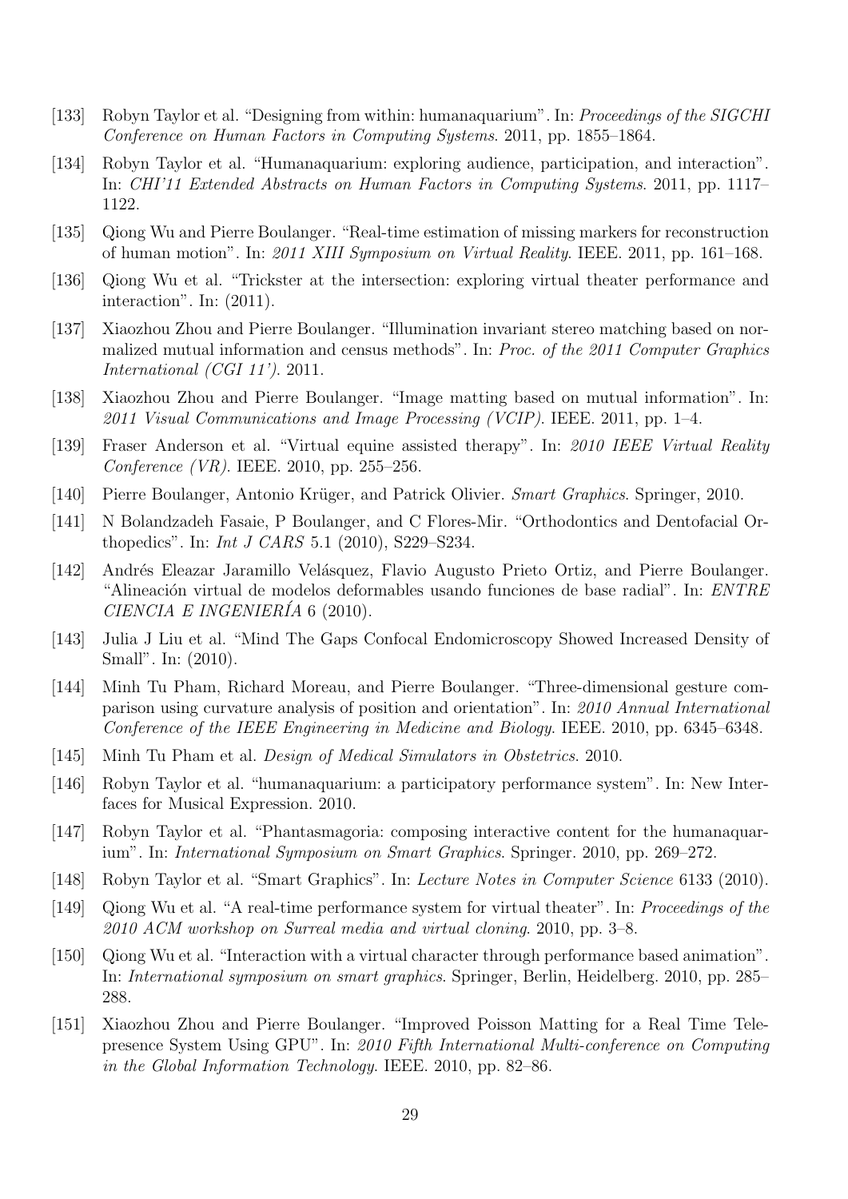[133] Robyn Taylor et al. "Designing from within: humanaquarium". In: *Proceedings of the SIGCHI Conference on Human Factors in Computing Systems*. 2011, pp. 1855–1864.

[134] Robyn Taylor et al. "Humanaquarium: exploring audience, participation, and interaction". In: *CHI'11 Extended Abstracts on Human Factors in Computing Systems*. 2011, pp. 1117–1122.

[135] Qiong Wu and Pierre Boulanger. "Real-time estimation of missing markers for reconstruction of human motion". In: *2011 XIII Symposium on Virtual Reality*. IEEE. 2011, pp. 161–168.

[136] Qiong Wu et al. "Trickster at the intersection: exploring virtual theater performance and interaction". In: (2011).

[137] Xiaozhou Zhou and Pierre Boulanger. "Illumination invariant stereo matching based on normalized mutual information and census methods". In: *Proc. of the 2011 Computer Graphics International (CGI 11')*. 2011.

[138] Xiaozhou Zhou and Pierre Boulanger. "Image matting based on mutual information". In: *2011 Visual Communications and Image Processing (VCIP)*. IEEE. 2011, pp. 1–4.

[139] Fraser Anderson et al. "Virtual equine assisted therapy". In: *2010 IEEE Virtual Reality Conference (VR)*. IEEE. 2010, pp. 255–256.

[140] Pierre Boulanger, Antonio Krüger, and Patrick Olivier. *Smart Graphics*. Springer, 2010.

[141] N Bolandzadeh Fasaie, P Boulanger, and C Flores-Mir. "Orthodontics and Dentofacial Orthopedics". In: *Int J CARS* 5.1 (2010), S229–S234.

[142] Andrés Eleazar Jaramillo Velásquez, Flavio Augusto Prieto Ortiz, and Pierre Boulanger. "Alineación virtual de modelos deformables usando funciones de base radial". In: *ENTRE CIENCIA E INGENIERÍA* 6 (2010).

[143] Julia J Liu et al. "Mind The Gaps Confocal Endomicroscopy Showed Increased Density of Small". In: (2010).

[144] Minh Tu Pham, Richard Moreau, and Pierre Boulanger. "Three-dimensional gesture comparison using curvature analysis of position and orientation". In: *2010 Annual International Conference of the IEEE Engineering in Medicine and Biology*. IEEE. 2010, pp. 6345–6348.

[145] Minh Tu Pham et al. *Design of Medical Simulators in Obstetrics*. 2010.

[146] Robyn Taylor et al. "humanaquarium: a participatory performance system". In: New Interfaces for Musical Expression. 2010.

[147] Robyn Taylor et al. "Phantasmagoria: composing interactive content for the humanaquarium". In: *International Symposium on Smart Graphics*. Springer. 2010, pp. 269–272.

[148] Robyn Taylor et al. "Smart Graphics". In: *Lecture Notes in Computer Science* 6133 (2010).

[149] Qiong Wu et al. "A real-time performance system for virtual theater". In: *Proceedings of the 2010 ACM workshop on Surreal media and virtual cloning*. 2010, pp. 3–8.

[150] Qiong Wu et al. "Interaction with a virtual character through performance based animation". In: *International symposium on smart graphics*. Springer, Berlin, Heidelberg. 2010, pp. 285–288.

[151] Xiaozhou Zhou and Pierre Boulanger. "Improved Poisson Matting for a Real Time Telepresence System Using GPU". In: *2010 Fifth International Multi-conference on Computing in the Global Information Technology*. IEEE. 2010, pp. 82–86.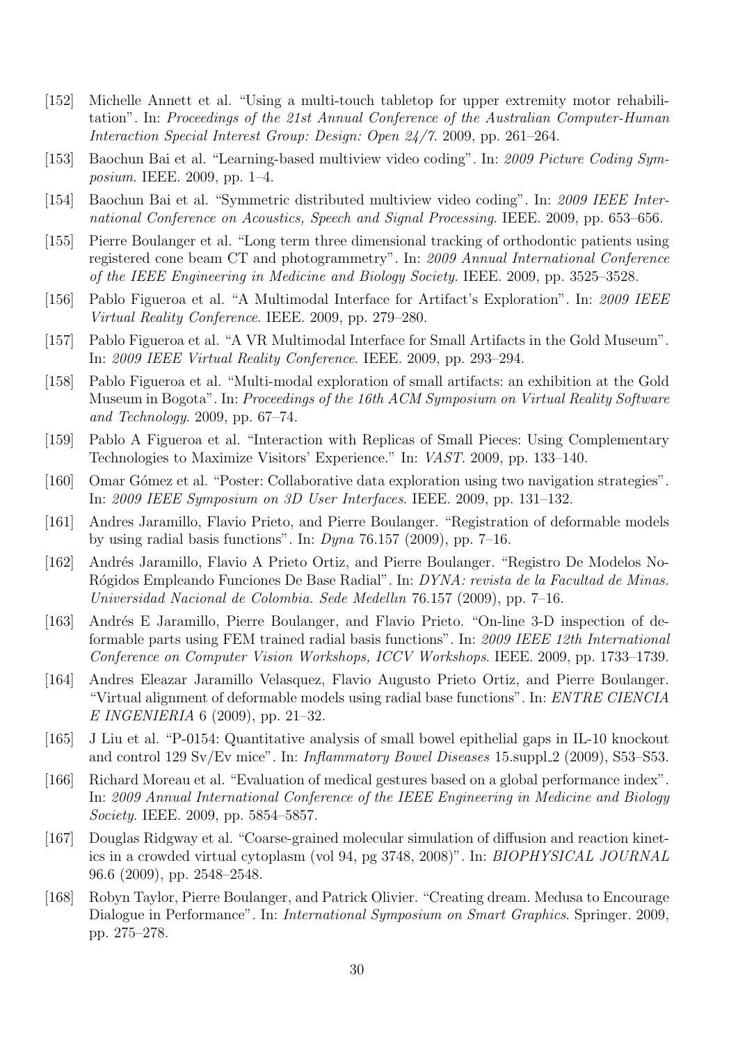[152] Michelle Annett et al. "Using a multi-touch tabletop for upper extremity motor rehabilitation". In: *Proceedings of the 21st Annual Conference of the Australian Computer-Human Interaction Special Interest Group: Design: Open 24/7*. 2009, pp. 261–264.

[153] Baochun Bai et al. "Learning-based multiview video coding". In: *2009 Picture Coding Symposium*. IEEE. 2009, pp. 1–4.

[154] Baochun Bai et al. "Symmetric distributed multiview video coding". In: *2009 IEEE International Conference on Acoustics, Speech and Signal Processing*. IEEE. 2009, pp. 653–656.

[155] Pierre Boulanger et al. "Long term three dimensional tracking of orthodontic patients using registered cone beam CT and photogrammetry". In: *2009 Annual International Conference of the IEEE Engineering in Medicine and Biology Society*. IEEE. 2009, pp. 3525–3528.

[156] Pablo Figueroa et al. "A Multimodal Interface for Artifact's Exploration". In: *2009 IEEE Virtual Reality Conference*. IEEE. 2009, pp. 279–280.

[157] Pablo Figueroa et al. "A VR Multimodal Interface for Small Artifacts in the Gold Museum". In: *2009 IEEE Virtual Reality Conference*. IEEE. 2009, pp. 293–294.

[158] Pablo Figueroa et al. "Multi-modal exploration of small artifacts: an exhibition at the Gold Museum in Bogota". In: *Proceedings of the 16th ACM Symposium on Virtual Reality Software and Technology*. 2009, pp. 67–74.

[159] Pablo A Figueroa et al. "Interaction with Replicas of Small Pieces: Using Complementary Technologies to Maximize Visitors' Experience." In: *VAST*. 2009, pp. 133–140.

[160] Omar Gómez et al. "Poster: Collaborative data exploration using two navigation strategies". In: *2009 IEEE Symposium on 3D User Interfaces*. IEEE. 2009, pp. 131–132.

[161] Andres Jaramillo, Flavio Prieto, and Pierre Boulanger. "Registration of deformable models by using radial basis functions". In: *Dyna* 76.157 (2009), pp. 7–16.

[162] Andrés Jaramillo, Flavio A Prieto Ortiz, and Pierre Boulanger. "Registro De Modelos No-Rógidos Empleando Funciones De Base Radial". In: *DYNA: revista de la Facultad de Minas. Universidad Nacional de Colombia. Sede Medellın* 76.157 (2009), pp. 7–16.

[163] Andrés E Jaramillo, Pierre Boulanger, and Flavio Prieto. "On-line 3-D inspection of deformable parts using FEM trained radial basis functions". In: *2009 IEEE 12th International Conference on Computer Vision Workshops, ICCV Workshops*. IEEE. 2009, pp. 1733–1739.

[164] Andres Eleazar Jaramillo Velasquez, Flavio Augusto Prieto Ortiz, and Pierre Boulanger. "Virtual alignment of deformable models using radial base functions". In: *ENTRE CIENCIA E INGENIERIA* 6 (2009), pp. 21–32.

[165] J Liu et al. "P-0154: Quantitative analysis of small bowel epithelial gaps in IL-10 knockout and control 129 Sv/Ev mice". In: *Inflammatory Bowel Diseases* 15.suppl_2 (2009), S53–S53.

[166] Richard Moreau et al. "Evaluation of medical gestures based on a global performance index". In: *2009 Annual International Conference of the IEEE Engineering in Medicine and Biology Society*. IEEE. 2009, pp. 5854–5857.

[167] Douglas Ridgway et al. "Coarse-grained molecular simulation of diffusion and reaction kinetics in a crowded virtual cytoplasm (vol 94, pg 3748, 2008)". In: *BIOPHYSICAL JOURNAL* 96.6 (2009), pp. 2548–2548.

[168] Robyn Taylor, Pierre Boulanger, and Patrick Olivier. "Creating dream. Medusa to Encourage Dialogue in Performance". In: *International Symposium on Smart Graphics*. Springer. 2009, pp. 275–278.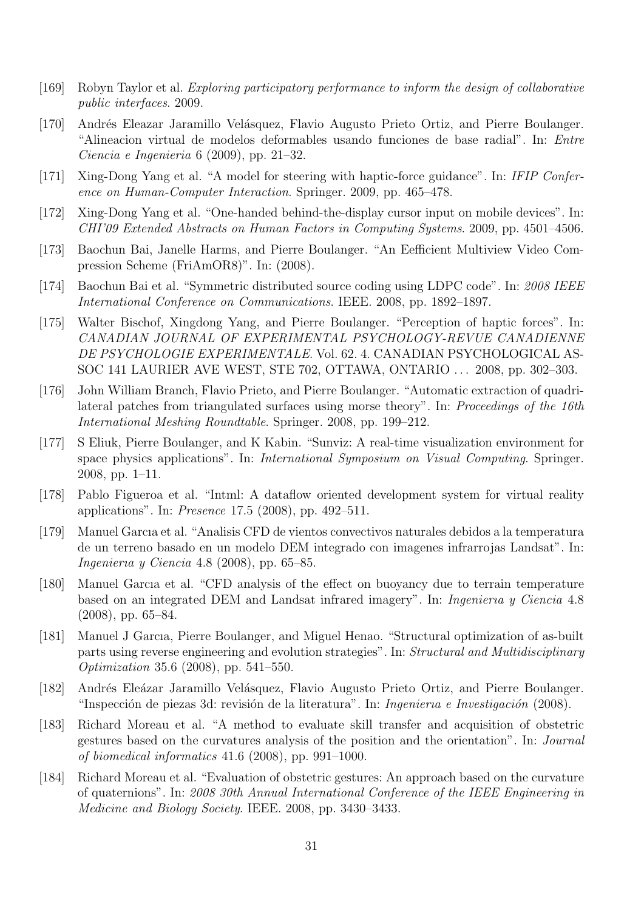[169] Robyn Taylor et al. *Exploring participatory performance to inform the design of collaborative public interfaces*. 2009.

[170] Andrés Eleazar Jaramillo Velásquez, Flavio Augusto Prieto Ortiz, and Pierre Boulanger. "Alineacion virtual de modelos deformables usando funciones de base radial". In: *Entre Ciencia e Ingenieria* 6 (2009), pp. 21–32.

[171] Xing-Dong Yang et al. "A model for steering with haptic-force guidance". In: *IFIP Conference on Human-Computer Interaction*. Springer. 2009, pp. 465–478.

[172] Xing-Dong Yang et al. "One-handed behind-the-display cursor input on mobile devices". In: *CHI'09 Extended Abstracts on Human Factors in Computing Systems*. 2009, pp. 4501–4506.

[173] Baochun Bai, Janelle Harms, and Pierre Boulanger. "An Eefficient Multiview Video Compression Scheme (FriAmOR8)". In: (2008).

[174] Baochun Bai et al. "Symmetric distributed source coding using LDPC code". In: *2008 IEEE International Conference on Communications*. IEEE. 2008, pp. 1892–1897.

[175] Walter Bischof, Xingdong Yang, and Pierre Boulanger. "Perception of haptic forces". In: *CANADIAN JOURNAL OF EXPERIMENTAL PSYCHOLOGY-REVUE CANADIENNE DE PSYCHOLOGIE EXPERIMENTALE*. Vol. 62. 4. CANADIAN PSYCHOLOGICAL ASSOC 141 LAURIER AVE WEST, STE 702, OTTAWA, ONTARIO ... 2008, pp. 302–303.

[176] John William Branch, Flavio Prieto, and Pierre Boulanger. "Automatic extraction of quadrilateral patches from triangulated surfaces using morse theory". In: *Proceedings of the 16th International Meshing Roundtable*. Springer. 2008, pp. 199–212.

[177] S Eliuk, Pierre Boulanger, and K Kabin. "Sunviz: A real-time visualization environment for space physics applications". In: *International Symposium on Visual Computing*. Springer. 2008, pp. 1–11.

[178] Pablo Figueroa et al. "Intml: A dataflow oriented development system for virtual reality applications". In: *Presence* 17.5 (2008), pp. 492–511.

[179] Manuel Garcıa et al. "Analisis CFD de vientos convectivos naturales debidos a la temperatura de un terreno basado en un modelo DEM integrado con imagenes infrarrojas Landsat". In: *Ingenierıa y Ciencia* 4.8 (2008), pp. 65–85.

[180] Manuel Garcıa et al. "CFD analysis of the effect on buoyancy due to terrain temperature based on an integrated DEM and Landsat infrared imagery". In: *Ingenierıa y Ciencia* 4.8 (2008), pp. 65–84.

[181] Manuel J Garcıa, Pierre Boulanger, and Miguel Henao. "Structural optimization of as-built parts using reverse engineering and evolution strategies". In: *Structural and Multidisciplinary Optimization* 35.6 (2008), pp. 541–550.

[182] Andrés Eleázar Jaramillo Velásquez, Flavio Augusto Prieto Ortiz, and Pierre Boulanger. "Inspección de piezas 3d: revisión de la literatura". In: *Ingenierıa e Investigación* (2008).

[183] Richard Moreau et al. "A method to evaluate skill transfer and acquisition of obstetric gestures based on the curvatures analysis of the position and the orientation". In: *Journal of biomedical informatics* 41.6 (2008), pp. 991–1000.

[184] Richard Moreau et al. "Evaluation of obstetric gestures: An approach based on the curvature of quaternions". In: *2008 30th Annual International Conference of the IEEE Engineering in Medicine and Biology Society*. IEEE. 2008, pp. 3430–3433.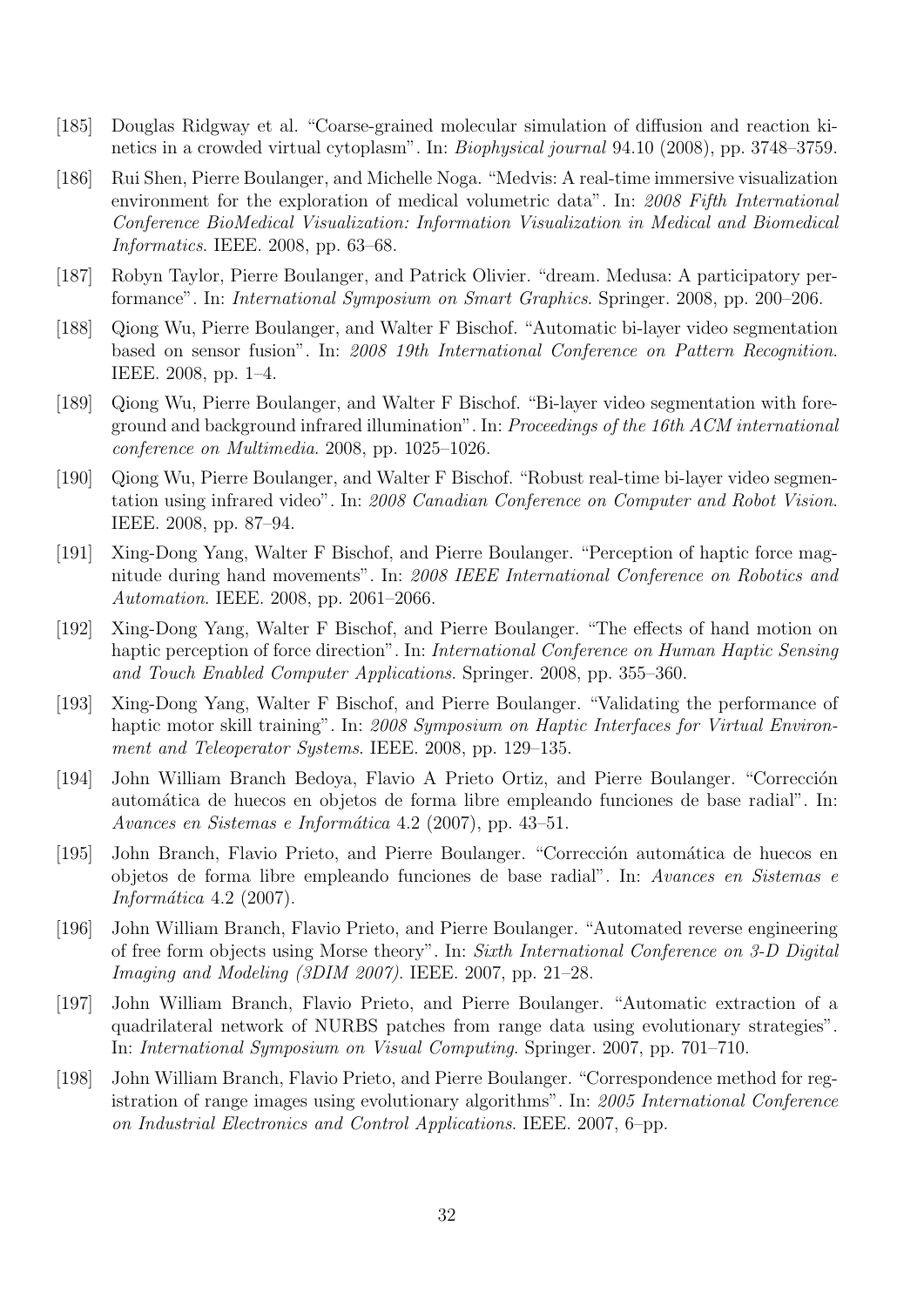[185] Douglas Ridgway et al. "Coarse-grained molecular simulation of diffusion and reaction kinetics in a crowded virtual cytoplasm". In: *Biophysical journal* 94.10 (2008), pp. 3748–3759.

[186] Rui Shen, Pierre Boulanger, and Michelle Noga. "Medvis: A real-time immersive visualization environment for the exploration of medical volumetric data". In: *2008 Fifth International Conference BioMedical Visualization: Information Visualization in Medical and Biomedical Informatics*. IEEE. 2008, pp. 63–68.

[187] Robyn Taylor, Pierre Boulanger, and Patrick Olivier. "dream. Medusa: A participatory performance". In: *International Symposium on Smart Graphics*. Springer. 2008, pp. 200–206.

[188] Qiong Wu, Pierre Boulanger, and Walter F Bischof. "Automatic bi-layer video segmentation based on sensor fusion". In: *2008 19th International Conference on Pattern Recognition*. IEEE. 2008, pp. 1–4.

[189] Qiong Wu, Pierre Boulanger, and Walter F Bischof. "Bi-layer video segmentation with foreground and background infrared illumination". In: *Proceedings of the 16th ACM international conference on Multimedia*. 2008, pp. 1025–1026.

[190] Qiong Wu, Pierre Boulanger, and Walter F Bischof. "Robust real-time bi-layer video segmentation using infrared video". In: *2008 Canadian Conference on Computer and Robot Vision*. IEEE. 2008, pp. 87–94.

[191] Xing-Dong Yang, Walter F Bischof, and Pierre Boulanger. "Perception of haptic force magnitude during hand movements". In: *2008 IEEE International Conference on Robotics and Automation*. IEEE. 2008, pp. 2061–2066.

[192] Xing-Dong Yang, Walter F Bischof, and Pierre Boulanger. "The effects of hand motion on haptic perception of force direction". In: *International Conference on Human Haptic Sensing and Touch Enabled Computer Applications*. Springer. 2008, pp. 355–360.

[193] Xing-Dong Yang, Walter F Bischof, and Pierre Boulanger. "Validating the performance of haptic motor skill training". In: *2008 Symposium on Haptic Interfaces for Virtual Environment and Teleoperator Systems*. IEEE. 2008, pp. 129–135.

[194] John William Branch Bedoya, Flavio A Prieto Ortiz, and Pierre Boulanger. "Corrección automática de huecos en objetos de forma libre empleando funciones de base radial". In: *Avances en Sistemas e Informática* 4.2 (2007), pp. 43–51.

[195] John Branch, Flavio Prieto, and Pierre Boulanger. "Corrección automática de huecos en objetos de forma libre empleando funciones de base radial". In: *Avances en Sistemas e Informática* 4.2 (2007).

[196] John William Branch, Flavio Prieto, and Pierre Boulanger. "Automated reverse engineering of free form objects using Morse theory". In: *Sixth International Conference on 3-D Digital Imaging and Modeling (3DIM 2007)*. IEEE. 2007, pp. 21–28.

[197] John William Branch, Flavio Prieto, and Pierre Boulanger. "Automatic extraction of a quadrilateral network of NURBS patches from range data using evolutionary strategies". In: *International Symposium on Visual Computing*. Springer. 2007, pp. 701–710.

[198] John William Branch, Flavio Prieto, and Pierre Boulanger. "Correspondence method for registration of range images using evolutionary algorithms". In: *2005 International Conference on Industrial Electronics and Control Applications*. IEEE. 2007, 6–pp.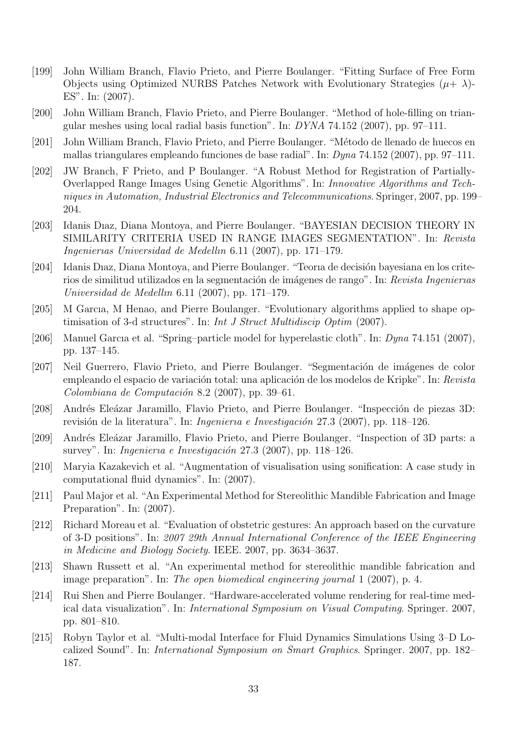[199] John William Branch, Flavio Prieto, and Pierre Boulanger. "Fitting Surface of Free Form Objects using Optimized NURBS Patches Network with Evolutionary Strategies ($\mu+ \lambda$)-ES". In: (2007).

[200] John William Branch, Flavio Prieto, and Pierre Boulanger. "Method of hole-filling on triangular meshes using local radial basis function". In: *DYNA* 74.152 (2007), pp. 97–111.

[201] John William Branch, Flavio Prieto, and Pierre Boulanger. "Método de llenado de huecos en mallas triangulares empleando funciones de base radial". In: *Dyna* 74.152 (2007), pp. 97–111.

[202] JW Branch, F Prieto, and P Boulanger. "A Robust Method for Registration of Partially-Overlapped Range Images Using Genetic Algorithms". In: *Innovative Algorithms and Techniques in Automation, Industrial Electronics and Telecommunications*. Springer, 2007, pp. 199–204.

[203] Idanis Dıaz, Diana Montoya, and Pierre Boulanger. "BAYESIAN DECISION THEORY IN SIMILARITY CRITERIA USED IN RANGE IMAGES SEGMENTATION". In: *Revista Ingenierıas Universidad de Medellın* 6.11 (2007), pp. 171–179.

[204] Idanis Dıaz, Diana Montoya, and Pierre Boulanger. "Teorıa de decisión bayesiana en los criterios de similitud utilizados en la segmentación de imágenes de rango". In: *Revista Ingenierıas Universidad de Medellın* 6.11 (2007), pp. 171–179.

[205] M Garcıa, M Henao, and Pierre Boulanger. "Evolutionary algorithms applied to shape optimisation of 3-d structures". In: *Int J Struct Multidiscip Optim* (2007).

[206] Manuel Garcıa et al. "Spring–particle model for hyperelastic cloth". In: *Dyna* 74.151 (2007), pp. 137–145.

[207] Neil Guerrero, Flavio Prieto, and Pierre Boulanger. "Segmentación de imágenes de color empleando el espacio de variación total: una aplicación de los modelos de Kripke". In: *Revista Colombiana de Computación* 8.2 (2007), pp. 39–61.

[208] Andrés Eleázar Jaramillo, Flavio Prieto, and Pierre Boulanger. "Inspección de piezas 3D: revisión de la literatura". In: *Ingenierıa e Investigación* 27.3 (2007), pp. 118–126.

[209] Andrés Eleázar Jaramillo, Flavio Prieto, and Pierre Boulanger. "Inspection of 3D parts: a survey". In: *Ingenierıa e Investigación* 27.3 (2007), pp. 118–126.

[210] Maryia Kazakevich et al. "Augmentation of visualisation using sonification: A case study in computational fluid dynamics". In: (2007).

[211] Paul Major et al. "An Experimental Method for Stereolithic Mandible Fabrication and Image Preparation". In: (2007).

[212] Richard Moreau et al. "Evaluation of obstetric gestures: An approach based on the curvature of 3-D positions". In: *2007 29th Annual International Conference of the IEEE Engineering in Medicine and Biology Society*. IEEE. 2007, pp. 3634–3637.

[213] Shawn Russett et al. "An experimental method for stereolithic mandible fabrication and image preparation". In: *The open biomedical engineering journal* 1 (2007), p. 4.

[214] Rui Shen and Pierre Boulanger. "Hardware-accelerated volume rendering for real-time medical data visualization". In: *International Symposium on Visual Computing*. Springer. 2007, pp. 801–810.

[215] Robyn Taylor et al. "Multi-modal Interface for Fluid Dynamics Simulations Using 3–D Localized Sound". In: *International Symposium on Smart Graphics*. Springer. 2007, pp. 182–187.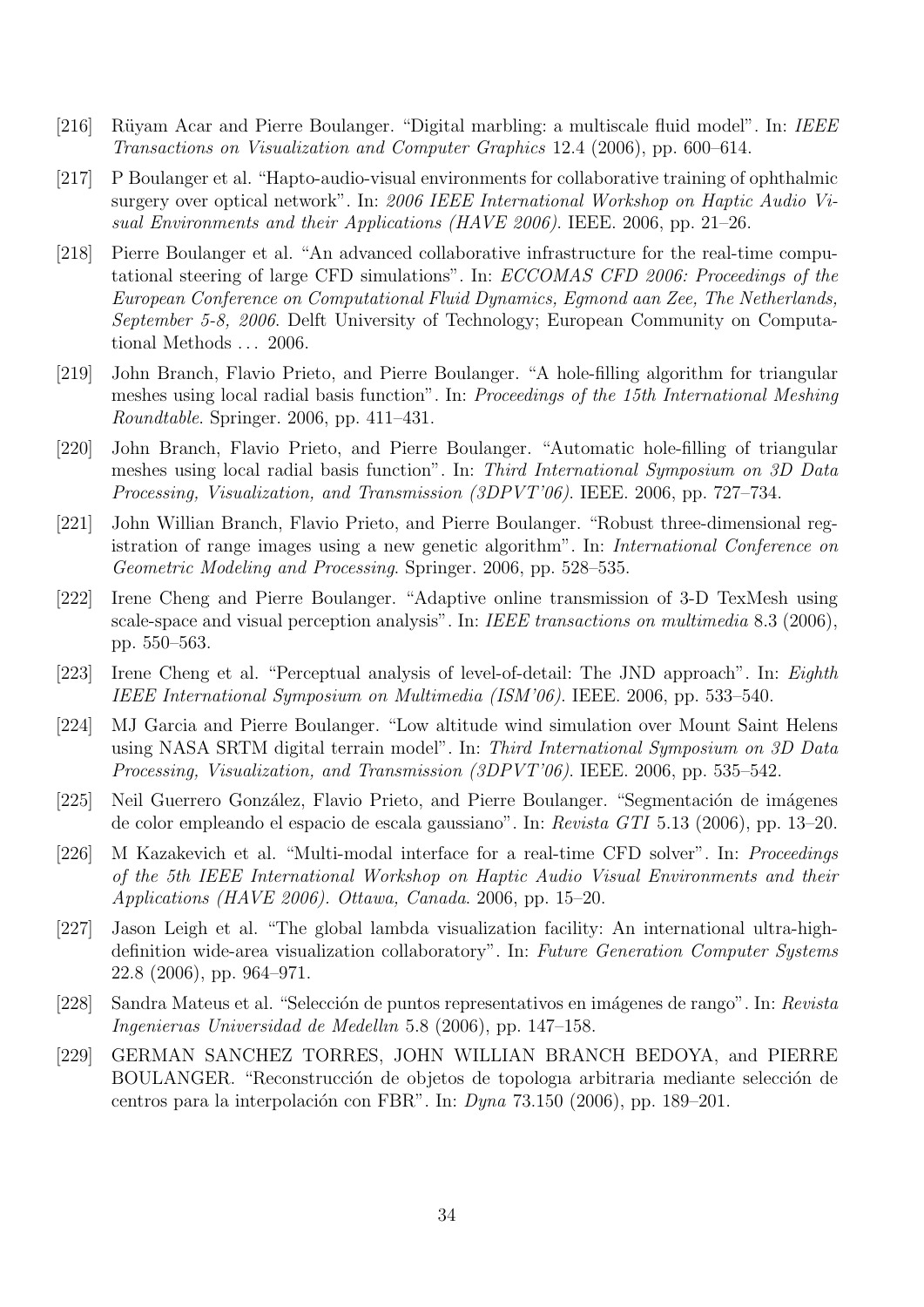[216] Rüyam Acar and Pierre Boulanger. "Digital marbling: a multiscale fluid model". In: *IEEE Transactions on Visualization and Computer Graphics* 12.4 (2006), pp. 600–614.

[217] P Boulanger et al. "Hapto-audio-visual environments for collaborative training of ophthalmic surgery over optical network". In: *2006 IEEE International Workshop on Haptic Audio Visual Environments and their Applications (HAVE 2006)*. IEEE. 2006, pp. 21–26.

[218] Pierre Boulanger et al. "An advanced collaborative infrastructure for the real-time computational steering of large CFD simulations". In: *ECCOMAS CFD 2006: Proceedings of the European Conference on Computational Fluid Dynamics, Egmond aan Zee, The Netherlands, September 5-8, 2006*. Delft University of Technology; European Community on Computational Methods ... 2006.

[219] John Branch, Flavio Prieto, and Pierre Boulanger. "A hole-filling algorithm for triangular meshes using local radial basis function". In: *Proceedings of the 15th International Meshing Roundtable*. Springer. 2006, pp. 411–431.

[220] John Branch, Flavio Prieto, and Pierre Boulanger. "Automatic hole-filling of triangular meshes using local radial basis function". In: *Third International Symposium on 3D Data Processing, Visualization, and Transmission (3DPVT'06)*. IEEE. 2006, pp. 727–734.

[221] John Willian Branch, Flavio Prieto, and Pierre Boulanger. "Robust three-dimensional registration of range images using a new genetic algorithm". In: *International Conference on Geometric Modeling and Processing*. Springer. 2006, pp. 528–535.

[222] Irene Cheng and Pierre Boulanger. "Adaptive online transmission of 3-D TexMesh using scale-space and visual perception analysis". In: *IEEE transactions on multimedia* 8.3 (2006), pp. 550–563.

[223] Irene Cheng et al. "Perceptual analysis of level-of-detail: The JND approach". In: *Eighth IEEE International Symposium on Multimedia (ISM'06)*. IEEE. 2006, pp. 533–540.

[224] MJ Garcia and Pierre Boulanger. "Low altitude wind simulation over Mount Saint Helens using NASA SRTM digital terrain model". In: *Third International Symposium on 3D Data Processing, Visualization, and Transmission (3DPVT'06)*. IEEE. 2006, pp. 535–542.

[225] Neil Guerrero González, Flavio Prieto, and Pierre Boulanger. "Segmentación de imágenes de color empleando el espacio de escala gaussiano". In: *Revista GTI* 5.13 (2006), pp. 13–20.

[226] M Kazakevich et al. "Multi-modal interface for a real-time CFD solver". In: *Proceedings of the 5th IEEE International Workshop on Haptic Audio Visual Environments and their Applications (HAVE 2006). Ottawa, Canada*. 2006, pp. 15–20.

[227] Jason Leigh et al. "The global lambda visualization facility: An international ultra-high-definition wide-area visualization collaboratory". In: *Future Generation Computer Systems* 22.8 (2006), pp. 964–971.

[228] Sandra Mateus et al. "Selección de puntos representativos en imágenes de rango". In: *Revista Ingenierıas Universidad de Medellın* 5.8 (2006), pp. 147–158.

[229] GERMAN SANCHEZ TORRES, JOHN WILLIAN BRANCH BEDOYA, and PIERRE BOULANGER. "Reconstrucción de objetos de topologıa arbitraria mediante selección de centros para la interpolación con FBR". In: *Dyna* 73.150 (2006), pp. 189–201.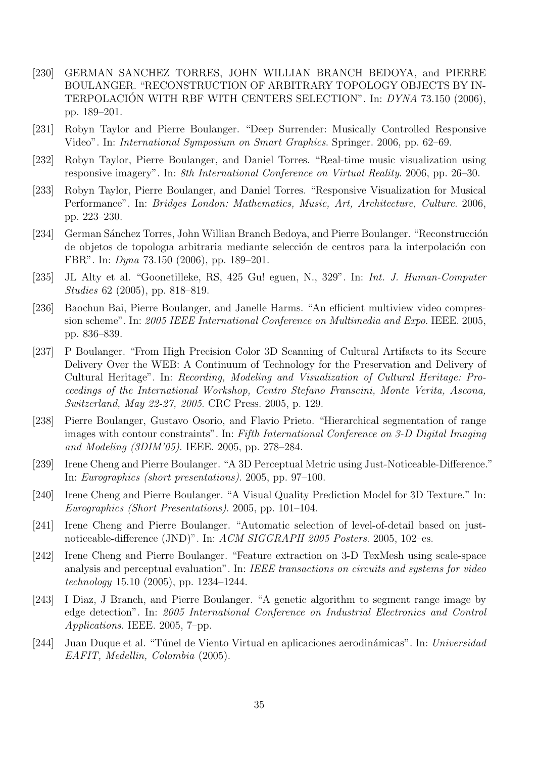[230] GERMAN SANCHEZ TORRES, JOHN WILLIAN BRANCH BEDOYA, and PIERRE BOULANGER. "RECONSTRUCTION OF ARBITRARY TOPOLOGY OBJECTS BY INTERPOLACIÓN WITH RBF WITH CENTERS SELECTION". In: *DYNA* 73.150 (2006), pp. 189–201.

[231] Robyn Taylor and Pierre Boulanger. "Deep Surrender: Musically Controlled Responsive Video". In: *International Symposium on Smart Graphics*. Springer. 2006, pp. 62–69.

[232] Robyn Taylor, Pierre Boulanger, and Daniel Torres. "Real-time music visualization using responsive imagery". In: *8th International Conference on Virtual Reality*. 2006, pp. 26–30.

[233] Robyn Taylor, Pierre Boulanger, and Daniel Torres. "Responsive Visualization for Musical Performance". In: *Bridges London: Mathematics, Music, Art, Architecture, Culture*. 2006, pp. 223–230.

[234] German Sánchez Torres, John Willian Branch Bedoya, and Pierre Boulanger. "Reconstrucción de objetos de topologıa arbitraria mediante selección de centros para la interpolación con FBR". In: *Dyna* 73.150 (2006), pp. 189–201.

[235] JL Alty et al. "Goonetilleke, RS, 425 Gu! eguen, N., 329". In: *Int. J. Human-Computer Studies* 62 (2005), pp. 818–819.

[236] Baochun Bai, Pierre Boulanger, and Janelle Harms. "An efficient multiview video compression scheme". In: *2005 IEEE International Conference on Multimedia and Expo*. IEEE. 2005, pp. 836–839.

[237] P Boulanger. "From High Precision Color 3D Scanning of Cultural Artifacts to its Secure Delivery Over the WEB: A Continuum of Technology for the Preservation and Delivery of Cultural Heritage". In: *Recording, Modeling and Visualization of Cultural Heritage: Proceedings of the International Workshop, Centro Stefano Franscini, Monte Verita, Ascona, Switzerland, May 22-27, 2005*. CRC Press. 2005, p. 129.

[238] Pierre Boulanger, Gustavo Osorio, and Flavio Prieto. "Hierarchical segmentation of range images with contour constraints". In: *Fifth International Conference on 3-D Digital Imaging and Modeling (3DIM'05)*. IEEE. 2005, pp. 278–284.

[239] Irene Cheng and Pierre Boulanger. "A 3D Perceptual Metric using Just-Noticeable-Difference." In: *Eurographics (short presentations)*. 2005, pp. 97–100.

[240] Irene Cheng and Pierre Boulanger. "A Visual Quality Prediction Model for 3D Texture." In: *Eurographics (Short Presentations)*. 2005, pp. 101–104.

[241] Irene Cheng and Pierre Boulanger. "Automatic selection of level-of-detail based on just-noticeable-difference (JND)". In: *ACM SIGGRAPH 2005 Posters*. 2005, 102–es.

[242] Irene Cheng and Pierre Boulanger. "Feature extraction on 3-D TexMesh using scale-space analysis and perceptual evaluation". In: *IEEE transactions on circuits and systems for video technology* 15.10 (2005), pp. 1234–1244.

[243] I Diaz, J Branch, and Pierre Boulanger. "A genetic algorithm to segment range image by edge detection". In: *2005 International Conference on Industrial Electronics and Control Applications*. IEEE. 2005, 7–pp.

[244] Juan Duque et al. "Túnel de Viento Virtual en aplicaciones aerodinámicas". In: *Universidad EAFIT, Medellin, Colombia* (2005).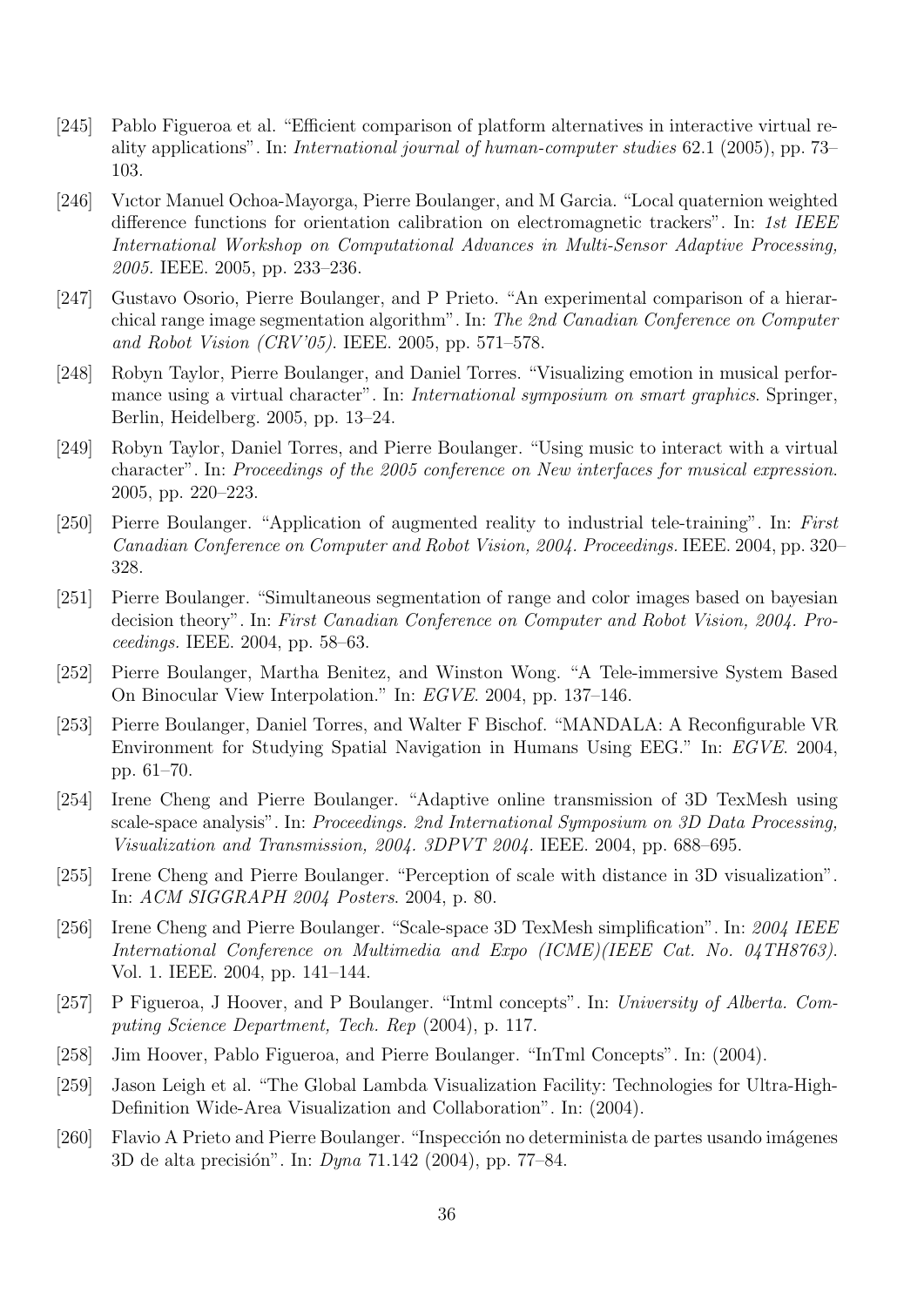[245] Pablo Figueroa et al. "Efficient comparison of platform alternatives in interactive virtual reality applications". In: *International journal of human-computer studies* 62.1 (2005), pp. 73–103.

[246] Vıctor Manuel Ochoa-Mayorga, Pierre Boulanger, and M Garcia. "Local quaternion weighted difference functions for orientation calibration on electromagnetic trackers". In: *1st IEEE International Workshop on Computational Advances in Multi-Sensor Adaptive Processing, 2005*. IEEE. 2005, pp. 233–236.

[247] Gustavo Osorio, Pierre Boulanger, and P Prieto. "An experimental comparison of a hierarchical range image segmentation algorithm". In: *The 2nd Canadian Conference on Computer and Robot Vision (CRV'05)*. IEEE. 2005, pp. 571–578.

[248] Robyn Taylor, Pierre Boulanger, and Daniel Torres. "Visualizing emotion in musical performance using a virtual character". In: *International symposium on smart graphics*. Springer, Berlin, Heidelberg. 2005, pp. 13–24.

[249] Robyn Taylor, Daniel Torres, and Pierre Boulanger. "Using music to interact with a virtual character". In: *Proceedings of the 2005 conference on New interfaces for musical expression*. 2005, pp. 220–223.

[250] Pierre Boulanger. "Application of augmented reality to industrial tele-training". In: *First Canadian Conference on Computer and Robot Vision, 2004. Proceedings.* IEEE. 2004, pp. 320–328.

[251] Pierre Boulanger. "Simultaneous segmentation of range and color images based on bayesian decision theory". In: *First Canadian Conference on Computer and Robot Vision, 2004. Proceedings.* IEEE. 2004, pp. 58–63.

[252] Pierre Boulanger, Martha Benitez, and Winston Wong. "A Tele-immersive System Based On Binocular View Interpolation." In: *EGVE*. 2004, pp. 137–146.

[253] Pierre Boulanger, Daniel Torres, and Walter F Bischof. "MANDALA: A Reconfigurable VR Environment for Studying Spatial Navigation in Humans Using EEG." In: *EGVE*. 2004, pp. 61–70.

[254] Irene Cheng and Pierre Boulanger. "Adaptive online transmission of 3D TexMesh using scale-space analysis". In: *Proceedings. 2nd International Symposium on 3D Data Processing, Visualization and Transmission, 2004. 3DPVT 2004*. IEEE. 2004, pp. 688–695.

[255] Irene Cheng and Pierre Boulanger. "Perception of scale with distance in 3D visualization". In: *ACM SIGGRAPH 2004 Posters*. 2004, p. 80.

[256] Irene Cheng and Pierre Boulanger. "Scale-space 3D TexMesh simplification". In: *2004 IEEE International Conference on Multimedia and Expo (ICME)(IEEE Cat. No. 04TH8763)*. Vol. 1. IEEE. 2004, pp. 141–144.

[257] P Figueroa, J Hoover, and P Boulanger. "Intml concepts". In: *University of Alberta. Computing Science Department, Tech. Rep* (2004), p. 117.

[258] Jim Hoover, Pablo Figueroa, and Pierre Boulanger. "InTml Concepts". In: (2004).

[259] Jason Leigh et al. "The Global Lambda Visualization Facility: Technologies for Ultra-High-Definition Wide-Area Visualization and Collaboration". In: (2004).

[260] Flavio A Prieto and Pierre Boulanger. "Inspección no determinista de partes usando imágenes 3D de alta precisión". In: *Dyna* 71.142 (2004), pp. 77–84.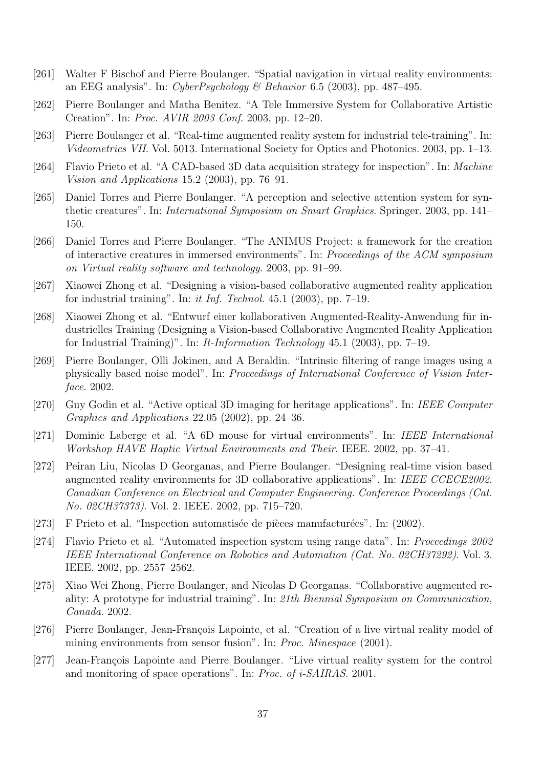[261] Walter F Bischof and Pierre Boulanger. "Spatial navigation in virtual reality environments: an EEG analysis". In: *CyberPsychology & Behavior* 6.5 (2003), pp. 487–495.

[262] Pierre Boulanger and Matha Benitez. "A Tele Immersive System for Collaborative Artistic Creation". In: *Proc. AVIR 2003 Conf.* 2003, pp. 12–20.

[263] Pierre Boulanger et al. "Real-time augmented reality system for industrial tele-training". In: *Videometrics VII*. Vol. 5013. International Society for Optics and Photonics. 2003, pp. 1–13.

[264] Flavio Prieto et al. "A CAD-based 3D data acquisition strategy for inspection". In: *Machine Vision and Applications* 15.2 (2003), pp. 76–91.

[265] Daniel Torres and Pierre Boulanger. "A perception and selective attention system for synthetic creatures". In: *International Symposium on Smart Graphics*. Springer. 2003, pp. 141–150.

[266] Daniel Torres and Pierre Boulanger. "The ANIMUS Project: a framework for the creation of interactive creatures in immersed environments". In: *Proceedings of the ACM symposium on Virtual reality software and technology*. 2003, pp. 91–99.

[267] Xiaowei Zhong et al. "Designing a vision-based collaborative augmented reality application for industrial training". In: *it Inf. Technol.* 45.1 (2003), pp. 7–19.

[268] Xiaowei Zhong et al. "Entwurf einer kollaborativen Augmented-Reality-Anwendung für industrielles Training (Designing a Vision-based Collaborative Augmented Reality Application for Industrial Training)". In: *It-Information Technology* 45.1 (2003), pp. 7–19.

[269] Pierre Boulanger, Olli Jokinen, and A Beraldin. "Intrinsic filtering of range images using a physically based noise model". In: *Proceedings of International Conference of Vision Interface.* 2002.

[270] Guy Godin et al. "Active optical 3D imaging for heritage applications". In: *IEEE Computer Graphics and Applications* 22.05 (2002), pp. 24–36.

[271] Dominic Laberge et al. "A 6D mouse for virtual environments". In: *IEEE International Workshop HAVE Haptic Virtual Environments and Their*. IEEE. 2002, pp. 37–41.

[272] Peiran Liu, Nicolas D Georganas, and Pierre Boulanger. "Designing real-time vision based augmented reality environments for 3D collaborative applications". In: *IEEE CCECE2002. Canadian Conference on Electrical and Computer Engineering. Conference Proceedings (Cat. No. 02CH37373)*. Vol. 2. IEEE. 2002, pp. 715–720.

[273] F Prieto et al. "Inspection automatisée de pièces manufacturées". In: (2002).

[274] Flavio Prieto et al. "Automated inspection system using range data". In: *Proceedings 2002 IEEE International Conference on Robotics and Automation (Cat. No. 02CH37292)*. Vol. 3. IEEE. 2002, pp. 2557–2562.

[275] Xiao Wei Zhong, Pierre Boulanger, and Nicolas D Georganas. "Collaborative augmented reality: A prototype for industrial training". In: *21th Biennial Symposium on Communication, Canada*. 2002.

[276] Pierre Boulanger, Jean-François Lapointe, et al. "Creation of a live virtual reality model of mining environments from sensor fusion". In: *Proc. Minespace* (2001).

[277] Jean-François Lapointe and Pierre Boulanger. "Live virtual reality system for the control and monitoring of space operations". In: *Proc. of i-SAIRAS*. 2001.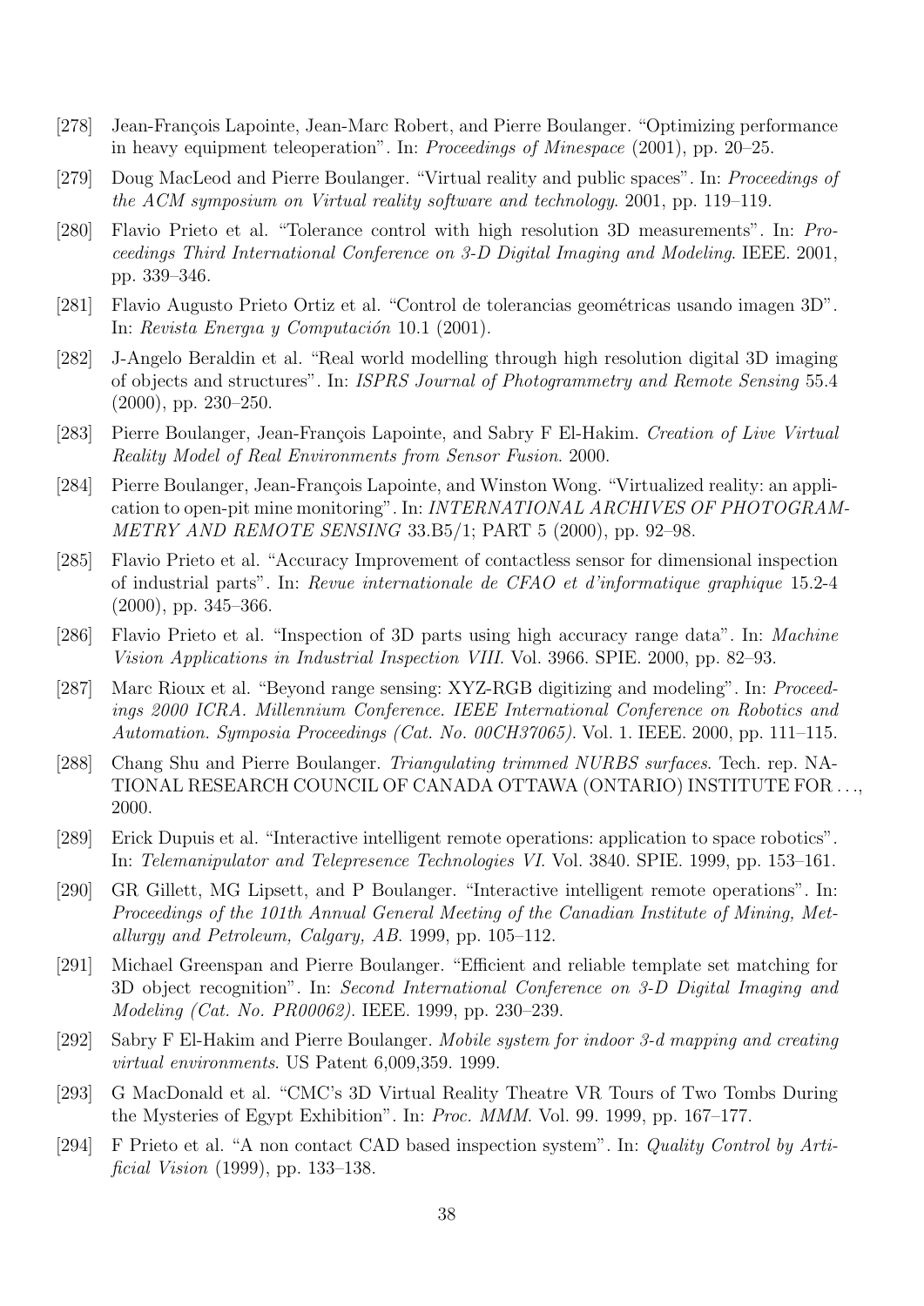[278] Jean-François Lapointe, Jean-Marc Robert, and Pierre Boulanger. "Optimizing performance in heavy equipment teleoperation". In: *Proceedings of Minespace* (2001), pp. 20–25.

[279] Doug MacLeod and Pierre Boulanger. "Virtual reality and public spaces". In: *Proceedings of the ACM symposium on Virtual reality software and technology*. 2001, pp. 119–119.

[280] Flavio Prieto et al. "Tolerance control with high resolution 3D measurements". In: *Proceedings Third International Conference on 3-D Digital Imaging and Modeling*. IEEE. 2001, pp. 339–346.

[281] Flavio Augusto Prieto Ortiz et al. "Control de tolerancias geométricas usando imagen 3D". In: *Revista Energıa y Computación* 10.1 (2001).

[282] J-Angelo Beraldin et al. "Real world modelling through high resolution digital 3D imaging of objects and structures". In: *ISPRS Journal of Photogrammetry and Remote Sensing* 55.4 (2000), pp. 230–250.

[283] Pierre Boulanger, Jean-François Lapointe, and Sabry F El-Hakim. *Creation of Live Virtual Reality Model of Real Environments from Sensor Fusion*. 2000.

[284] Pierre Boulanger, Jean-François Lapointe, and Winston Wong. "Virtualized reality: an application to open-pit mine monitoring". In: *INTERNATIONAL ARCHIVES OF PHOTOGRAMMETRY AND REMOTE SENSING* 33.B5/1; PART 5 (2000), pp. 92–98.

[285] Flavio Prieto et al. "Accuracy Improvement of contactless sensor for dimensional inspection of industrial parts". In: *Revue internationale de CFAO et d'informatique graphique* 15.2-4 (2000), pp. 345–366.

[286] Flavio Prieto et al. "Inspection of 3D parts using high accuracy range data". In: *Machine Vision Applications in Industrial Inspection VIII*. Vol. 3966. SPIE. 2000, pp. 82–93.

[287] Marc Rioux et al. "Beyond range sensing: XYZ-RGB digitizing and modeling". In: *Proceedings 2000 ICRA. Millennium Conference. IEEE International Conference on Robotics and Automation. Symposia Proceedings (Cat. No. 00CH37065)*. Vol. 1. IEEE. 2000, pp. 111–115.

[288] Chang Shu and Pierre Boulanger. *Triangulating trimmed NURBS surfaces*. Tech. rep. NATIONAL RESEARCH COUNCIL OF CANADA OTTAWA (ONTARIO) INSTITUTE FOR ..., 2000.

[289] Erick Dupuis et al. "Interactive intelligent remote operations: application to space robotics". In: *Telemanipulator and Telepresence Technologies VI*. Vol. 3840. SPIE. 1999, pp. 153–161.

[290] GR Gillett, MG Lipsett, and P Boulanger. "Interactive intelligent remote operations". In: *Proceedings of the 101th Annual General Meeting of the Canadian Institute of Mining, Metallurgy and Petroleum, Calgary, AB*. 1999, pp. 105–112.

[291] Michael Greenspan and Pierre Boulanger. "Efficient and reliable template set matching for 3D object recognition". In: *Second International Conference on 3-D Digital Imaging and Modeling (Cat. No. PR00062)*. IEEE. 1999, pp. 230–239.

[292] Sabry F El-Hakim and Pierre Boulanger. *Mobile system for indoor 3-d mapping and creating virtual environments*. US Patent 6,009,359. 1999.

[293] G MacDonald et al. "CMC's 3D Virtual Reality Theatre VR Tours of Two Tombs During the Mysteries of Egypt Exhibition". In: *Proc. MMM*. Vol. 99. 1999, pp. 167–177.

[294] F Prieto et al. "A non contact CAD based inspection system". In: *Quality Control by Artificial Vision* (1999), pp. 133–138.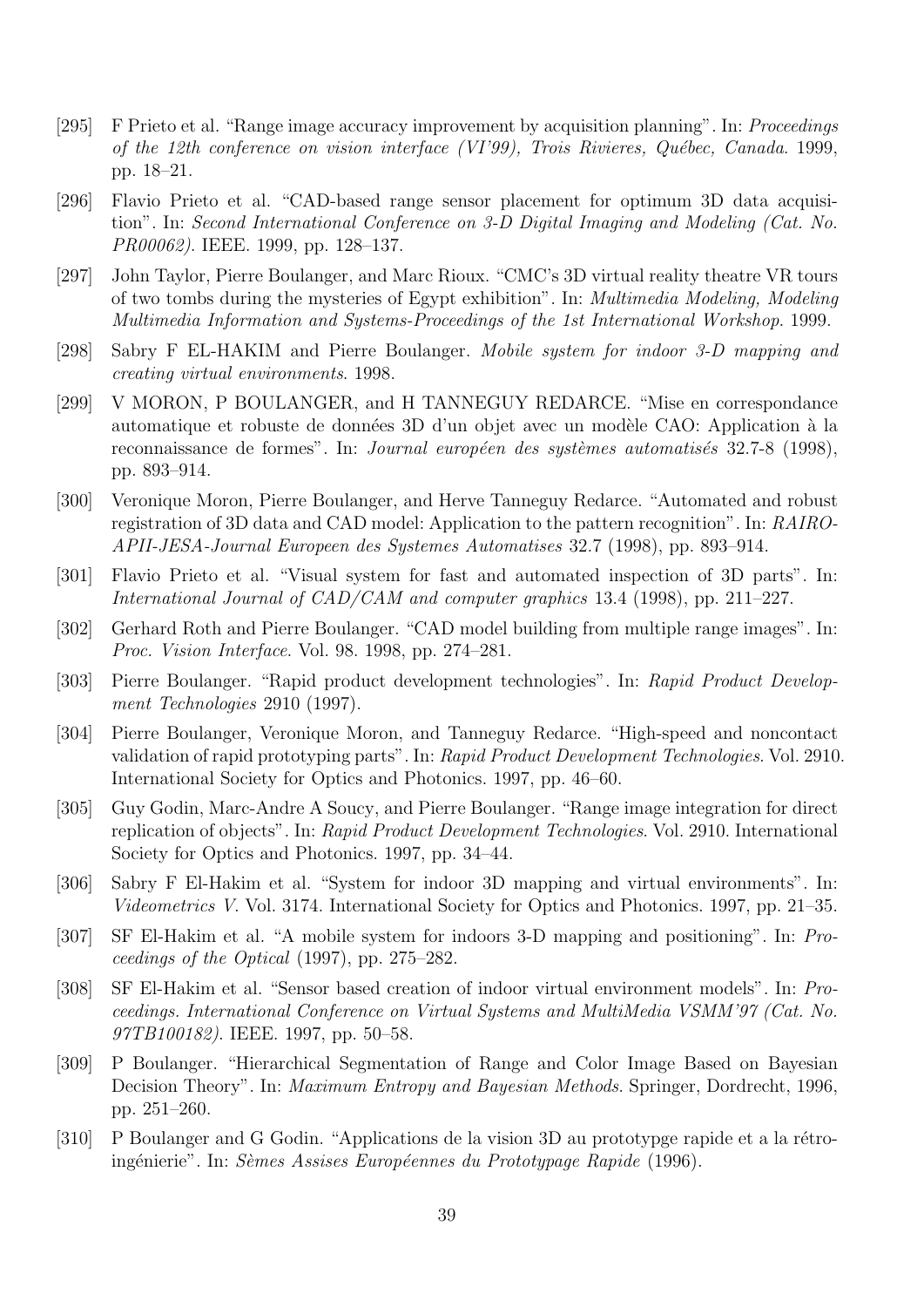[295] F Prieto et al. "Range image accuracy improvement by acquisition planning". In: *Proceedings of the 12th conference on vision interface (VI'99), Trois Rivieres, Québec, Canada*. 1999, pp. 18–21.

[296] Flavio Prieto et al. "CAD-based range sensor placement for optimum 3D data acquisition". In: *Second International Conference on 3-D Digital Imaging and Modeling (Cat. No. PR00062)*. IEEE. 1999, pp. 128–137.

[297] John Taylor, Pierre Boulanger, and Marc Rioux. "CMC's 3D virtual reality theatre VR tours of two tombs during the mysteries of Egypt exhibition". In: *Multimedia Modeling, Modeling Multimedia Information and Systems-Proceedings of the 1st International Workshop*. 1999.

[298] Sabry F EL-HAKIM and Pierre Boulanger. *Mobile system for indoor 3-D mapping and creating virtual environments*. 1998.

[299] V MORON, P BOULANGER, and H TANNEGUY REDARCE. "Mise en correspondance automatique et robuste de données 3D d'un objet avec un modèle CAO: Application à la reconnaissance de formes". In: *Journal européen des systèmes automatisés* 32.7-8 (1998), pp. 893–914.

[300] Veronique Moron, Pierre Boulanger, and Herve Tanneguy Redarce. "Automated and robust registration of 3D data and CAD model: Application to the pattern recognition". In: *RAIRO-APII-JESA-Journal Europeen des Systemes Automatises* 32.7 (1998), pp. 893–914.

[301] Flavio Prieto et al. "Visual system for fast and automated inspection of 3D parts". In: *International Journal of CAD/CAM and computer graphics* 13.4 (1998), pp. 211–227.

[302] Gerhard Roth and Pierre Boulanger. "CAD model building from multiple range images". In: *Proc. Vision Interface*. Vol. 98. 1998, pp. 274–281.

[303] Pierre Boulanger. "Rapid product development technologies". In: *Rapid Product Development Technologies* 2910 (1997).

[304] Pierre Boulanger, Veronique Moron, and Tanneguy Redarce. "High-speed and noncontact validation of rapid prototyping parts". In: *Rapid Product Development Technologies*. Vol. 2910. International Society for Optics and Photonics. 1997, pp. 46–60.

[305] Guy Godin, Marc-Andre A Soucy, and Pierre Boulanger. "Range image integration for direct replication of objects". In: *Rapid Product Development Technologies*. Vol. 2910. International Society for Optics and Photonics. 1997, pp. 34–44.

[306] Sabry F El-Hakim et al. "System for indoor 3D mapping and virtual environments". In: *Videometrics V*. Vol. 3174. International Society for Optics and Photonics. 1997, pp. 21–35.

[307] SF El-Hakim et al. "A mobile system for indoors 3-D mapping and positioning". In: *Proceedings of the Optical* (1997), pp. 275–282.

[308] SF El-Hakim et al. "Sensor based creation of indoor virtual environment models". In: *Proceedings. International Conference on Virtual Systems and MultiMedia VSMM'97 (Cat. No. 97TB100182)*. IEEE. 1997, pp. 50–58.

[309] P Boulanger. "Hierarchical Segmentation of Range and Color Image Based on Bayesian Decision Theory". In: *Maximum Entropy and Bayesian Methods*. Springer, Dordrecht, 1996, pp. 251–260.

[310] P Boulanger and G Godin. "Applications de la vision 3D au prototypge rapide et a la rétro-ingénierie". In: *Sèmes Assises Européennes du Prototypage Rapide* (1996).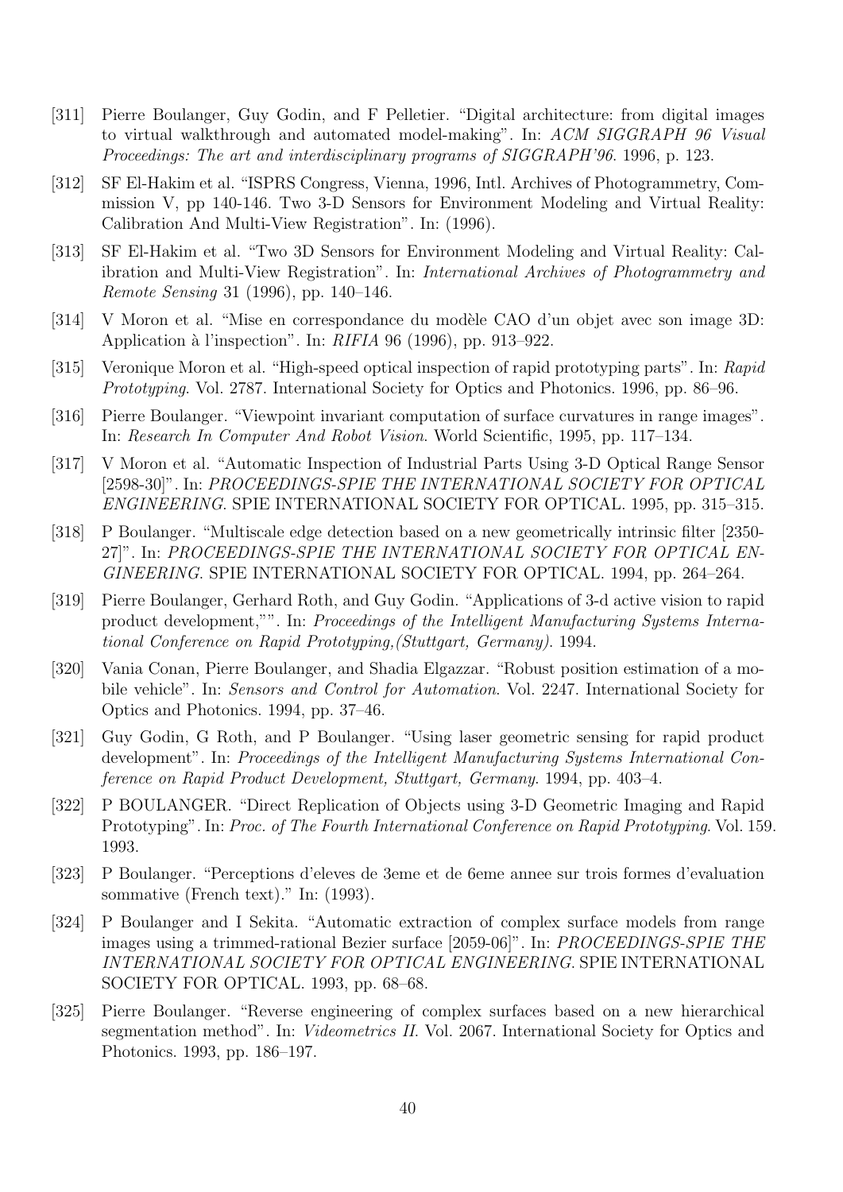[311] Pierre Boulanger, Guy Godin, and F Pelletier. "Digital architecture: from digital images to virtual walkthrough and automated model-making". In: *ACM SIGGRAPH 96 Visual Proceedings: The art and interdisciplinary programs of SIGGRAPH'96*. 1996, p. 123.

[312] SF El-Hakim et al. "ISPRS Congress, Vienna, 1996, Intl. Archives of Photogrammetry, Commission V, pp 140-146. Two 3-D Sensors for Environment Modeling and Virtual Reality: Calibration And Multi-View Registration". In: (1996).

[313] SF El-Hakim et al. "Two 3D Sensors for Environment Modeling and Virtual Reality: Calibration and Multi-View Registration". In: *International Archives of Photogrammetry and Remote Sensing* 31 (1996), pp. 140–146.

[314] V Moron et al. "Mise en correspondance du modèle CAO d'un objet avec son image 3D: Application à l'inspection". In: *RIFIA* 96 (1996), pp. 913–922.

[315] Veronique Moron et al. "High-speed optical inspection of rapid prototyping parts". In: *Rapid Prototyping*. Vol. 2787. International Society for Optics and Photonics. 1996, pp. 86–96.

[316] Pierre Boulanger. "Viewpoint invariant computation of surface curvatures in range images". In: *Research In Computer And Robot Vision*. World Scientific, 1995, pp. 117–134.

[317] V Moron et al. "Automatic Inspection of Industrial Parts Using 3-D Optical Range Sensor [2598-30]". In: *PROCEEDINGS-SPIE THE INTERNATIONAL SOCIETY FOR OPTICAL ENGINEERING*. SPIE INTERNATIONAL SOCIETY FOR OPTICAL. 1995, pp. 315–315.

[318] P Boulanger. "Multiscale edge detection based on a new geometrically intrinsic filter [2350-27]". In: *PROCEEDINGS-SPIE THE INTERNATIONAL SOCIETY FOR OPTICAL ENGINEERING*. SPIE INTERNATIONAL SOCIETY FOR OPTICAL. 1994, pp. 264–264.

[319] Pierre Boulanger, Gerhard Roth, and Guy Godin. "Applications of 3-d active vision to rapid product development,"". In: *Proceedings of the Intelligent Manufacturing Systems International Conference on Rapid Prototyping,(Stuttgart, Germany)*. 1994.

[320] Vania Conan, Pierre Boulanger, and Shadia Elgazzar. "Robust position estimation of a mobile vehicle". In: *Sensors and Control for Automation*. Vol. 2247. International Society for Optics and Photonics. 1994, pp. 37–46.

[321] Guy Godin, G Roth, and P Boulanger. "Using laser geometric sensing for rapid product development". In: *Proceedings of the Intelligent Manufacturing Systems International Conference on Rapid Product Development, Stuttgart, Germany*. 1994, pp. 403–4.

[322] P BOULANGER. "Direct Replication of Objects using 3-D Geometric Imaging and Rapid Prototyping". In: *Proc. of The Fourth International Conference on Rapid Prototyping*. Vol. 159. 1993.

[323] P Boulanger. "Perceptions d'eleves de 3eme et de 6eme annee sur trois formes d'evaluation sommative (French text)." In: (1993).

[324] P Boulanger and I Sekita. "Automatic extraction of complex surface models from range images using a trimmed-rational Bezier surface [2059-06]". In: *PROCEEDINGS-SPIE THE INTERNATIONAL SOCIETY FOR OPTICAL ENGINEERING*. SPIE INTERNATIONAL SOCIETY FOR OPTICAL. 1993, pp. 68–68.

[325] Pierre Boulanger. "Reverse engineering of complex surfaces based on a new hierarchical segmentation method". In: *Videometrics II*. Vol. 2067. International Society for Optics and Photonics. 1993, pp. 186–197.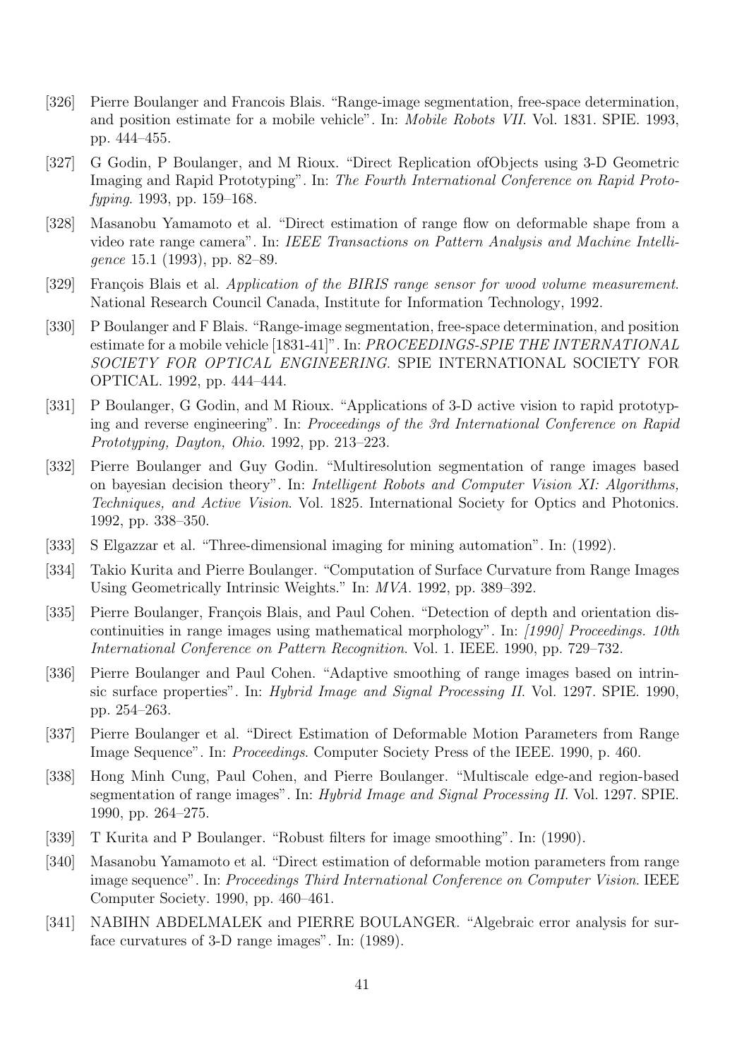[326] Pierre Boulanger and Francois Blais. "Range-image segmentation, free-space determination, and position estimate for a mobile vehicle". In: *Mobile Robots VII*. Vol. 1831. SPIE. 1993, pp. 444–455.

[327] G Godin, P Boulanger, and M Rioux. "Direct Replication ofObjects using 3-D Geometric Imaging and Rapid Prototyping". In: *The Fourth International Conference on Rapid Protofyping*. 1993, pp. 159–168.

[328] Masanobu Yamamoto et al. "Direct estimation of range flow on deformable shape from a video rate range camera". In: *IEEE Transactions on Pattern Analysis and Machine Intelligence* 15.1 (1993), pp. 82–89.

[329] François Blais et al. *Application of the BIRIS range sensor for wood volume measurement*. National Research Council Canada, Institute for Information Technology, 1992.

[330] P Boulanger and F Blais. "Range-image segmentation, free-space determination, and position estimate for a mobile vehicle [1831-41]". In: *PROCEEDINGS-SPIE THE INTERNATIONAL SOCIETY FOR OPTICAL ENGINEERING*. SPIE INTERNATIONAL SOCIETY FOR OPTICAL. 1992, pp. 444–444.

[331] P Boulanger, G Godin, and M Rioux. "Applications of 3-D active vision to rapid prototyping and reverse engineering". In: *Proceedings of the 3rd International Conference on Rapid Prototyping, Dayton, Ohio*. 1992, pp. 213–223.

[332] Pierre Boulanger and Guy Godin. "Multiresolution segmentation of range images based on bayesian decision theory". In: *Intelligent Robots and Computer Vision XI: Algorithms, Techniques, and Active Vision*. Vol. 1825. International Society for Optics and Photonics. 1992, pp. 338–350.

[333] S Elgazzar et al. "Three-dimensional imaging for mining automation". In: (1992).

[334] Takio Kurita and Pierre Boulanger. "Computation of Surface Curvature from Range Images Using Geometrically Intrinsic Weights." In: *MVA*. 1992, pp. 389–392.

[335] Pierre Boulanger, François Blais, and Paul Cohen. "Detection of depth and orientation discontinuities in range images using mathematical morphology". In: *[1990] Proceedings. 10th International Conference on Pattern Recognition*. Vol. 1. IEEE. 1990, pp. 729–732.

[336] Pierre Boulanger and Paul Cohen. "Adaptive smoothing of range images based on intrinsic surface properties". In: *Hybrid Image and Signal Processing II*. Vol. 1297. SPIE. 1990, pp. 254–263.

[337] Pierre Boulanger et al. "Direct Estimation of Deformable Motion Parameters from Range Image Sequence". In: *Proceedings*. Computer Society Press of the IEEE. 1990, p. 460.

[338] Hong Minh Cung, Paul Cohen, and Pierre Boulanger. "Multiscale edge-and region-based segmentation of range images". In: *Hybrid Image and Signal Processing II*. Vol. 1297. SPIE. 1990, pp. 264–275.

[339] T Kurita and P Boulanger. "Robust filters for image smoothing". In: (1990).

[340] Masanobu Yamamoto et al. "Direct estimation of deformable motion parameters from range image sequence". In: *Proceedings Third International Conference on Computer Vision*. IEEE Computer Society. 1990, pp. 460–461.

[341] NABIHN ABDELMALEK and PIERRE BOULANGER. "Algebraic error analysis for surface curvatures of 3-D range images". In: (1989).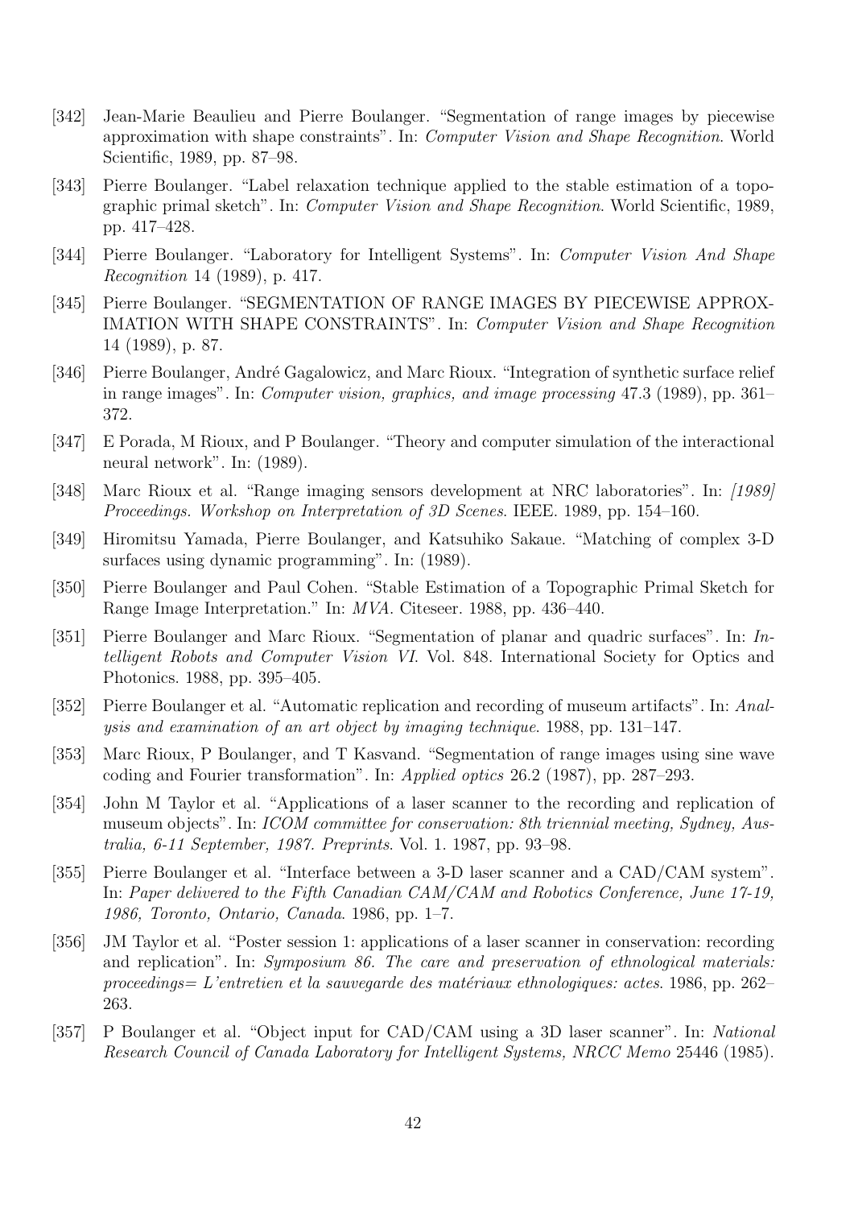[342] Jean-Marie Beaulieu and Pierre Boulanger. "Segmentation of range images by piecewise approximation with shape constraints". In: *Computer Vision and Shape Recognition*. World Scientific, 1989, pp. 87–98.

[343] Pierre Boulanger. "Label relaxation technique applied to the stable estimation of a topographic primal sketch". In: *Computer Vision and Shape Recognition*. World Scientific, 1989, pp. 417–428.

[344] Pierre Boulanger. "Laboratory for Intelligent Systems". In: *Computer Vision And Shape Recognition* 14 (1989), p. 417.

[345] Pierre Boulanger. "SEGMENTATION OF RANGE IMAGES BY PIECEWISE APPROXIMATION WITH SHAPE CONSTRAINTS". In: *Computer Vision and Shape Recognition* 14 (1989), p. 87.

[346] Pierre Boulanger, André Gagalowicz, and Marc Rioux. "Integration of synthetic surface relief in range images". In: *Computer vision, graphics, and image processing* 47.3 (1989), pp. 361–372.

[347] E Porada, M Rioux, and P Boulanger. "Theory and computer simulation of the interactional neural network". In: (1989).

[348] Marc Rioux et al. "Range imaging sensors development at NRC laboratories". In: *[1989] Proceedings. Workshop on Interpretation of 3D Scenes*. IEEE. 1989, pp. 154–160.

[349] Hiromitsu Yamada, Pierre Boulanger, and Katsuhiko Sakaue. "Matching of complex 3-D surfaces using dynamic programming". In: (1989).

[350] Pierre Boulanger and Paul Cohen. "Stable Estimation of a Topographic Primal Sketch for Range Image Interpretation." In: *MVA*. Citeseer. 1988, pp. 436–440.

[351] Pierre Boulanger and Marc Rioux. "Segmentation of planar and quadric surfaces". In: *Intelligent Robots and Computer Vision VI*. Vol. 848. International Society for Optics and Photonics. 1988, pp. 395–405.

[352] Pierre Boulanger et al. "Automatic replication and recording of museum artifacts". In: *Analysis and examination of an art object by imaging technique*. 1988, pp. 131–147.

[353] Marc Rioux, P Boulanger, and T Kasvand. "Segmentation of range images using sine wave coding and Fourier transformation". In: *Applied optics* 26.2 (1987), pp. 287–293.

[354] John M Taylor et al. "Applications of a laser scanner to the recording and replication of museum objects". In: *ICOM committee for conservation: 8th triennial meeting, Sydney, Australia, 6-11 September, 1987. Preprints*. Vol. 1. 1987, pp. 93–98.

[355] Pierre Boulanger et al. "Interface between a 3-D laser scanner and a CAD/CAM system". In: *Paper delivered to the Fifth Canadian CAM/CAM and Robotics Conference, June 17-19, 1986, Toronto, Ontario, Canada*. 1986, pp. 1–7.

[356] JM Taylor et al. "Poster session 1: applications of a laser scanner in conservation: recording and replication". In: *Symposium 86. The care and preservation of ethnological materials: proceedings= L'entretien et la sauvegarde des matériaux ethnologiques: actes*. 1986, pp. 262–263.

[357] P Boulanger et al. "Object input for CAD/CAM using a 3D laser scanner". In: *National Research Council of Canada Laboratory for Intelligent Systems, NRCC Memo* 25446 (1985).